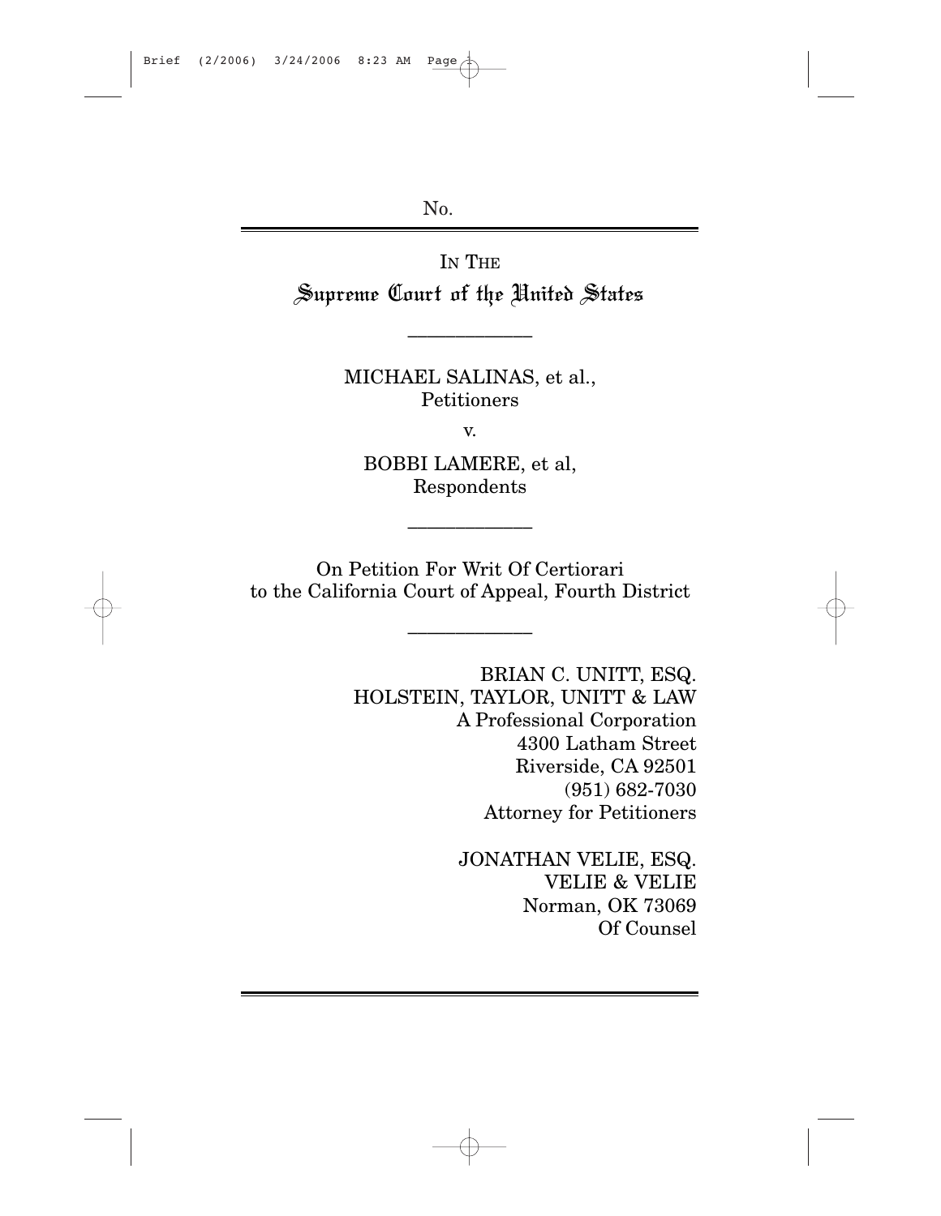No.

IN THE

# Supreme Court of the United States

---

MICHAEL SALINAS, et al.,
Petitioners

v.

BOBBI LAMERE, et al,
Respondents

---

On Petition For Writ Of Certiorari
to the California Court of Appeal, Fourth District

---

BRIAN C. UNITT, ESQ.
HOLSTEIN, TAYLOR, UNITT & LAW
A Professional Corporation
4300 Latham Street
Riverside, CA 92501
(951) 682-7030
Attorney for Petitioners

JONATHAN VELIE, ESQ.
VELIE & VELIE
Norman, OK 73069
Of Counsel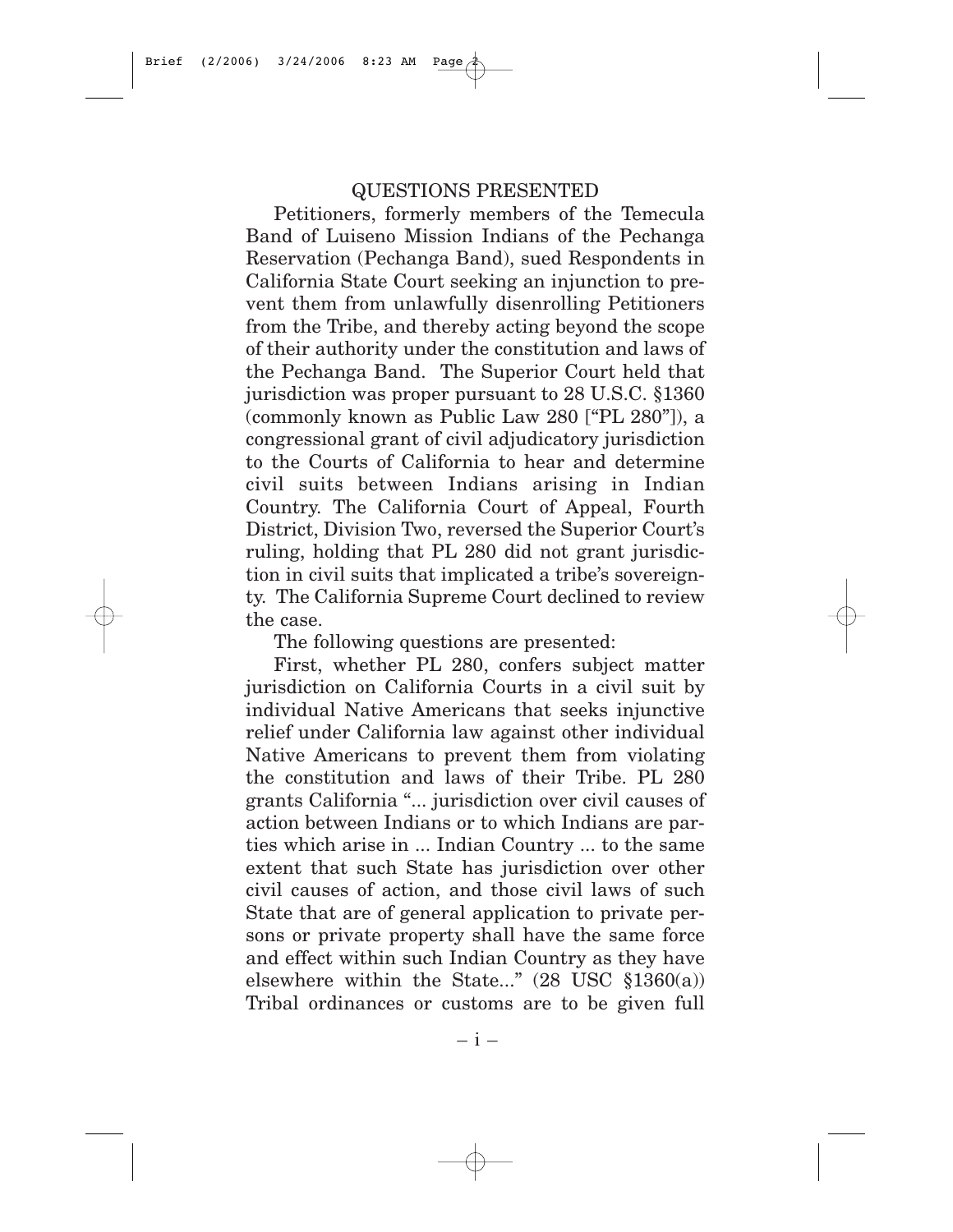## QUESTIONS PRESENTED

Petitioners, formerly members of the Temecula Band of Luiseno Mission Indians of the Pechanga Reservation (Pechanga Band), sued Respondents in California State Court seeking an injunction to prevent them from unlawfully disenrolling Petitioners from the Tribe, and thereby acting beyond the scope of their authority under the constitution and laws of the Pechanga Band. The Superior Court held that jurisdiction was proper pursuant to 28 U.S.C. §1360 (commonly known as Public Law 280 ["PL 280"]), a congressional grant of civil adjudicatory jurisdiction to the Courts of California to hear and determine civil suits between Indians arising in Indian Country. The California Court of Appeal, Fourth District, Division Two, reversed the Superior Court's ruling, holding that PL 280 did not grant jurisdiction in civil suits that implicated a tribe's sovereignty. The California Supreme Court declined to review the case.

The following questions are presented:

First, whether PL 280, confers subject matter jurisdiction on California Courts in a civil suit by individual Native Americans that seeks injunctive relief under California law against other individual Native Americans to prevent them from violating the constitution and laws of their Tribe. PL 280 grants California "... jurisdiction over civil causes of action between Indians or to which Indians are parties which arise in ... Indian Country ... to the same extent that such State has jurisdiction over other civil causes of action, and those civil laws of such State that are of general application to private persons or private property shall have the same force and effect within such Indian Country as they have elsewhere within the State..." (28 USC §1360(a)) Tribal ordinances or customs are to be given full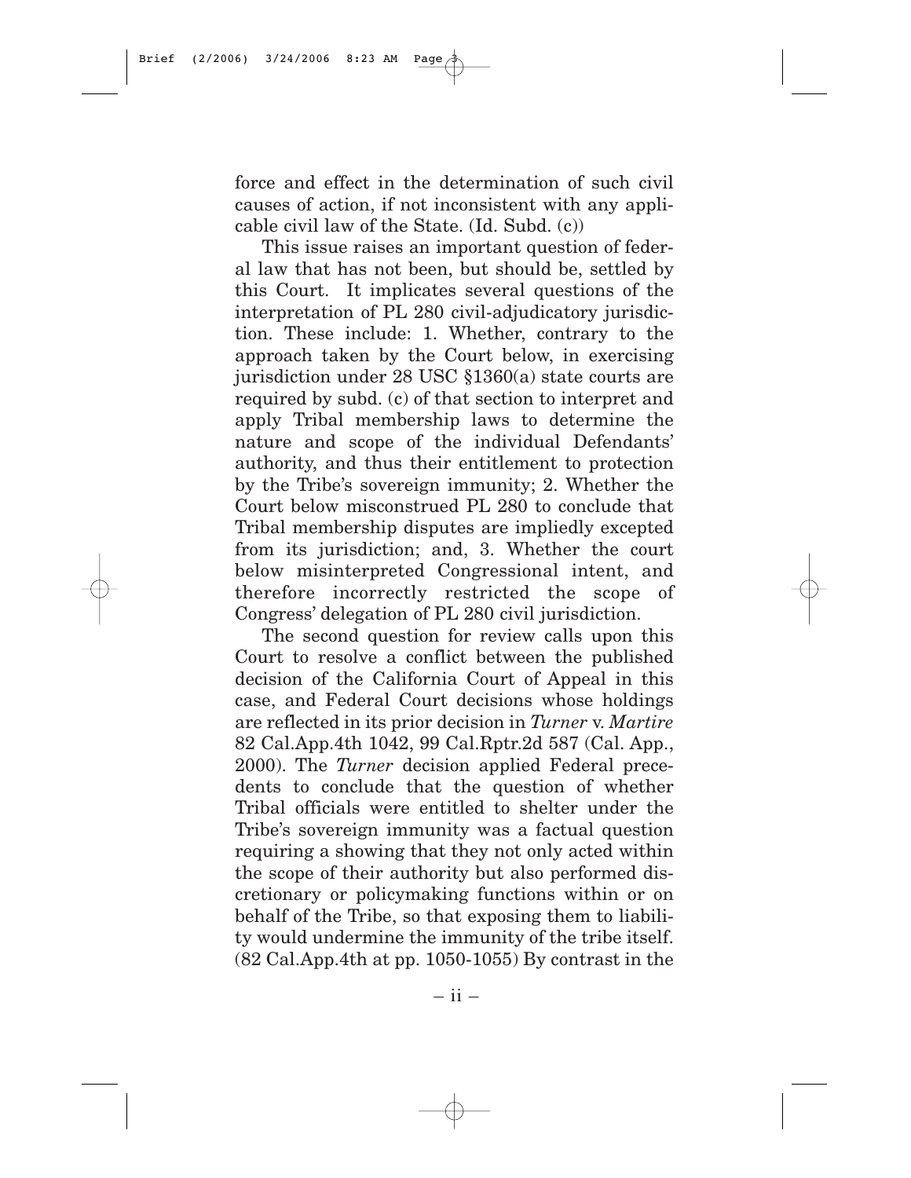force and effect in the determination of such civil causes of action, if not inconsistent with any applicable civil law of the State. (Id. Subd. (c))

This issue raises an important question of federal law that has not been, but should be, settled by this Court. It implicates several questions of the interpretation of PL 280 civil-adjudicatory jurisdiction. These include: 1. Whether, contrary to the approach taken by the Court below, in exercising jurisdiction under 28 USC §1360(a) state courts are required by subd. (c) of that section to interpret and apply Tribal membership laws to determine the nature and scope of the individual Defendants' authority, and thus their entitlement to protection by the Tribe's sovereign immunity; 2. Whether the Court below misconstrued PL 280 to conclude that Tribal membership disputes are impliedly excepted from its jurisdiction; and, 3. Whether the court below misinterpreted Congressional intent, and therefore incorrectly restricted the scope of Congress' delegation of PL 280 civil jurisdiction.

The second question for review calls upon this Court to resolve a conflict between the published decision of the California Court of Appeal in this case, and Federal Court decisions whose holdings are reflected in its prior decision in *Turner* v. *Martire* 82 Cal.App.4th 1042, 99 Cal.Rptr.2d 587 (Cal. App., 2000). The *Turner* decision applied Federal precedents to conclude that the question of whether Tribal officials were entitled to shelter under the Tribe's sovereign immunity was a factual question requiring a showing that they not only acted within the scope of their authority but also performed discretionary or policymaking functions within or on behalf of the Tribe, so that exposing them to liability would undermine the immunity of the tribe itself. (82 Cal.App.4th at pp. 1050-1055) By contrast in the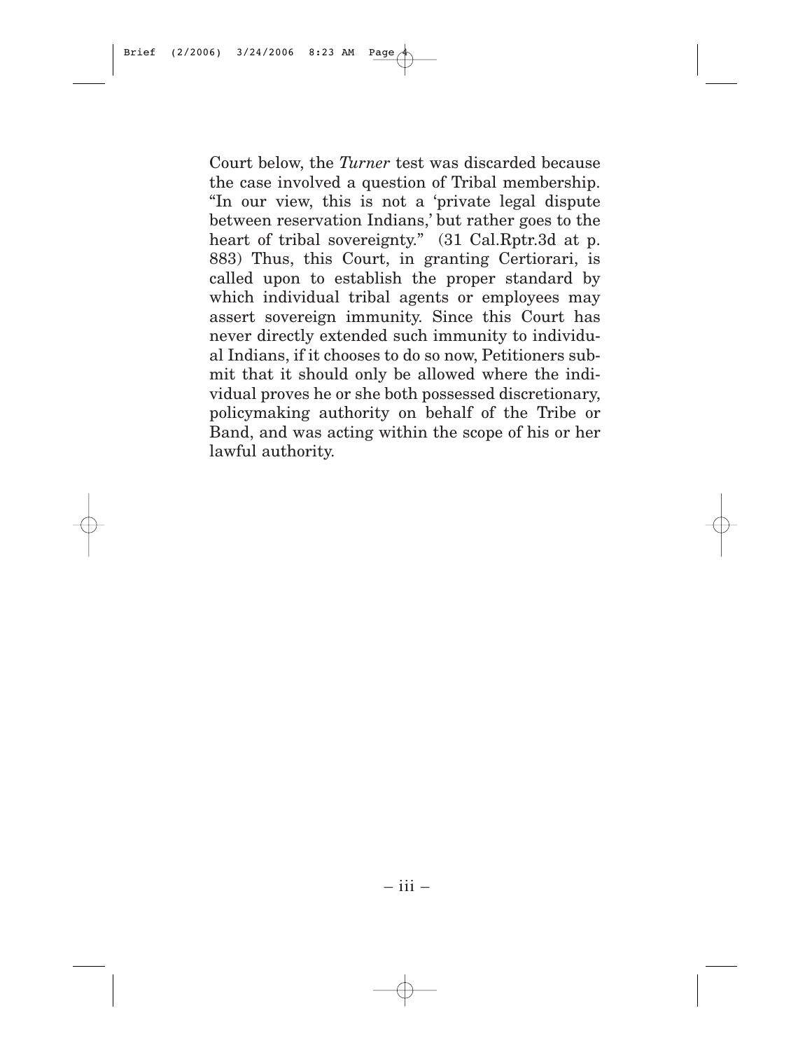Court below, the *Turner* test was discarded because the case involved a question of Tribal membership. "In our view, this is not a 'private legal dispute between reservation Indians,' but rather goes to the heart of tribal sovereignty." (31 Cal.Rptr.3d at p. 883) Thus, this Court, in granting Certiorari, is called upon to establish the proper standard by which individual tribal agents or employees may assert sovereign immunity. Since this Court has never directly extended such immunity to individual Indians, if it chooses to do so now, Petitioners submit that it should only be allowed where the individual proves he or she both possessed discretionary, policymaking authority on behalf of the Tribe or Band, and was acting within the scope of his or her lawful authority.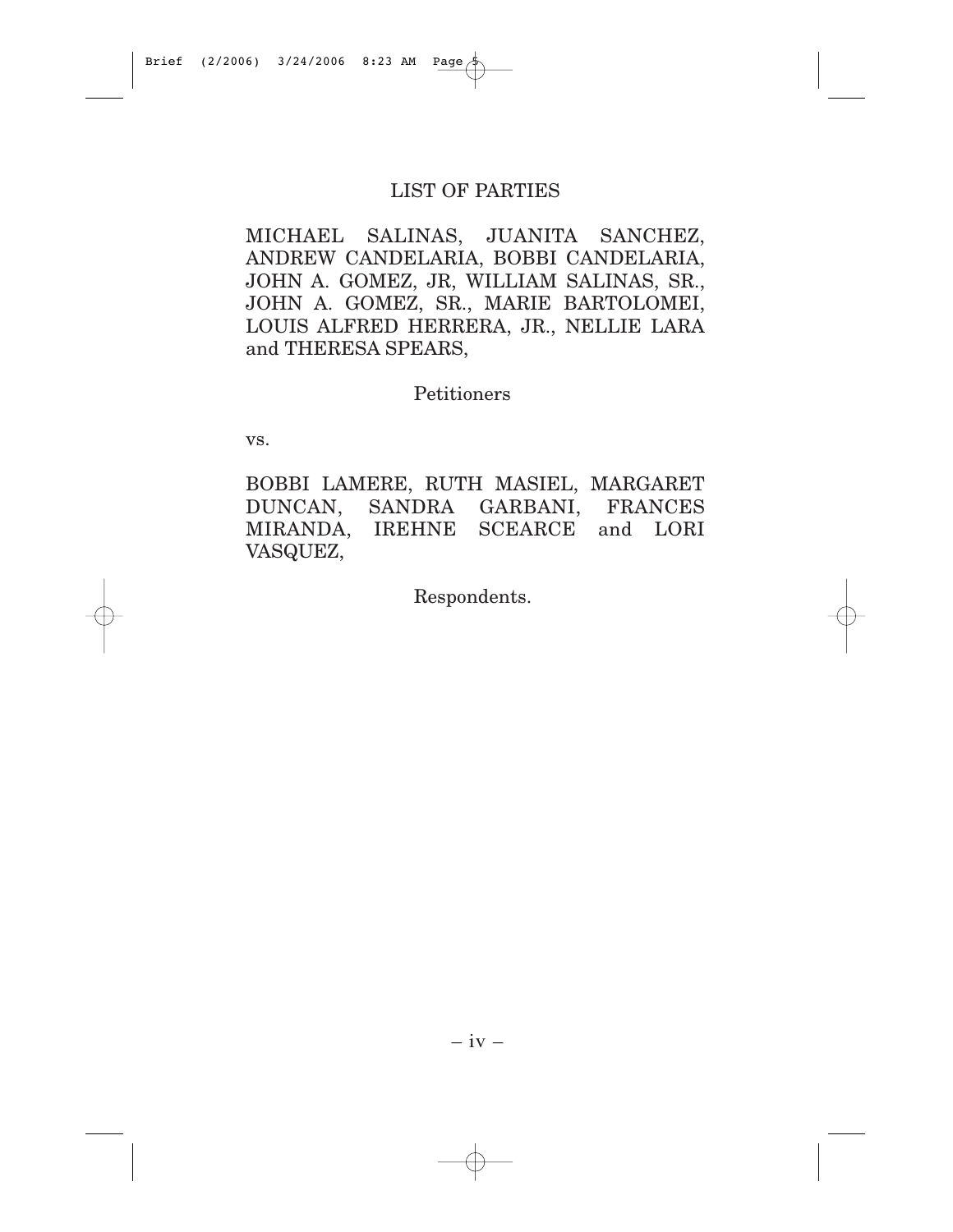## LIST OF PARTIES

MICHAEL SALINAS, JUANITA SANCHEZ, ANDREW CANDELARIA, BOBBI CANDELARIA, JOHN A. GOMEZ, JR, WILLIAM SALINAS, SR., JOHN A. GOMEZ, SR., MARIE BARTOLOMEI, LOUIS ALFRED HERRERA, JR., NELLIE LARA and THERESA SPEARS,

Petitioners

vs.

BOBBI LAMERE, RUTH MASIEL, MARGARET DUNCAN, SANDRA GARBANI, FRANCES MIRANDA, IREHNE SCEARCE and LORI VASQUEZ,

Respondents.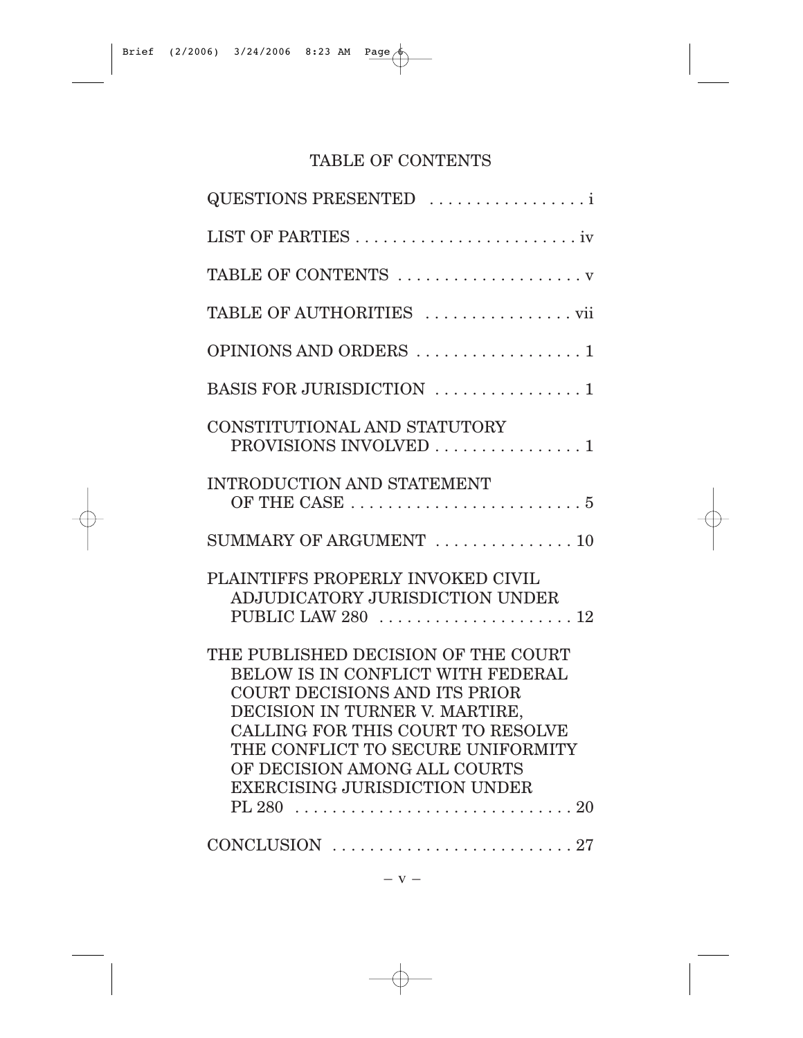# TABLE OF CONTENTS

| | |
|---|---|
| QUESTIONS PRESENTED | i |
| LIST OF PARTIES | iv |
| TABLE OF CONTENTS | v |
| TABLE OF AUTHORITIES | vii |
| OPINIONS AND ORDERS | 1 |
| BASIS FOR JURISDICTION | 1 |
| CONSTITUTIONAL AND STATUTORY PROVISIONS INVOLVED | 1 |
| INTRODUCTION AND STATEMENT OF THE CASE | 5 |
| SUMMARY OF ARGUMENT | 10 |
| PLAINTIFFS PROPERLY INVOKED CIVIL ADJUDICATORY JURISDICTION UNDER PUBLIC LAW 280 | 12 |
| THE PUBLISHED DECISION OF THE COURT BELOW IS IN CONFLICT WITH FEDERAL COURT DECISIONS AND ITS PRIOR DECISION IN TURNER V. MARTIRE, CALLING FOR THIS COURT TO RESOLVE THE CONFLICT TO SECURE UNIFORMITY OF DECISION AMONG ALL COURTS EXERCISING JURISDICTION UNDER PL 280 | 20 |
| CONCLUSION | 27 |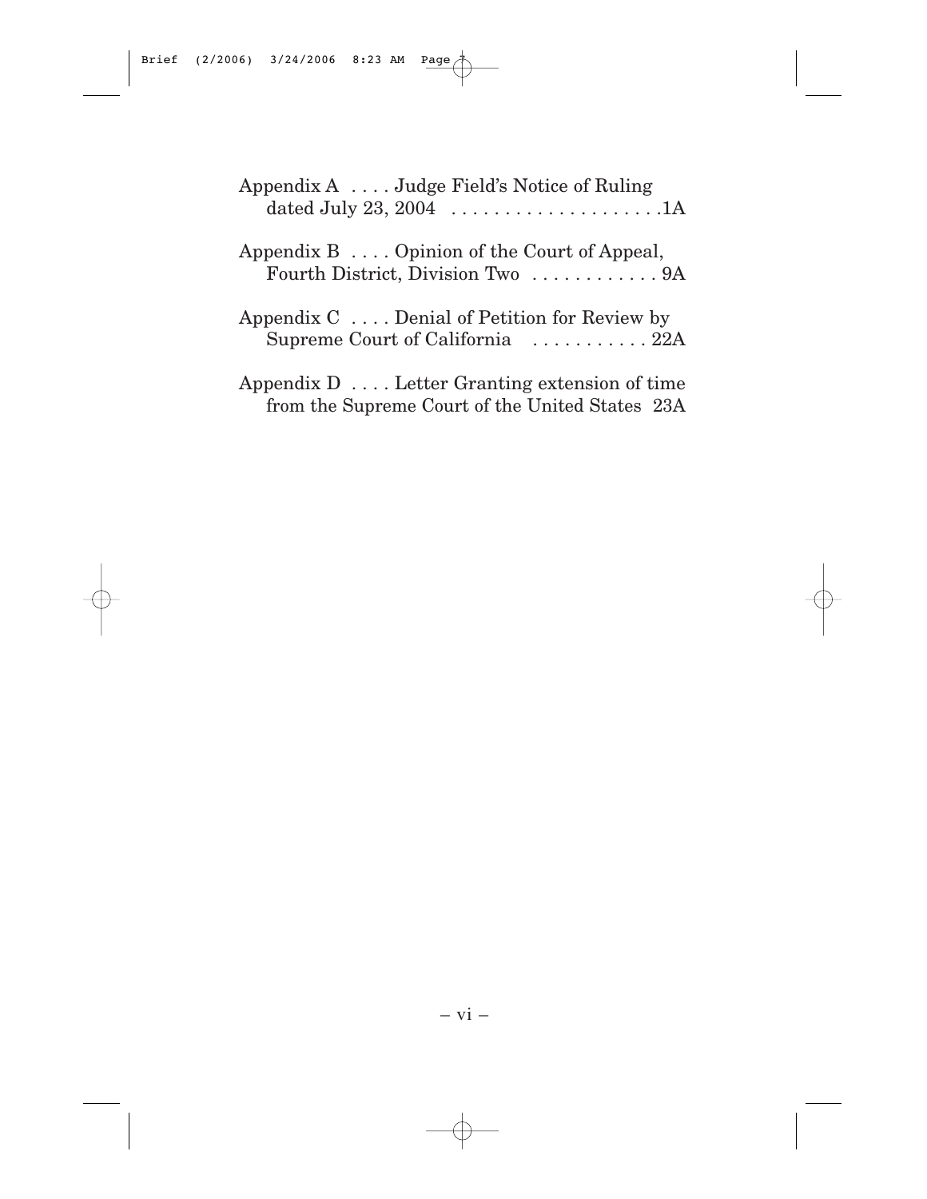Appendix A . . . . Judge Field's Notice of Ruling dated July 23, 2004 . . . . . . . . . . . . . . . . . . . . .1A

Appendix B . . . . Opinion of the Court of Appeal, Fourth District, Division Two . . . . . . . . . . . . 9A

Appendix C . . . . Denial of Petition for Review by Supreme Court of California . . . . . . . . . . . 22A

Appendix D . . . . Letter Granting extension of time from the Supreme Court of the United States 23A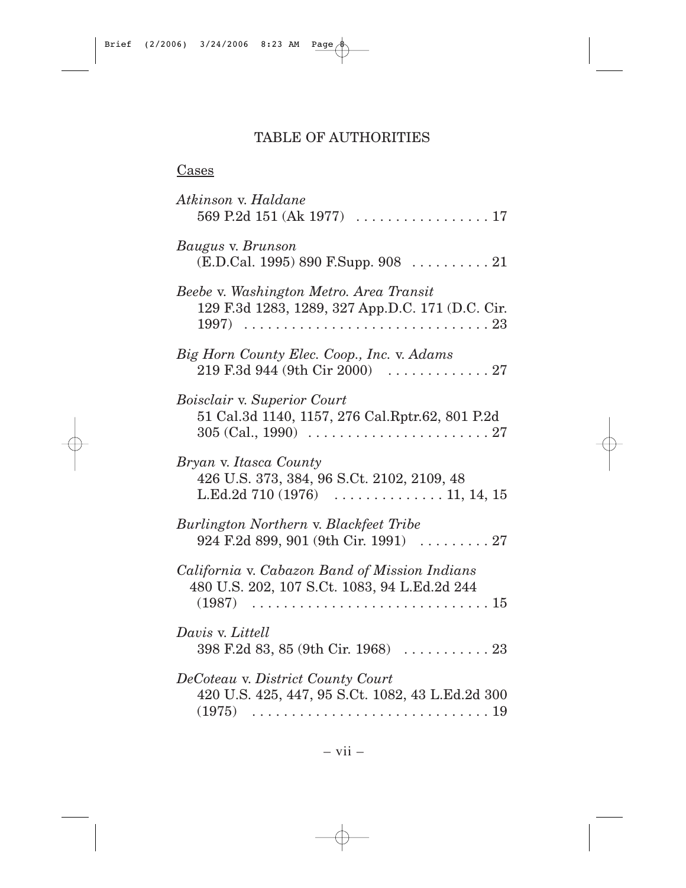## TABLE OF AUTHORITIES

Cases

*Atkinson* v. *Haldane*
569 P.2d 151 (Ak 1977) . . . . . . . . . . . . . . . . . 17

*Baugus* v. *Brunson*
(E.D.Cal. 1995) 890 F.Supp. 908 . . . . . . . . . . 21

*Beebe* v. *Washington Metro. Area Transit*
129 F.3d 1283, 1289, 327 App.D.C. 171 (D.C. Cir. 1997) . . . . . . . . . . . . . . . . . . . . . . . . . . . . . . . 23

*Big Horn County Elec. Coop., Inc.* v. *Adams*
219 F.3d 944 (9th Cir 2000) . . . . . . . . . . . . . 27

*Boisclair* v. *Superior Court*
51 Cal.3d 1140, 1157, 276 Cal.Rptr.62, 801 P.2d 305 (Cal., 1990) . . . . . . . . . . . . . . . . . . . . . . . 27

*Bryan* v. *Itasca County*
426 U.S. 373, 384, 96 S.Ct. 2102, 2109, 48 L.Ed.2d 710 (1976) . . . . . . . . . . . . . . 11, 14, 15

*Burlington Northern* v. *Blackfeet Tribe*
924 F.2d 899, 901 (9th Cir. 1991) . . . . . . . . . 27

*California* v. *Cabazon Band of Mission Indians*
480 U.S. 202, 107 S.Ct. 1083, 94 L.Ed.2d 244 (1987) . . . . . . . . . . . . . . . . . . . . . . . . . . . . . . 15

*Davis* v. *Littell*
398 F.2d 83, 85 (9th Cir. 1968) . . . . . . . . . . . 23

*DeCoteau* v. *District County Court*
420 U.S. 425, 447, 95 S.Ct. 1082, 43 L.Ed.2d 300 (1975) . . . . . . . . . . . . . . . . . . . . . . . . . . . . . . 19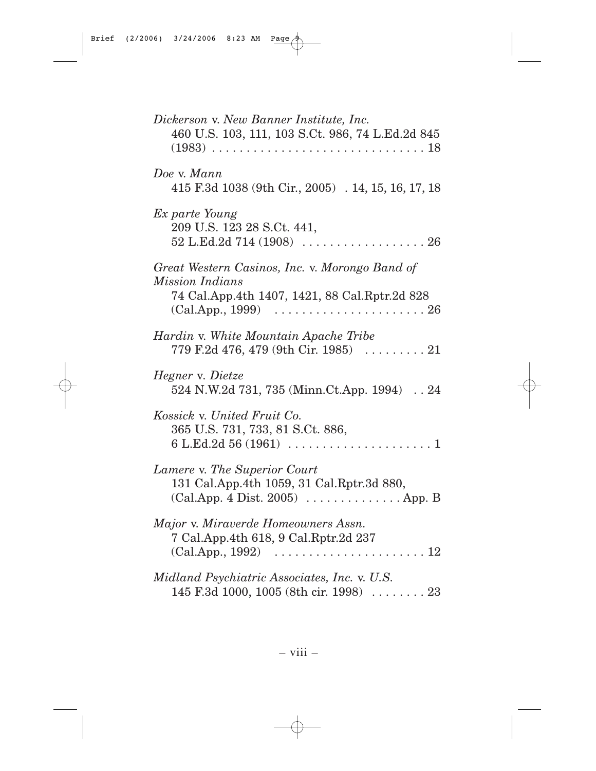*Dickerson* v. *New Banner Institute, Inc.*
460 U.S. 103, 111, 103 S.Ct. 986, 74 L.Ed.2d 845 (1983) . . . . . . . . . . . . . . . . . . . . . . . . . . . . . . . 18

*Doe* v. *Mann*
415 F.3d 1038 (9th Cir., 2005) . 14, 15, 16, 17, 18

*Ex parte Young*
209 U.S. 123 28 S.Ct. 441, 52 L.Ed.2d 714 (1908) . . . . . . . . . . . . . . . . . . 26

*Great Western Casinos, Inc.* v. *Morongo Band of Mission Indians*
74 Cal.App.4th 1407, 1421, 88 Cal.Rptr.2d 828 (Cal.App., 1999) . . . . . . . . . . . . . . . . . . . . . . 26

*Hardin* v. *White Mountain Apache Tribe*
779 F.2d 476, 479 (9th Cir. 1985) . . . . . . . . . 21

*Hegner* v. *Dietze*
524 N.W.2d 731, 735 (Minn.Ct.App. 1994) . . 24

*Kossick* v. *United Fruit Co.*
365 U.S. 731, 733, 81 S.Ct. 886, 6 L.Ed.2d 56 (1961) . . . . . . . . . . . . . . . . . . . . . 1

*Lamere* v. *The Superior Court*
131 Cal.App.4th 1059, 31 Cal.Rptr.3d 880, (Cal.App. 4 Dist. 2005) . . . . . . . . . . . . . . App. B

*Major* v. *Miraverde Homeowners Assn.*
7 Cal.App.4th 618, 9 Cal.Rptr.2d 237 (Cal.App., 1992) . . . . . . . . . . . . . . . . . . . . . . 12

*Midland Psychiatric Associates, Inc.* v. *U.S.*
145 F.3d 1000, 1005 (8th cir. 1998) . . . . . . . . 23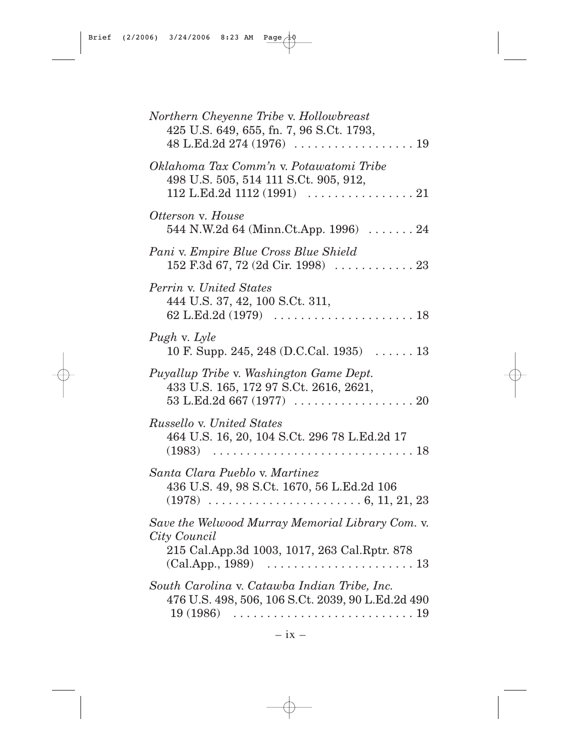*Northern Cheyenne Tribe* v. *Hollowbreast*
425 U.S. 649, 655, fn. 7, 96 S.Ct. 1793,
48 L.Ed.2d 274 (1976) . . . . . . . . . . . . . . . . . . 19

*Oklahoma Tax Comm'n* v. *Potawatomi Tribe*
498 U.S. 505, 514 111 S.Ct. 905, 912,
112 L.Ed.2d 1112 (1991) . . . . . . . . . . . . . . . . 21

*Otterson* v. *House*
544 N.W.2d 64 (Minn.Ct.App. 1996) . . . . . . . 24

*Pani* v. *Empire Blue Cross Blue Shield*
152 F.3d 67, 72 (2d Cir. 1998) . . . . . . . . . . . . 23

*Perrin* v. *United States*
444 U.S. 37, 42, 100 S.Ct. 311,
62 L.Ed.2d (1979) . . . . . . . . . . . . . . . . . . . . . 18

*Pugh* v. *Lyle*
10 F. Supp. 245, 248 (D.C.Cal. 1935) . . . . . . 13

*Puyallup Tribe* v. *Washington Game Dept.*
433 U.S. 165, 172 97 S.Ct. 2616, 2621,
53 L.Ed.2d 667 (1977) . . . . . . . . . . . . . . . . . . 20

*Russello* v. *United States*
464 U.S. 16, 20, 104 S.Ct. 296 78 L.Ed.2d 17
(1983) . . . . . . . . . . . . . . . . . . . . . . . . . . . . . . 18

*Santa Clara Pueblo* v. *Martinez*
436 U.S. 49, 98 S.Ct. 1670, 56 L.Ed.2d 106
(1978) . . . . . . . . . . . . . . . . . . . . . . . 6, 11, 21, 23

*Save the Welwood Murray Memorial Library Com.* v. *City Council*
215 Cal.App.3d 1003, 1017, 263 Cal.Rptr. 878
(Cal.App., 1989) . . . . . . . . . . . . . . . . . . . . . . 13

*South Carolina* v. *Catawba Indian Tribe, Inc.*
476 U.S. 498, 506, 106 S.Ct. 2039, 90 L.Ed.2d 490
19 (1986) . . . . . . . . . . . . . . . . . . . . . . . . . . . . 19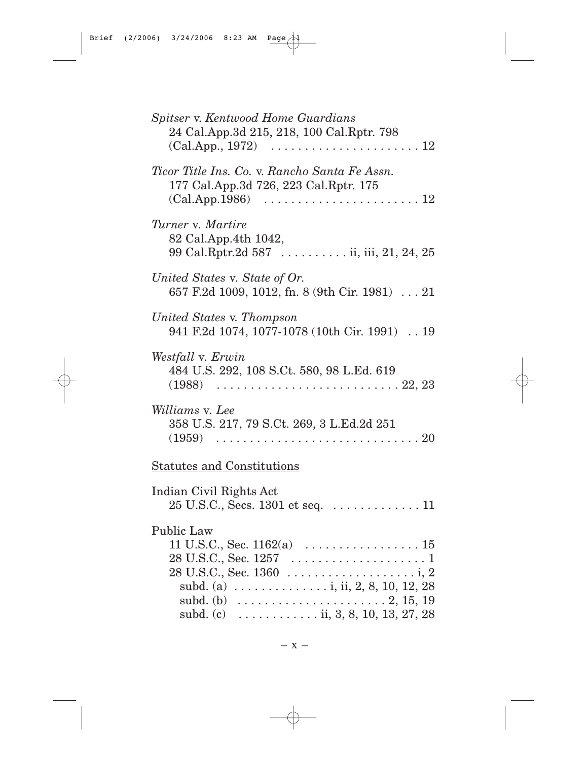*Spitser* v. *Kentwood Home Guardians*
24 Cal.App.3d 215, 218, 100 Cal.Rptr. 798
(Cal.App., 1972) . . . . . . . . . . . . . . . . . . . . . . 12

*Ticor Title Ins. Co.* v. *Rancho Santa Fe Assn.*
177 Cal.App.3d 726, 223 Cal.Rptr. 175
(Cal.App.1986) . . . . . . . . . . . . . . . . . . . . . . 12

*Turner* v. *Martire*
82 Cal.App.4th 1042,
99 Cal.Rptr.2d 587 . . . . . . . . . . ii, iii, 21, 24, 25

*United States* v. *State of Or.*
657 F.2d 1009, 1012, fn. 8 (9th Cir. 1981) . . . 21

*United States* v. *Thompson*
941 F.2d 1074, 1077-1078 (10th Cir. 1991) . . 19

*Westfall* v. *Erwin*
484 U.S. 292, 108 S.Ct. 580, 98 L.Ed. 619
(1988) . . . . . . . . . . . . . . . . . . . . . . . . . . 22, 23

*Williams* v. *Lee*
358 U.S. 217, 79 S.Ct. 269, 3 L.Ed.2d 251
(1959) . . . . . . . . . . . . . . . . . . . . . . . . . . . . . 20

Statutes and Constitutions

Indian Civil Rights Act
25 U.S.C., Secs. 1301 et seq. . . . . . . . . . . . . . 11

Public Law
11 U.S.C., Sec. 1162(a) . . . . . . . . . . . . . . . . . 15
28 U.S.C., Sec. 1257 . . . . . . . . . . . . . . . . . . . . 1
28 U.S.C., Sec. 1360 . . . . . . . . . . . . . . . . . . . i, 2
subd. (a) . . . . . . . . . . . . . . i, ii, 2, 8, 10, 12, 28
subd. (b) . . . . . . . . . . . . . . . . . . . . . . 2, 15, 19
subd. (c) . . . . . . . . . . . . ii, 3, 8, 10, 13, 27, 28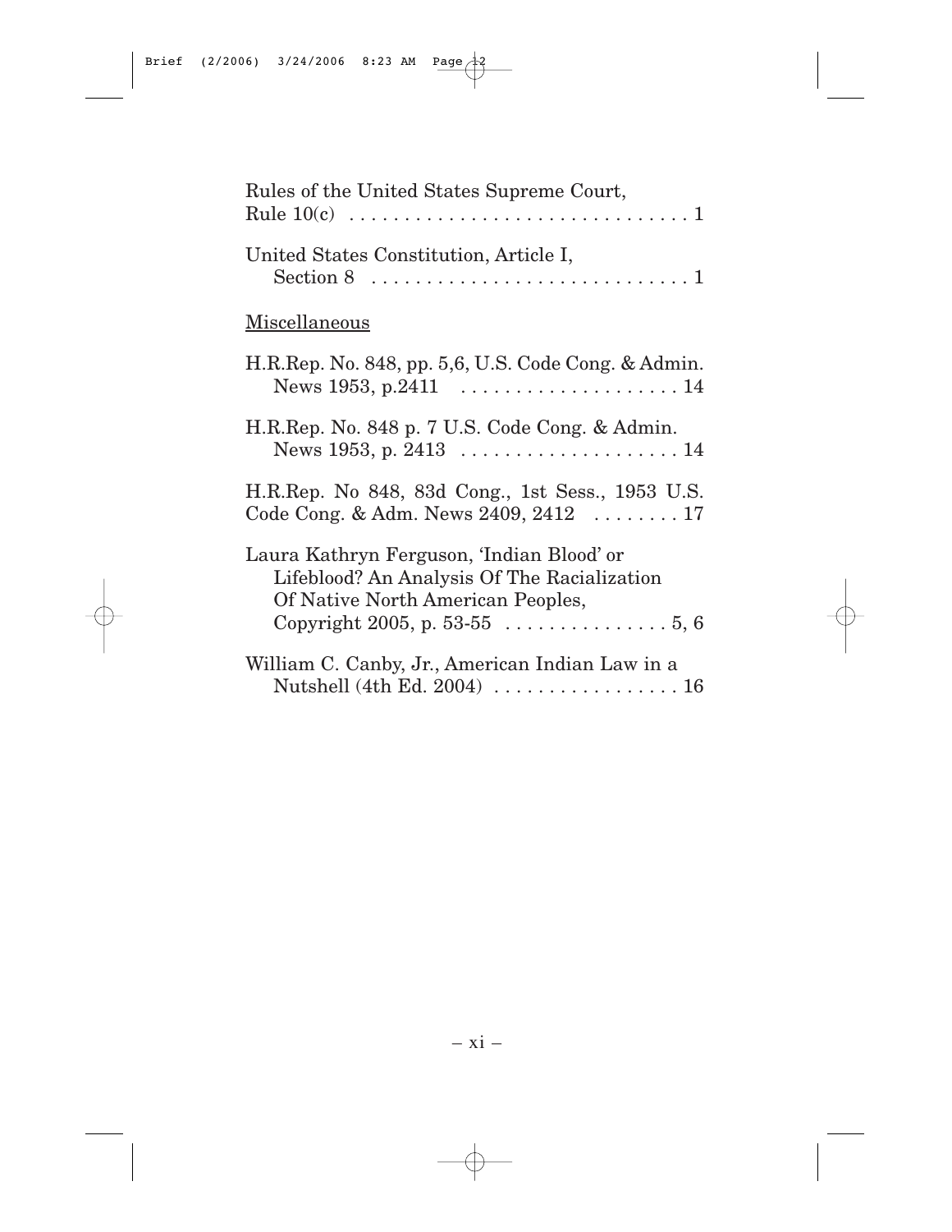Rules of the United States Supreme Court, Rule 10(c) . . . . . . . . . . . . . . . . . . . . . . . . . . . . . . . 1

United States Constitution, Article I, Section 8 . . . . . . . . . . . . . . . . . . . . . . . . . . . . . 1

Miscellaneous

H.R.Rep. No. 848, pp. 5,6, U.S. Code Cong. & Admin. News 1953, p.2411 . . . . . . . . . . . . . . . . . . . . 14

H.R.Rep. No. 848 p. 7 U.S. Code Cong. & Admin. News 1953, p. 2413 . . . . . . . . . . . . . . . . . . . . 14

H.R.Rep. No 848, 83d Cong., 1st Sess., 1953 U.S. Code Cong. & Adm. News 2409, 2412 . . . . . . . . 17

Laura Kathryn Ferguson, 'Indian Blood' or Lifeblood? An Analysis Of The Racialization Of Native North American Peoples, Copyright 2005, p. 53-55 . . . . . . . . . . . . . . . 5, 6

William C. Canby, Jr., American Indian Law in a Nutshell (4th Ed. 2004) . . . . . . . . . . . . . . . . . 16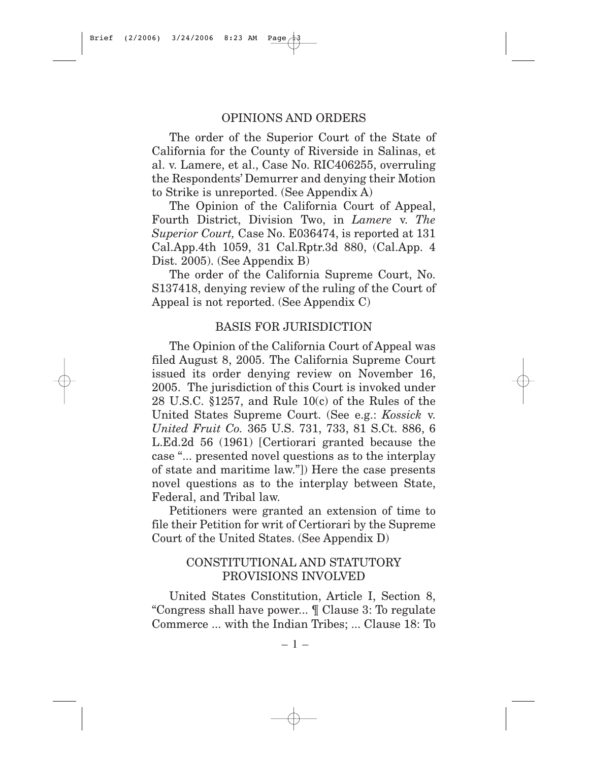## OPINIONS AND ORDERS

The order of the Superior Court of the State of California for the County of Riverside in Salinas, et al. v. Lamere, et al., Case No. RIC406255, overruling the Respondents' Demurrer and denying their Motion to Strike is unreported. (See Appendix A)

The Opinion of the California Court of Appeal, Fourth District, Division Two, in *Lamere* v. *The Superior Court,* Case No. E036474, is reported at 131 Cal.App.4th 1059, 31 Cal.Rptr.3d 880, (Cal.App. 4 Dist. 2005). (See Appendix B)

The order of the California Supreme Court, No. S137418, denying review of the ruling of the Court of Appeal is not reported. (See Appendix C)

## BASIS FOR JURISDICTION

The Opinion of the California Court of Appeal was filed August 8, 2005. The California Supreme Court issued its order denying review on November 16, 2005. The jurisdiction of this Court is invoked under 28 U.S.C. §1257, and Rule 10(c) of the Rules of the United States Supreme Court. (See e.g.: *Kossick* v. *United Fruit Co.* 365 U.S. 731, 733, 81 S.Ct. 886, 6 L.Ed.2d 56 (1961) [Certiorari granted because the case "... presented novel questions as to the interplay of state and maritime law."]) Here the case presents novel questions as to the interplay between State, Federal, and Tribal law.

Petitioners were granted an extension of time to file their Petition for writ of Certiorari by the Supreme Court of the United States. (See Appendix D)

## CONSTITUTIONAL AND STATUTORY PROVISIONS INVOLVED

United States Constitution, Article I, Section 8, "Congress shall have power... ¶ Clause 3: To regulate Commerce ... with the Indian Tribes; ... Clause 18: To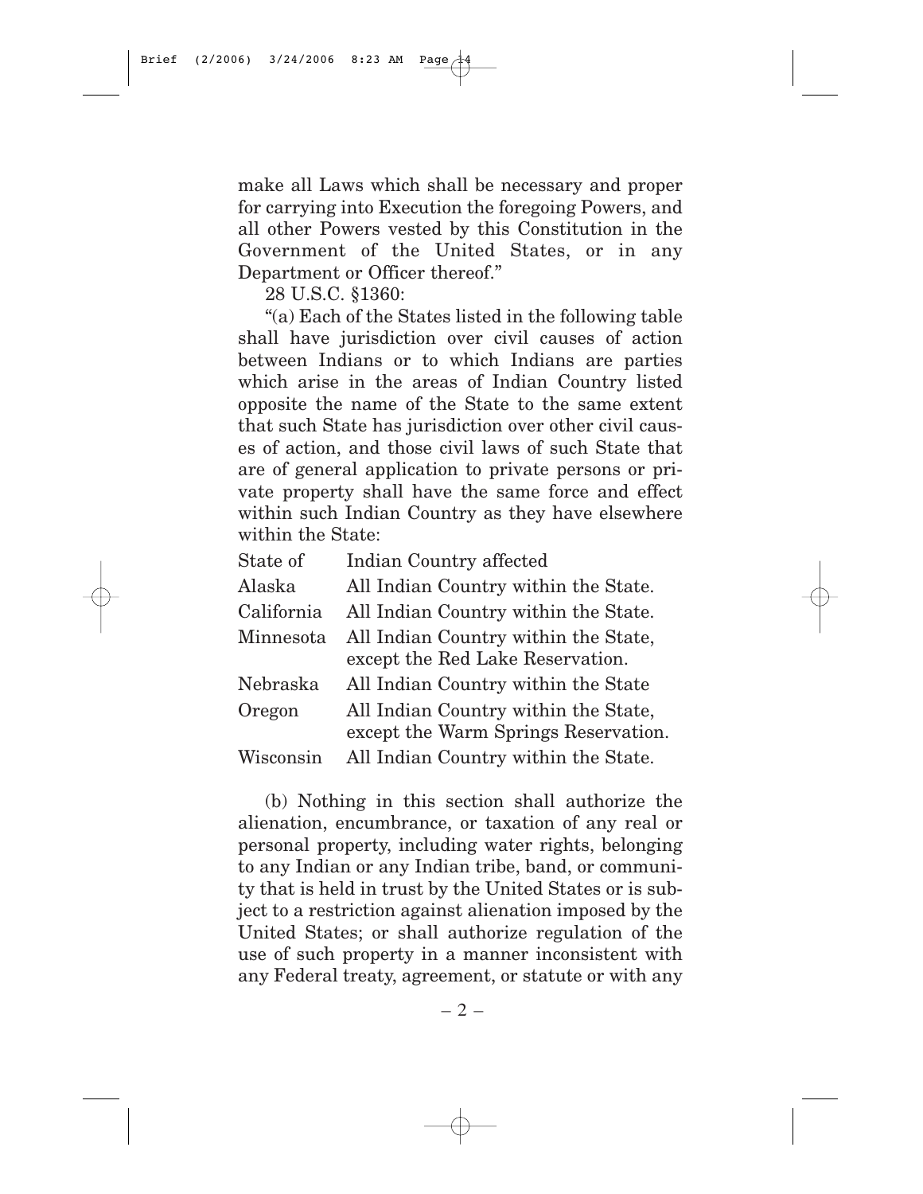make all Laws which shall be necessary and proper for carrying into Execution the foregoing Powers, and all other Powers vested by this Constitution in the Government of the United States, or in any Department or Officer thereof."

28 U.S.C. §1360:

"(a) Each of the States listed in the following table shall have jurisdiction over civil causes of action between Indians or to which Indians are parties which arise in the areas of Indian Country listed opposite the name of the State to the same extent that such State has jurisdiction over other civil causes of action, and those civil laws of such State that are of general application to private persons or private property shall have the same force and effect within such Indian Country as they have elsewhere within the State:

| State of | Indian Country affected |
|---|---|
| Alaska | All Indian Country within the State. |
| California | All Indian Country within the State. |
| Minnesota | All Indian Country within the State, except the Red Lake Reservation. |
| Nebraska | All Indian Country within the State |
| Oregon | All Indian Country within the State, except the Warm Springs Reservation. |
| Wisconsin | All Indian Country within the State. |

(b) Nothing in this section shall authorize the alienation, encumbrance, or taxation of any real or personal property, including water rights, belonging to any Indian or any Indian tribe, band, or community that is held in trust by the United States or is subject to a restriction against alienation imposed by the United States; or shall authorize regulation of the use of such property in a manner inconsistent with any Federal treaty, agreement, or statute or with any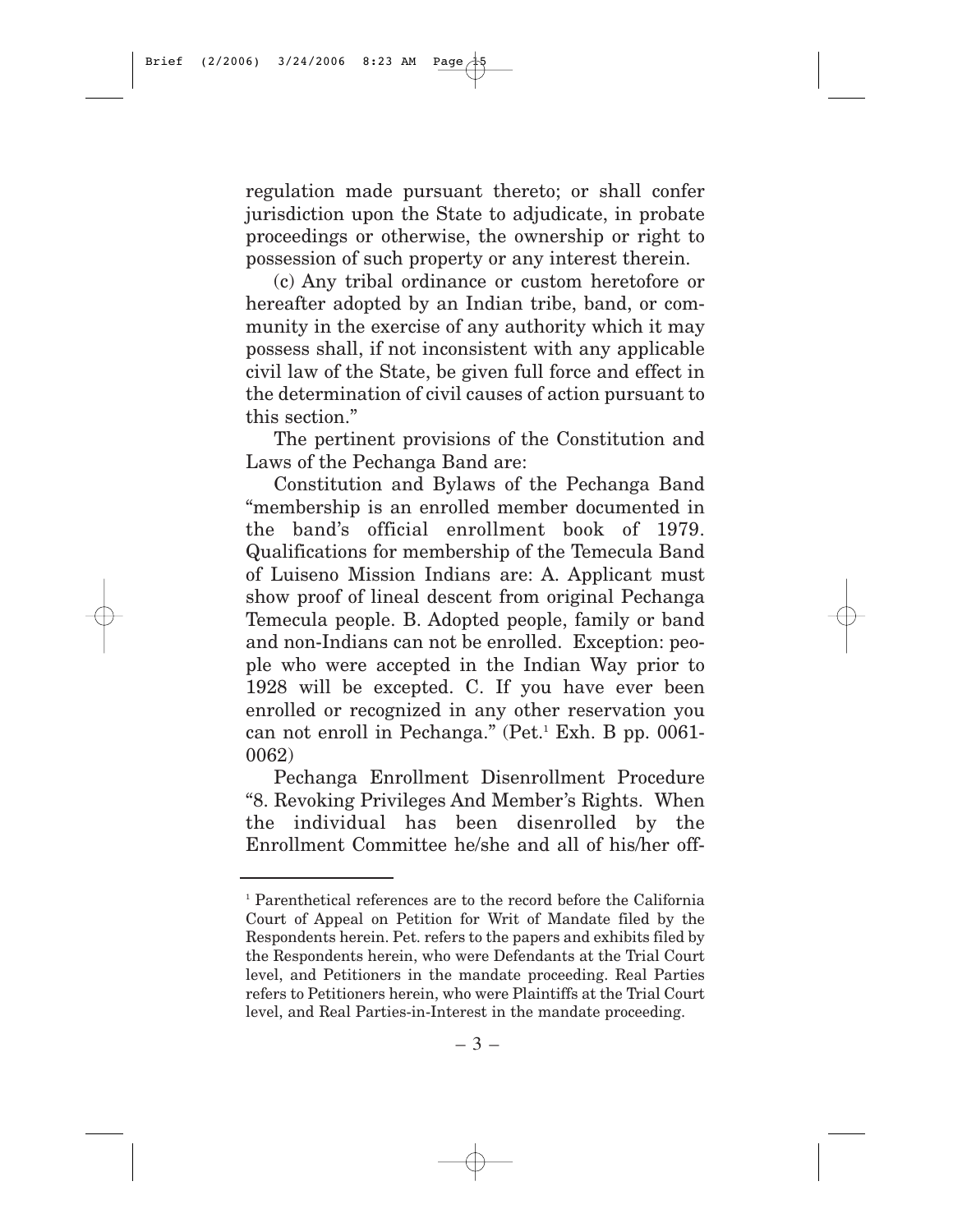regulation made pursuant thereto; or shall confer jurisdiction upon the State to adjudicate, in probate proceedings or otherwise, the ownership or right to possession of such property or any interest therein.

(c) Any tribal ordinance or custom heretofore or hereafter adopted by an Indian tribe, band, or community in the exercise of any authority which it may possess shall, if not inconsistent with any applicable civil law of the State, be given full force and effect in the determination of civil causes of action pursuant to this section."

The pertinent provisions of the Constitution and Laws of the Pechanga Band are:

Constitution and Bylaws of the Pechanga Band "membership is an enrolled member documented in the band's official enrollment book of 1979. Qualifications for membership of the Temecula Band of Luiseno Mission Indians are: A. Applicant must show proof of lineal descent from original Pechanga Temecula people. B. Adopted people, family or band and non-Indians can not be enrolled. Exception: people who were accepted in the Indian Way prior to 1928 will be excepted. C. If you have ever been enrolled or recognized in any other reservation you can not enroll in Pechanga." (Pet.[1] Exh. B pp. 0061-0062)

Pechanga Enrollment Disenrollment Procedure "8. Revoking Privileges And Member's Rights. When the individual has been disenrolled by the Enrollment Committee he/she and all of his/her off-

---

[1] Parenthetical references are to the record before the California Court of Appeal on Petition for Writ of Mandate filed by the Respondents herein. Pet. refers to the papers and exhibits filed by the Respondents herein, who were Defendants at the Trial Court level, and Petitioners in the mandate proceeding. Real Parties refers to Petitioners herein, who were Plaintiffs at the Trial Court level, and Real Parties-in-Interest in the mandate proceeding.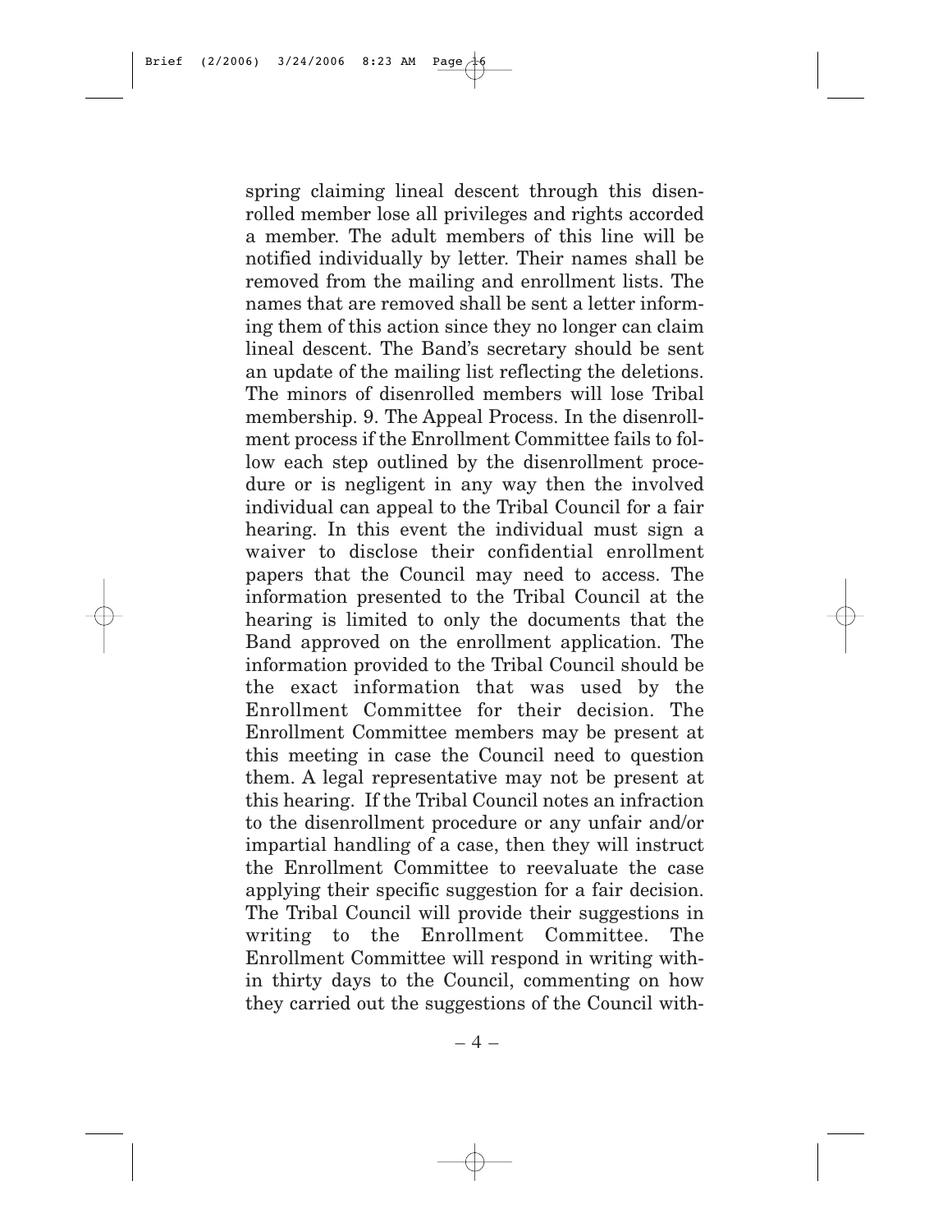spring claiming lineal descent through this disenrolled member lose all privileges and rights accorded a member. The adult members of this line will be notified individually by letter. Their names shall be removed from the mailing and enrollment lists. The names that are removed shall be sent a letter informing them of this action since they no longer can claim lineal descent. The Band's secretary should be sent an update of the mailing list reflecting the deletions. The minors of disenrolled members will lose Tribal membership. 9. The Appeal Process. In the disenrollment process if the Enrollment Committee fails to follow each step outlined by the disenrollment procedure or is negligent in any way then the involved individual can appeal to the Tribal Council for a fair hearing. In this event the individual must sign a waiver to disclose their confidential enrollment papers that the Council may need to access. The information presented to the Tribal Council at the hearing is limited to only the documents that the Band approved on the enrollment application. The information provided to the Tribal Council should be the exact information that was used by the Enrollment Committee for their decision. The Enrollment Committee members may be present at this meeting in case the Council need to question them. A legal representative may not be present at this hearing. If the Tribal Council notes an infraction to the disenrollment procedure or any unfair and/or impartial handling of a case, then they will instruct the Enrollment Committee to reevaluate the case applying their specific suggestion for a fair decision. The Tribal Council will provide their suggestions in writing to the Enrollment Committee. The Enrollment Committee will respond in writing within thirty days to the Council, commenting on how they carried out the suggestions of the Council with-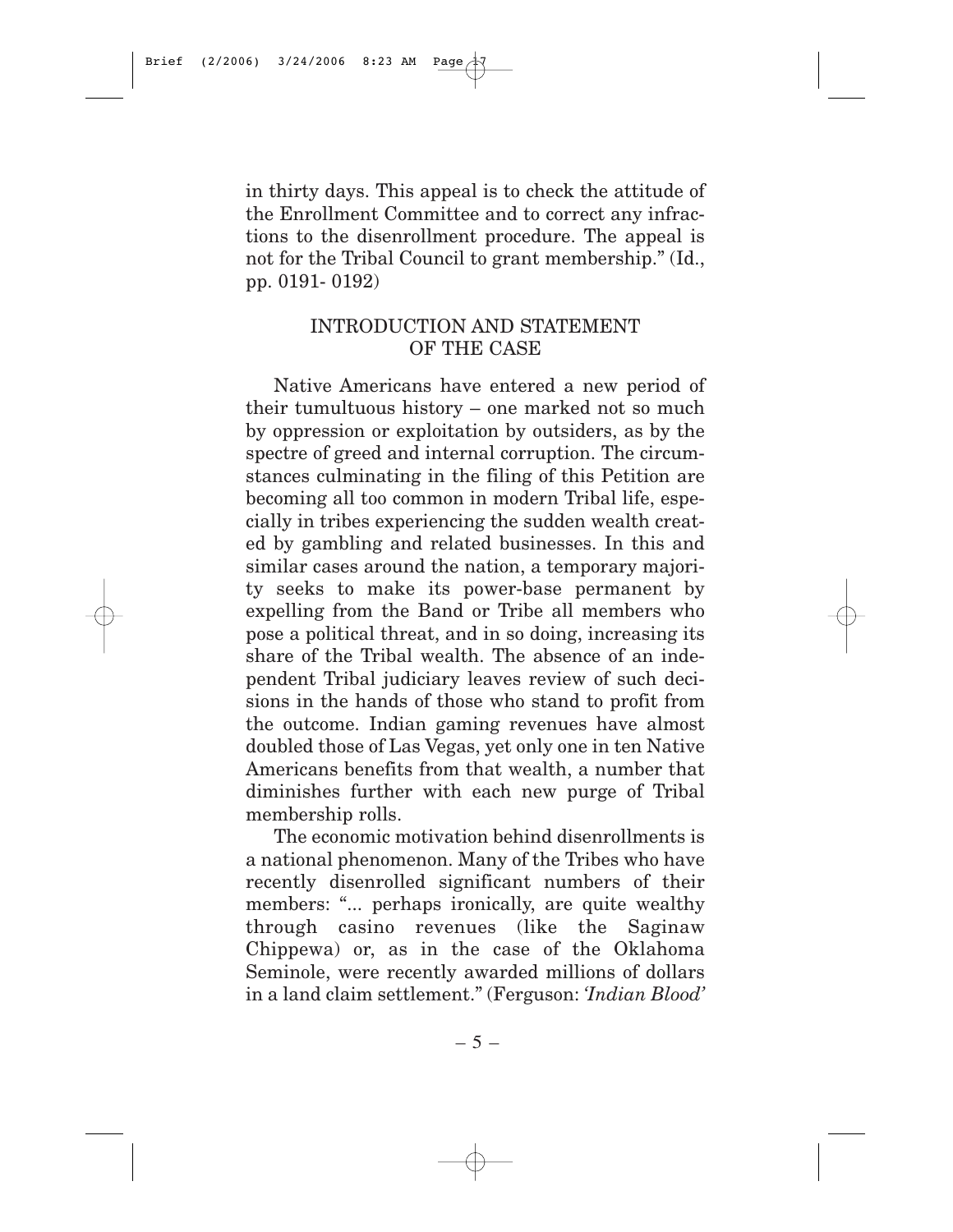in thirty days. This appeal is to check the attitude of the Enrollment Committee and to correct any infractions to the disenrollment procedure. The appeal is not for the Tribal Council to grant membership." (Id., pp. 0191- 0192)

## INTRODUCTION AND STATEMENT OF THE CASE

Native Americans have entered a new period of their tumultuous history – one marked not so much by oppression or exploitation by outsiders, as by the spectre of greed and internal corruption. The circumstances culminating in the filing of this Petition are becoming all too common in modern Tribal life, especially in tribes experiencing the sudden wealth created by gambling and related businesses. In this and similar cases around the nation, a temporary majority seeks to make its power-base permanent by expelling from the Band or Tribe all members who pose a political threat, and in so doing, increasing its share of the Tribal wealth. The absence of an independent Tribal judiciary leaves review of such decisions in the hands of those who stand to profit from the outcome. Indian gaming revenues have almost doubled those of Las Vegas, yet only one in ten Native Americans benefits from that wealth, a number that diminishes further with each new purge of Tribal membership rolls.

The economic motivation behind disenrollments is a national phenomenon. Many of the Tribes who have recently disenrolled significant numbers of their members: "... perhaps ironically, are quite wealthy through casino revenues (like the Saginaw Chippewa) or, as in the case of the Oklahoma Seminole, were recently awarded millions of dollars in a land claim settlement." (Ferguson: *'Indian Blood'*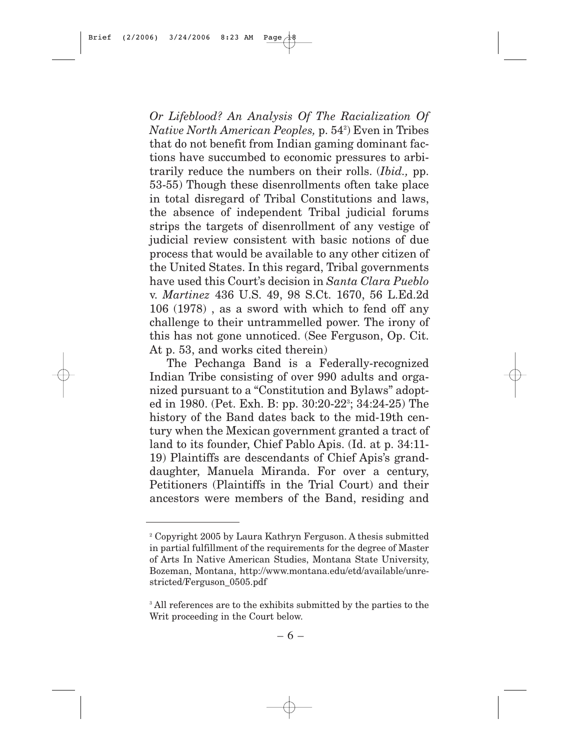*Or Lifeblood? An Analysis Of The Racialization Of Native North American Peoples,* p. 54[2]) Even in Tribes that do not benefit from Indian gaming dominant factions have succumbed to economic pressures to arbitrarily reduce the numbers on their rolls. (*Ibid.,* pp. 53-55) Though these disenrollments often take place in total disregard of Tribal Constitutions and laws, the absence of independent Tribal judicial forums strips the targets of disenrollment of any vestige of judicial review consistent with basic notions of due process that would be available to any other citizen of the United States. In this regard, Tribal governments have used this Court's decision in *Santa Clara Pueblo* v. *Martinez* 436 U.S. 49, 98 S.Ct. 1670, 56 L.Ed.2d 106 (1978) , as a sword with which to fend off any challenge to their untrammelled power. The irony of this has not gone unnoticed. (See Ferguson, Op. Cit. At p. 53, and works cited therein)

The Pechanga Band is a Federally-recognized Indian Tribe consisting of over 990 adults and organized pursuant to a "Constitution and Bylaws" adopted in 1980. (Pet. Exh. B: pp. 30:20-22[3]; 34:24-25) The history of the Band dates back to the mid-19th century when the Mexican government granted a tract of land to its founder, Chief Pablo Apis. (Id. at p. 34:11-19) Plaintiffs are descendants of Chief Apis's granddaughter, Manuela Miranda. For over a century, Petitioners (Plaintiffs in the Trial Court) and their ancestors were members of the Band, residing and

---

[2] Copyright 2005 by Laura Kathryn Ferguson. A thesis submitted in partial fulfillment of the requirements for the degree of Master of Arts In Native American Studies, Montana State University, Bozeman, Montana, http://www.montana.edu/etd/available/unrestricted/Ferguson_0505.pdf

[3] All references are to the exhibits submitted by the parties to the Writ proceeding in the Court below.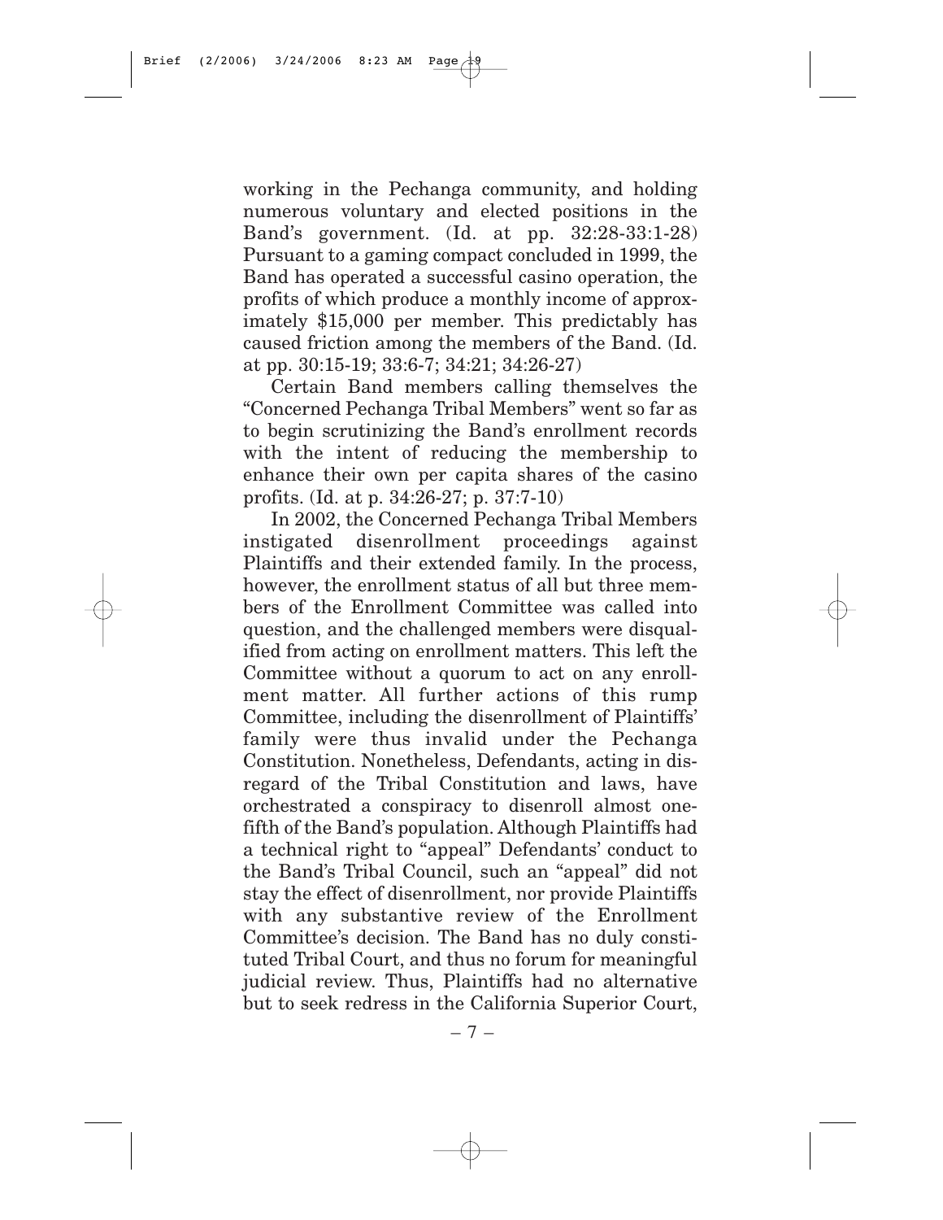working in the Pechanga community, and holding numerous voluntary and elected positions in the Band's government. (Id. at pp. 32:28-33:1-28) Pursuant to a gaming compact concluded in 1999, the Band has operated a successful casino operation, the profits of which produce a monthly income of approximately $15,000 per member. This predictably has caused friction among the members of the Band. (Id. at pp. 30:15-19; 33:6-7; 34:21; 34:26-27)

Certain Band members calling themselves the "Concerned Pechanga Tribal Members" went so far as to begin scrutinizing the Band's enrollment records with the intent of reducing the membership to enhance their own per capita shares of the casino profits. (Id. at p. 34:26-27; p. 37:7-10)

In 2002, the Concerned Pechanga Tribal Members instigated disenrollment proceedings against Plaintiffs and their extended family. In the process, however, the enrollment status of all but three members of the Enrollment Committee was called into question, and the challenged members were disqualified from acting on enrollment matters. This left the Committee without a quorum to act on any enrollment matter. All further actions of this rump Committee, including the disenrollment of Plaintiffs' family were thus invalid under the Pechanga Constitution. Nonetheless, Defendants, acting in disregard of the Tribal Constitution and laws, have orchestrated a conspiracy to disenroll almost one-fifth of the Band's population. Although Plaintiffs had a technical right to "appeal" Defendants' conduct to the Band's Tribal Council, such an "appeal" did not stay the effect of disenrollment, nor provide Plaintiffs with any substantive review of the Enrollment Committee's decision. The Band has no duly constituted Tribal Court, and thus no forum for meaningful judicial review. Thus, Plaintiffs had no alternative but to seek redress in the California Superior Court,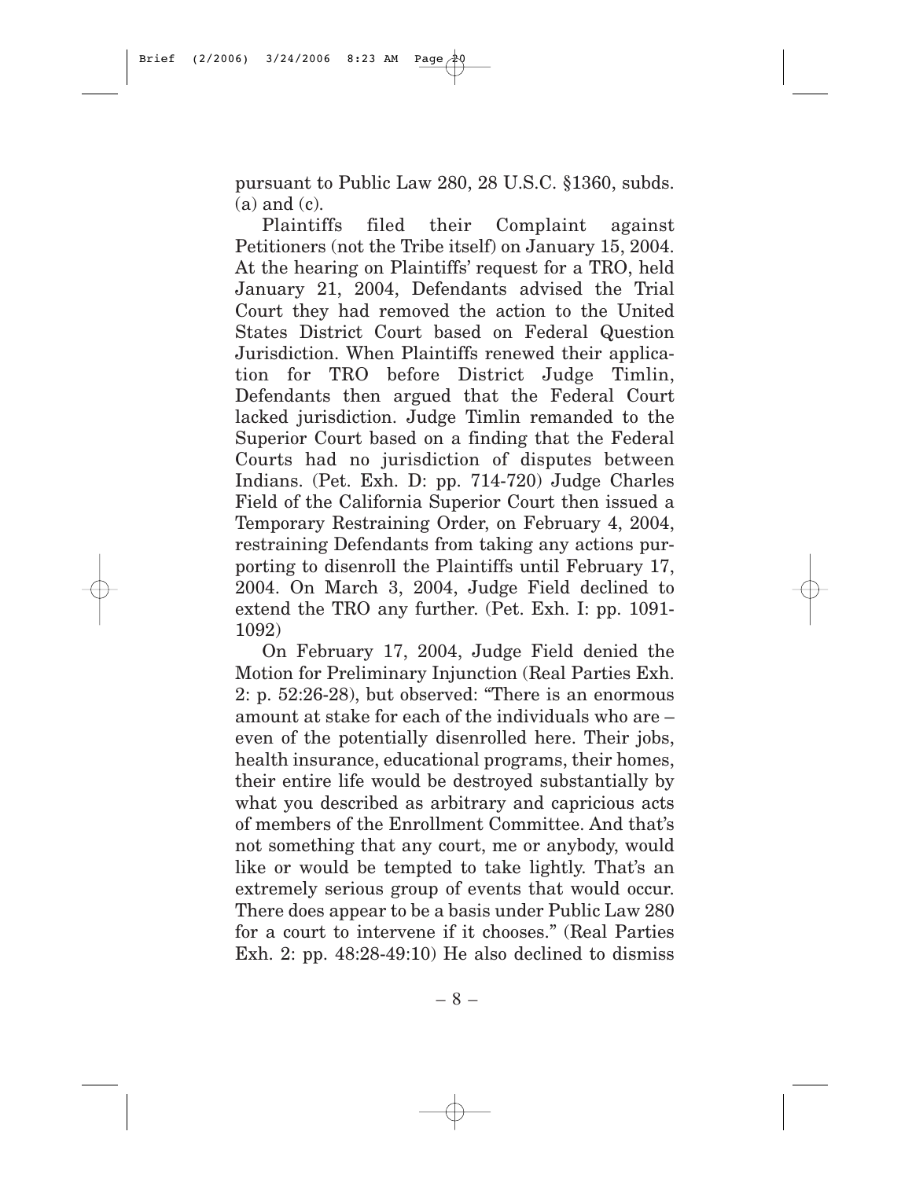pursuant to Public Law 280, 28 U.S.C. §1360, subds. (a) and (c).

Plaintiffs filed their Complaint against Petitioners (not the Tribe itself) on January 15, 2004. At the hearing on Plaintiffs' request for a TRO, held January 21, 2004, Defendants advised the Trial Court they had removed the action to the United States District Court based on Federal Question Jurisdiction. When Plaintiffs renewed their application for TRO before District Judge Timlin, Defendants then argued that the Federal Court lacked jurisdiction. Judge Timlin remanded to the Superior Court based on a finding that the Federal Courts had no jurisdiction of disputes between Indians. (Pet. Exh. D: pp. 714-720) Judge Charles Field of the California Superior Court then issued a Temporary Restraining Order, on February 4, 2004, restraining Defendants from taking any actions purporting to disenroll the Plaintiffs until February 17, 2004. On March 3, 2004, Judge Field declined to extend the TRO any further. (Pet. Exh. I: pp. 1091-1092)

On February 17, 2004, Judge Field denied the Motion for Preliminary Injunction (Real Parties Exh. 2: p. 52:26-28), but observed: "There is an enormous amount at stake for each of the individuals who are – even of the potentially disenrolled here. Their jobs, health insurance, educational programs, their homes, their entire life would be destroyed substantially by what you described as arbitrary and capricious acts of members of the Enrollment Committee. And that's not something that any court, me or anybody, would like or would be tempted to take lightly. That's an extremely serious group of events that would occur. There does appear to be a basis under Public Law 280 for a court to intervene if it chooses." (Real Parties Exh. 2: pp. 48:28-49:10) He also declined to dismiss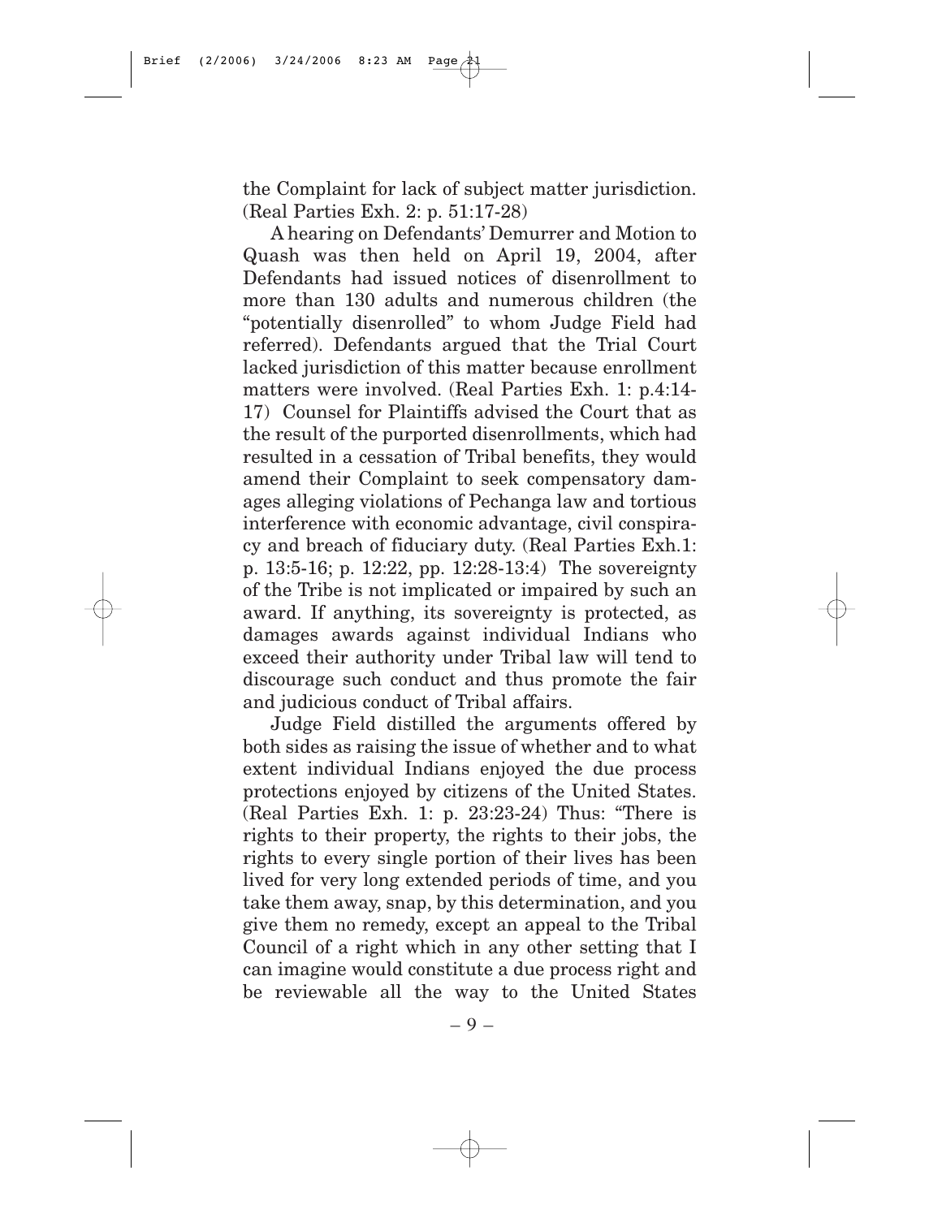the Complaint for lack of subject matter jurisdiction. (Real Parties Exh. 2: p. 51:17-28)

A hearing on Defendants' Demurrer and Motion to Quash was then held on April 19, 2004, after Defendants had issued notices of disenrollment to more than 130 adults and numerous children (the "potentially disenrolled" to whom Judge Field had referred). Defendants argued that the Trial Court lacked jurisdiction of this matter because enrollment matters were involved. (Real Parties Exh. 1: p.4:14-17) Counsel for Plaintiffs advised the Court that as the result of the purported disenrollments, which had resulted in a cessation of Tribal benefits, they would amend their Complaint to seek compensatory damages alleging violations of Pechanga law and tortious interference with economic advantage, civil conspiracy and breach of fiduciary duty. (Real Parties Exh.1: p. 13:5-16; p. 12:22, pp. 12:28-13:4) The sovereignty of the Tribe is not implicated or impaired by such an award. If anything, its sovereignty is protected, as damages awards against individual Indians who exceed their authority under Tribal law will tend to discourage such conduct and thus promote the fair and judicious conduct of Tribal affairs.

Judge Field distilled the arguments offered by both sides as raising the issue of whether and to what extent individual Indians enjoyed the due process protections enjoyed by citizens of the United States. (Real Parties Exh. 1: p. 23:23-24) Thus: "There is rights to their property, the rights to their jobs, the rights to every single portion of their lives has been lived for very long extended periods of time, and you take them away, snap, by this determination, and you give them no remedy, except an appeal to the Tribal Council of a right which in any other setting that I can imagine would constitute a due process right and be reviewable all the way to the United States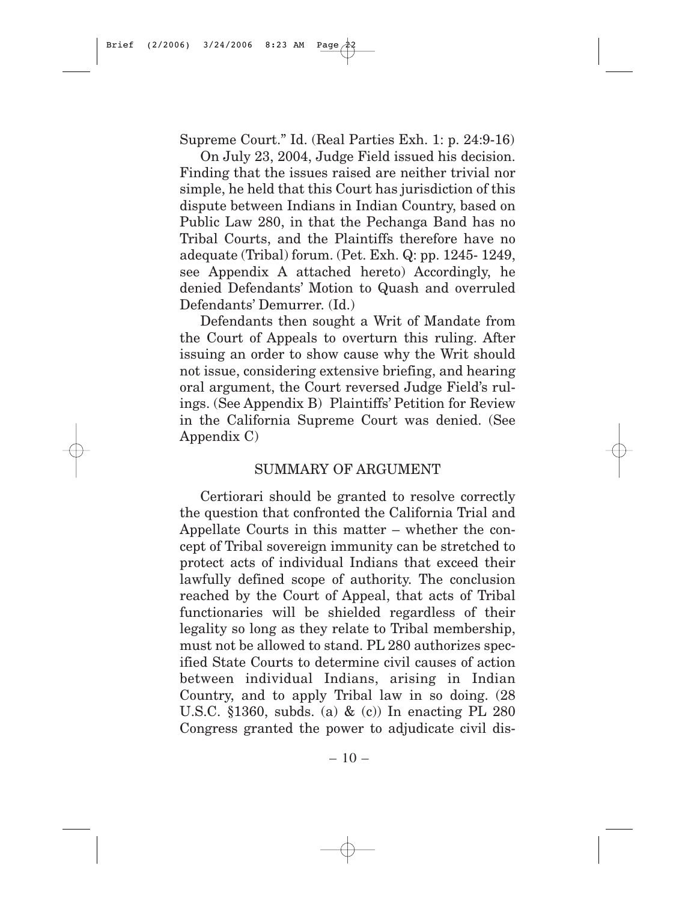Supreme Court." Id. (Real Parties Exh. 1: p. 24:9-16)

On July 23, 2004, Judge Field issued his decision. Finding that the issues raised are neither trivial nor simple, he held that this Court has jurisdiction of this dispute between Indians in Indian Country, based on Public Law 280, in that the Pechanga Band has no Tribal Courts, and the Plaintiffs therefore have no adequate (Tribal) forum. (Pet. Exh. Q: pp. 1245- 1249, see Appendix A attached hereto) Accordingly, he denied Defendants' Motion to Quash and overruled Defendants' Demurrer. (Id.)

Defendants then sought a Writ of Mandate from the Court of Appeals to overturn this ruling. After issuing an order to show cause why the Writ should not issue, considering extensive briefing, and hearing oral argument, the Court reversed Judge Field's rulings. (See Appendix B) Plaintiffs' Petition for Review in the California Supreme Court was denied. (See Appendix C)

## SUMMARY OF ARGUMENT

Certiorari should be granted to resolve correctly the question that confronted the California Trial and Appellate Courts in this matter – whether the concept of Tribal sovereign immunity can be stretched to protect acts of individual Indians that exceed their lawfully defined scope of authority. The conclusion reached by the Court of Appeal, that acts of Tribal functionaries will be shielded regardless of their legality so long as they relate to Tribal membership, must not be allowed to stand. PL 280 authorizes specified State Courts to determine civil causes of action between individual Indians, arising in Indian Country, and to apply Tribal law in so doing. (28 U.S.C. §1360, subds. (a) & (c)) In enacting PL 280 Congress granted the power to adjudicate civil dis-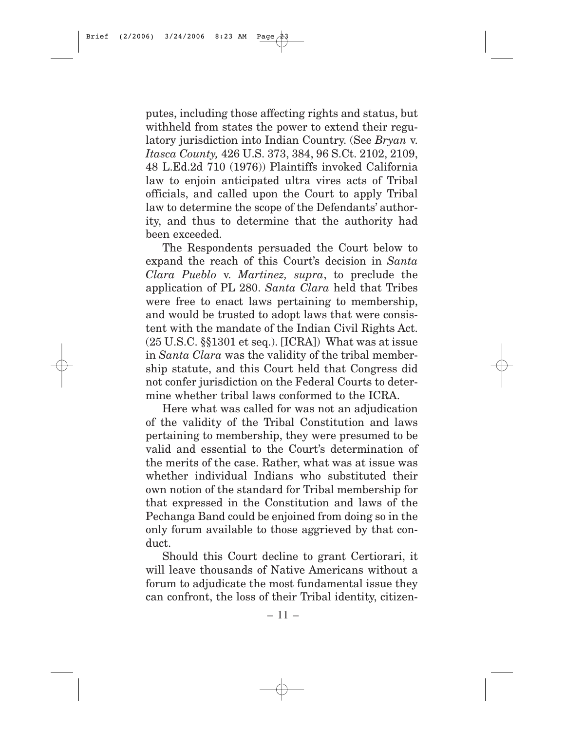putes, including those affecting rights and status, but withheld from states the power to extend their regulatory jurisdiction into Indian Country. (See *Bryan* v. *Itasca County,* 426 U.S. 373, 384, 96 S.Ct. 2102, 2109, 48 L.Ed.2d 710 (1976)) Plaintiffs invoked California law to enjoin anticipated ultra vires acts of Tribal officials, and called upon the Court to apply Tribal law to determine the scope of the Defendants' authority, and thus to determine that the authority had been exceeded.

The Respondents persuaded the Court below to expand the reach of this Court's decision in *Santa Clara Pueblo* v. *Martinez, supra*, to preclude the application of PL 280. *Santa Clara* held that Tribes were free to enact laws pertaining to membership, and would be trusted to adopt laws that were consistent with the mandate of the Indian Civil Rights Act. (25 U.S.C. §§1301 et seq.). [ICRA]) What was at issue in *Santa Clara* was the validity of the tribal membership statute, and this Court held that Congress did not confer jurisdiction on the Federal Courts to determine whether tribal laws conformed to the ICRA.

Here what was called for was not an adjudication of the validity of the Tribal Constitution and laws pertaining to membership, they were presumed to be valid and essential to the Court's determination of the merits of the case. Rather, what was at issue was whether individual Indians who substituted their own notion of the standard for Tribal membership for that expressed in the Constitution and laws of the Pechanga Band could be enjoined from doing so in the only forum available to those aggrieved by that conduct.

Should this Court decline to grant Certiorari, it will leave thousands of Native Americans without a forum to adjudicate the most fundamental issue they can confront, the loss of their Tribal identity, citizen-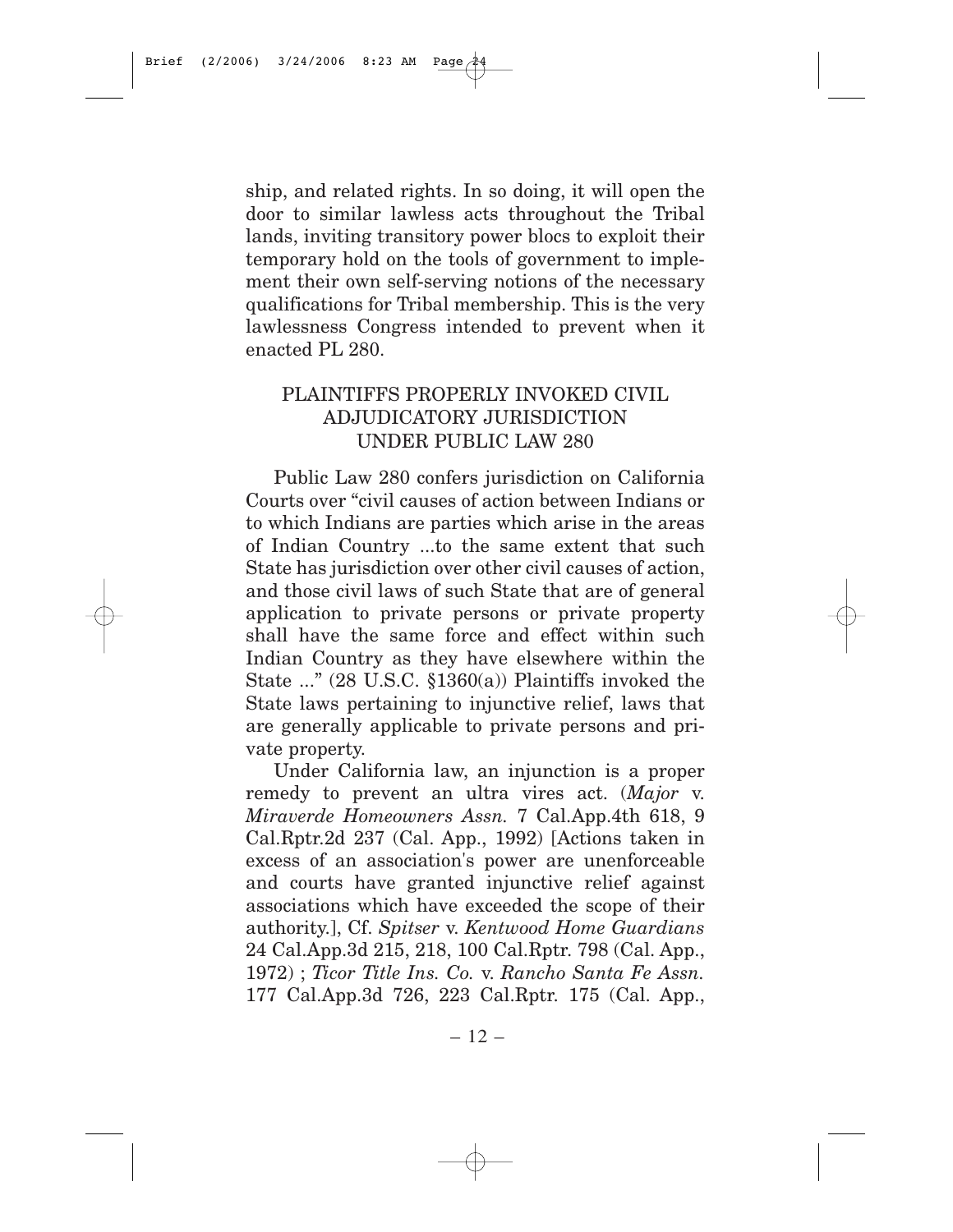ship, and related rights. In so doing, it will open the door to similar lawless acts throughout the Tribal lands, inviting transitory power blocs to exploit their temporary hold on the tools of government to implement their own self-serving notions of the necessary qualifications for Tribal membership. This is the very lawlessness Congress intended to prevent when it enacted PL 280.

## PLAINTIFFS PROPERLY INVOKED CIVIL ADJUDICATORY JURISDICTION UNDER PUBLIC LAW 280

Public Law 280 confers jurisdiction on California Courts over "civil causes of action between Indians or to which Indians are parties which arise in the areas of Indian Country ...to the same extent that such State has jurisdiction over other civil causes of action, and those civil laws of such State that are of general application to private persons or private property shall have the same force and effect within such Indian Country as they have elsewhere within the State ..." (28 U.S.C. §1360(a)) Plaintiffs invoked the State laws pertaining to injunctive relief, laws that are generally applicable to private persons and private property.

Under California law, an injunction is a proper remedy to prevent an ultra vires act. (*Major* v. *Miraverde Homeowners Assn.* 7 Cal.App.4th 618, 9 Cal.Rptr.2d 237 (Cal. App., 1992) [Actions taken in excess of an association's power are unenforceable and courts have granted injunctive relief against associations which have exceeded the scope of their authority.], Cf. *Spitser* v. *Kentwood Home Guardians* 24 Cal.App.3d 215, 218, 100 Cal.Rptr. 798 (Cal. App., 1972) ; *Ticor Title Ins. Co.* v. *Rancho Santa Fe Assn.* 177 Cal.App.3d 726, 223 Cal.Rptr. 175 (Cal. App.,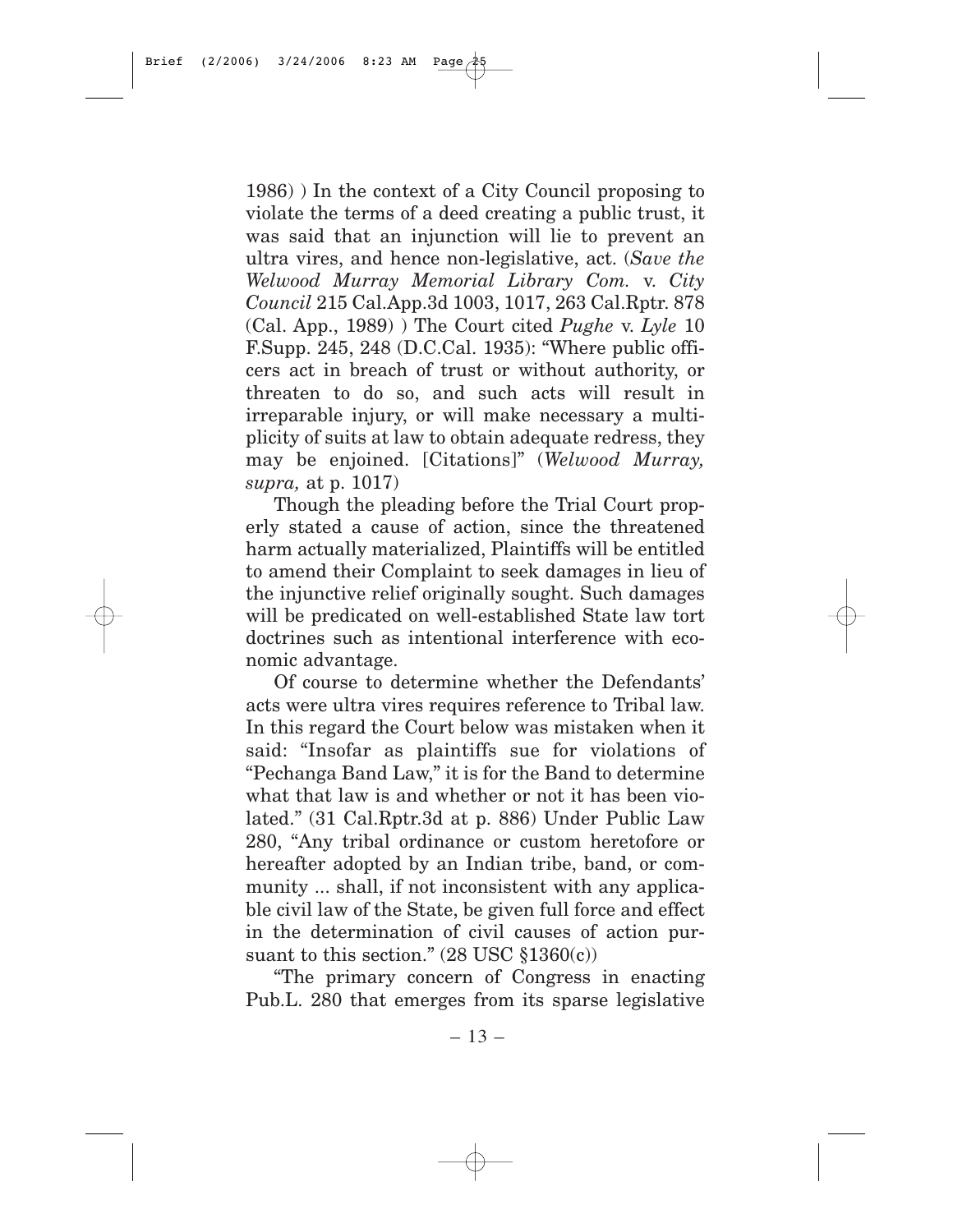1986) ) In the context of a City Council proposing to violate the terms of a deed creating a public trust, it was said that an injunction will lie to prevent an ultra vires, and hence non-legislative, act. (*Save the Welwood Murray Memorial Library Com.* v. *City Council* 215 Cal.App.3d 1003, 1017, 263 Cal.Rptr. 878 (Cal. App., 1989) ) The Court cited *Pughe* v. *Lyle* 10 F.Supp. 245, 248 (D.C.Cal. 1935): "Where public officers act in breach of trust or without authority, or threaten to do so, and such acts will result in irreparable injury, or will make necessary a multiplicity of suits at law to obtain adequate redress, they may be enjoined. [Citations]" (*Welwood Murray, supra,* at p. 1017)

Though the pleading before the Trial Court properly stated a cause of action, since the threatened harm actually materialized, Plaintiffs will be entitled to amend their Complaint to seek damages in lieu of the injunctive relief originally sought. Such damages will be predicated on well-established State law tort doctrines such as intentional interference with economic advantage.

Of course to determine whether the Defendants' acts were ultra vires requires reference to Tribal law. In this regard the Court below was mistaken when it said: "Insofar as plaintiffs sue for violations of "Pechanga Band Law," it is for the Band to determine what that law is and whether or not it has been violated." (31 Cal.Rptr.3d at p. 886) Under Public Law 280, "Any tribal ordinance or custom heretofore or hereafter adopted by an Indian tribe, band, or community ... shall, if not inconsistent with any applicable civil law of the State, be given full force and effect in the determination of civil causes of action pursuant to this section." (28 USC §1360(c))

"The primary concern of Congress in enacting Pub.L. 280 that emerges from its sparse legislative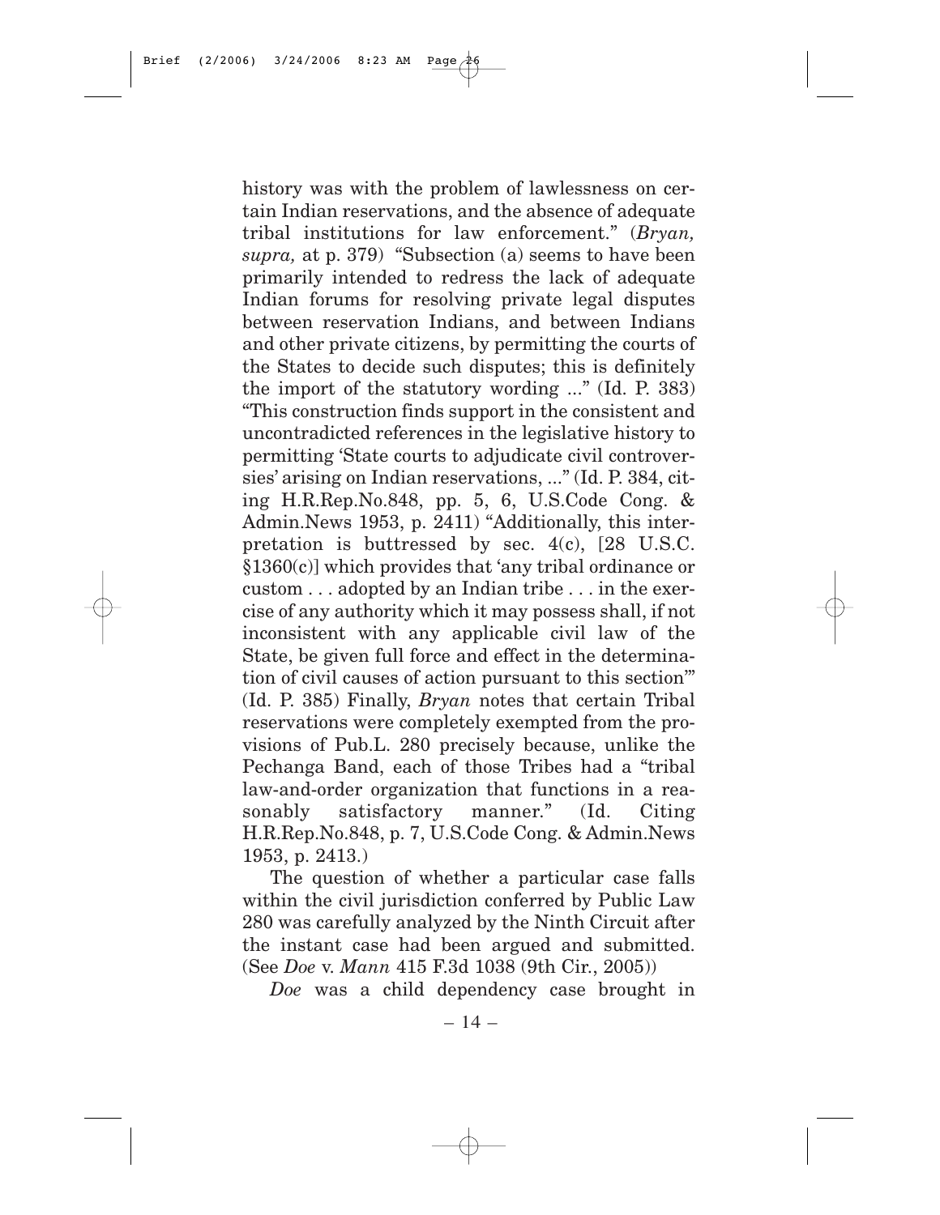history was with the problem of lawlessness on certain Indian reservations, and the absence of adequate tribal institutions for law enforcement." (*Bryan, supra,* at p. 379) "Subsection (a) seems to have been primarily intended to redress the lack of adequate Indian forums for resolving private legal disputes between reservation Indians, and between Indians and other private citizens, by permitting the courts of the States to decide such disputes; this is definitely the import of the statutory wording ..." (Id. P. 383) "This construction finds support in the consistent and uncontradicted references in the legislative history to permitting 'State courts to adjudicate civil controversies' arising on Indian reservations, ..." (Id. P. 384, citing H.R.Rep.No.848, pp. 5, 6, U.S.Code Cong. & Admin.News 1953, p. 2411) "Additionally, this interpretation is buttressed by sec. 4(c), [28 U.S.C. §1360(c)] which provides that 'any tribal ordinance or custom . . . adopted by an Indian tribe . . . in the exercise of any authority which it may possess shall, if not inconsistent with any applicable civil law of the State, be given full force and effect in the determination of civil causes of action pursuant to this section'" (Id. P. 385) Finally, *Bryan* notes that certain Tribal reservations were completely exempted from the provisions of Pub.L. 280 precisely because, unlike the Pechanga Band, each of those Tribes had a "tribal law-and-order organization that functions in a reasonably satisfactory manner." (Id. Citing H.R.Rep.No.848, p. 7, U.S.Code Cong. & Admin.News 1953, p. 2413.)

The question of whether a particular case falls within the civil jurisdiction conferred by Public Law 280 was carefully analyzed by the Ninth Circuit after the instant case had been argued and submitted. (See *Doe* v. *Mann* 415 F.3d 1038 (9th Cir., 2005))

*Doe* was a child dependency case brought in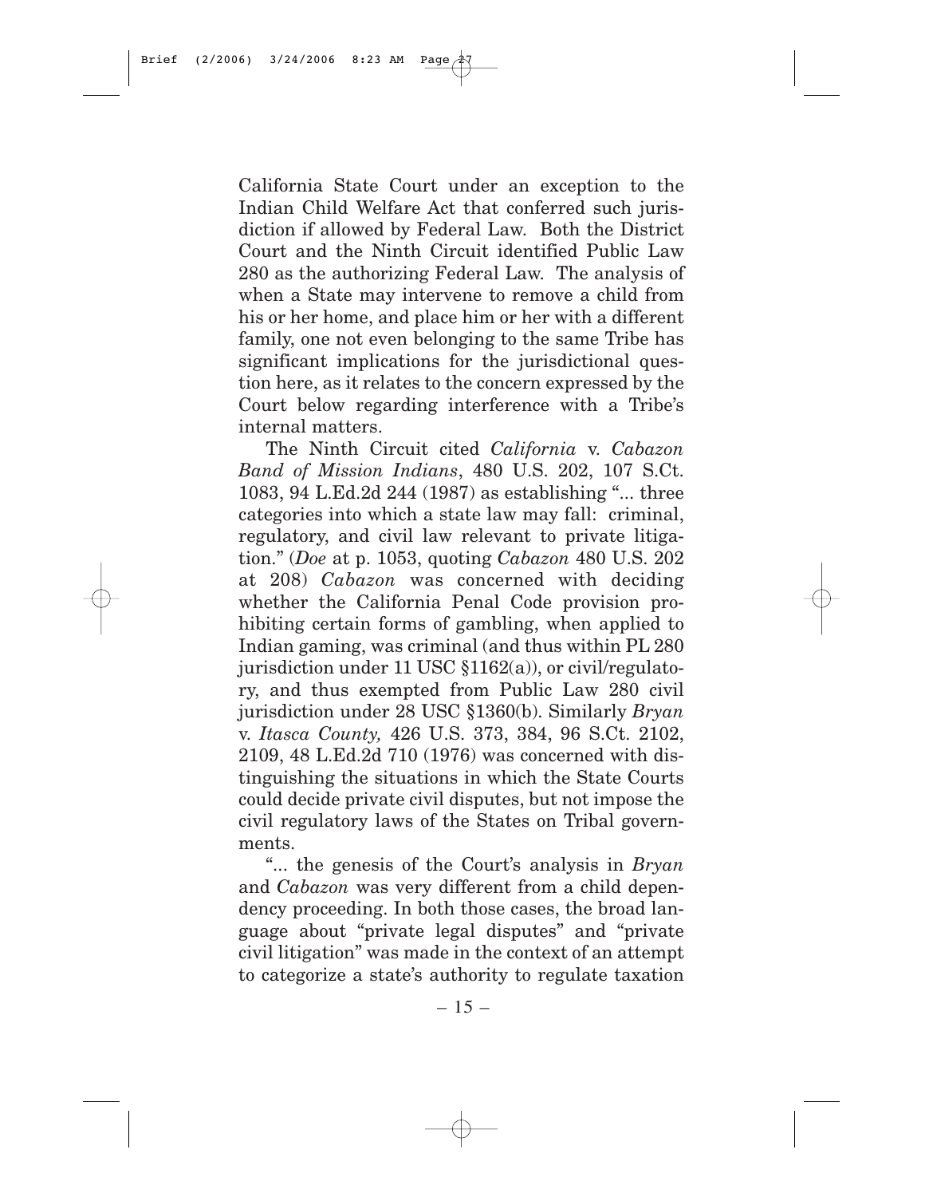California State Court under an exception to the Indian Child Welfare Act that conferred such jurisdiction if allowed by Federal Law. Both the District Court and the Ninth Circuit identified Public Law 280 as the authorizing Federal Law. The analysis of when a State may intervene to remove a child from his or her home, and place him or her with a different family, one not even belonging to the same Tribe has significant implications for the jurisdictional question here, as it relates to the concern expressed by the Court below regarding interference with a Tribe's internal matters.

The Ninth Circuit cited *California* v. *Cabazon Band of Mission Indians*, 480 U.S. 202, 107 S.Ct. 1083, 94 L.Ed.2d 244 (1987) as establishing "... three categories into which a state law may fall: criminal, regulatory, and civil law relevant to private litigation." (*Doe* at p. 1053, quoting *Cabazon* 480 U.S. 202 at 208) *Cabazon* was concerned with deciding whether the California Penal Code provision prohibiting certain forms of gambling, when applied to Indian gaming, was criminal (and thus within PL 280 jurisdiction under 11 USC §1162(a)), or civil/regulatory, and thus exempted from Public Law 280 civil jurisdiction under 28 USC §1360(b). Similarly *Bryan* v. *Itasca County,* 426 U.S. 373, 384, 96 S.Ct. 2102, 2109, 48 L.Ed.2d 710 (1976) was concerned with distinguishing the situations in which the State Courts could decide private civil disputes, but not impose the civil regulatory laws of the States on Tribal governments.

"... the genesis of the Court's analysis in *Bryan* and *Cabazon* was very different from a child dependency proceeding. In both those cases, the broad language about "private legal disputes" and "private civil litigation" was made in the context of an attempt to categorize a state's authority to regulate taxation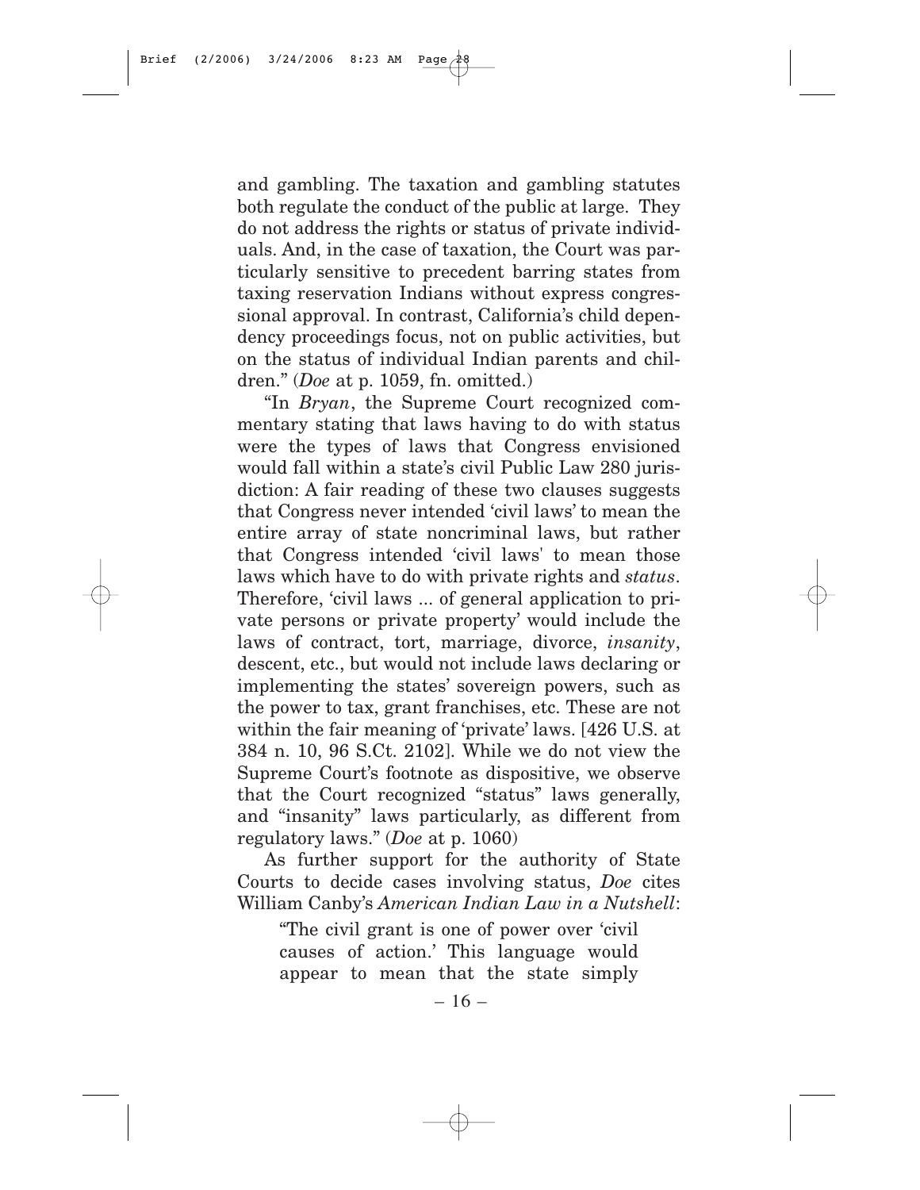and gambling. The taxation and gambling statutes both regulate the conduct of the public at large. They do not address the rights or status of private individuals. And, in the case of taxation, the Court was particularly sensitive to precedent barring states from taxing reservation Indians without express congressional approval. In contrast, California's child dependency proceedings focus, not on public activities, but on the status of individual Indian parents and children." (*Doe* at p. 1059, fn. omitted.)

"In *Bryan*, the Supreme Court recognized commentary stating that laws having to do with status were the types of laws that Congress envisioned would fall within a state's civil Public Law 280 jurisdiction: A fair reading of these two clauses suggests that Congress never intended 'civil laws' to mean the entire array of state noncriminal laws, but rather that Congress intended 'civil laws' to mean those laws which have to do with private rights and *status*. Therefore, 'civil laws ... of general application to private persons or private property' would include the laws of contract, tort, marriage, divorce, *insanity*, descent, etc., but would not include laws declaring or implementing the states' sovereign powers, such as the power to tax, grant franchises, etc. These are not within the fair meaning of 'private' laws. [426 U.S. at 384 n. 10, 96 S.Ct. 2102]. While we do not view the Supreme Court's footnote as dispositive, we observe that the Court recognized "status" laws generally, and "insanity" laws particularly, as different from regulatory laws." (*Doe* at p. 1060)

As further support for the authority of State Courts to decide cases involving status, *Doe* cites William Canby's *American Indian Law in a Nutshell*:

> "The civil grant is one of power over 'civil causes of action.' This language would appear to mean that the state simply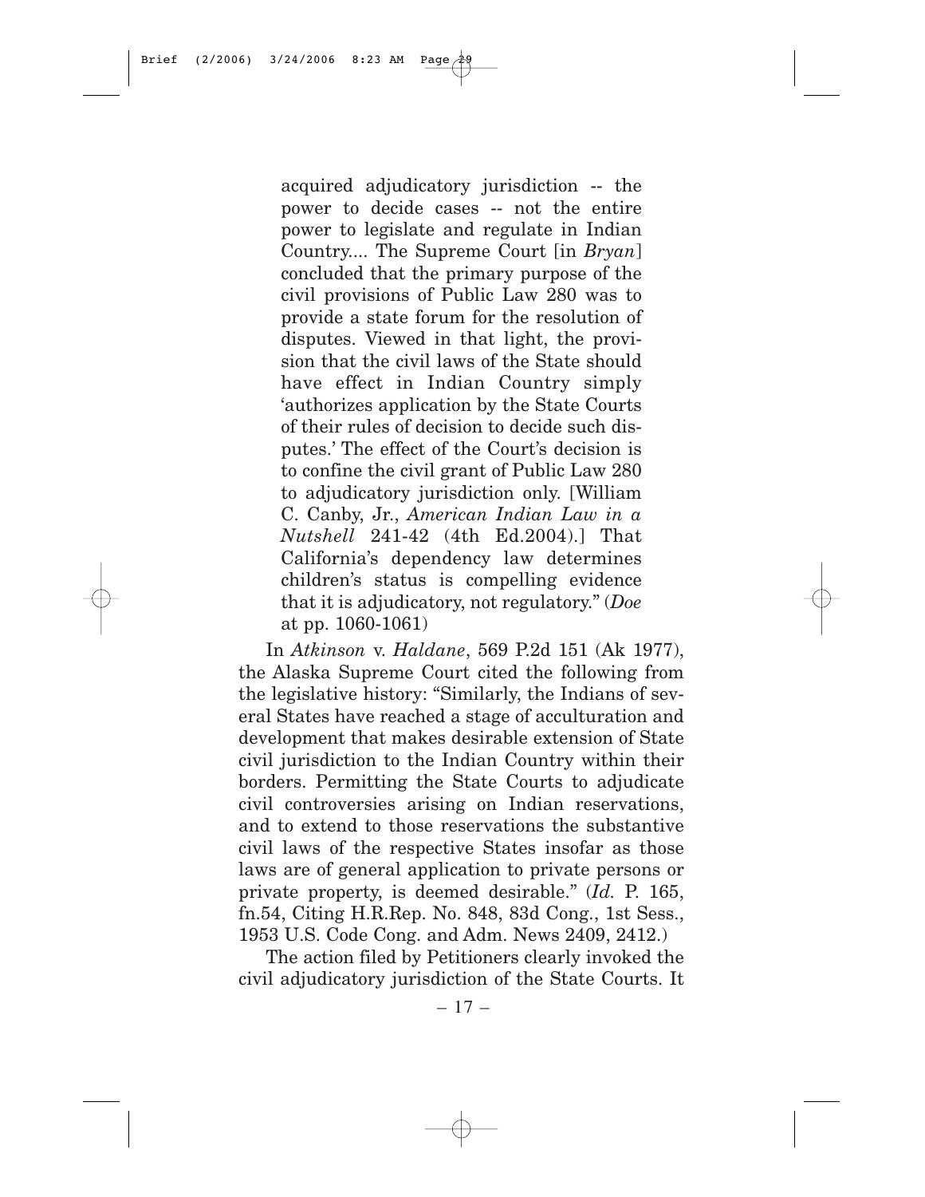> acquired adjudicatory jurisdiction -- the power to decide cases -- not the entire power to legislate and regulate in Indian Country.... The Supreme Court [in *Bryan*] concluded that the primary purpose of the civil provisions of Public Law 280 was to provide a state forum for the resolution of disputes. Viewed in that light, the provision that the civil laws of the State should have effect in Indian Country simply 'authorizes application by the State Courts of their rules of decision to decide such disputes.' The effect of the Court's decision is to confine the civil grant of Public Law 280 to adjudicatory jurisdiction only. [William C. Canby, Jr., *American Indian Law in a Nutshell* 241-42 (4th Ed.2004).] That California's dependency law determines children's status is compelling evidence that it is adjudicatory, not regulatory." (*Doe* at pp. 1060-1061)

In *Atkinson* v. *Haldane*, 569 P.2d 151 (Ak 1977), the Alaska Supreme Court cited the following from the legislative history: "Similarly, the Indians of several States have reached a stage of acculturation and development that makes desirable extension of State civil jurisdiction to the Indian Country within their borders. Permitting the State Courts to adjudicate civil controversies arising on Indian reservations, and to extend to those reservations the substantive civil laws of the respective States insofar as those laws are of general application to private persons or private property, is deemed desirable." (*Id.* P. 165, fn.54, Citing H.R.Rep. No. 848, 83d Cong., 1st Sess., 1953 U.S. Code Cong. and Adm. News 2409, 2412.)

The action filed by Petitioners clearly invoked the civil adjudicatory jurisdiction of the State Courts. It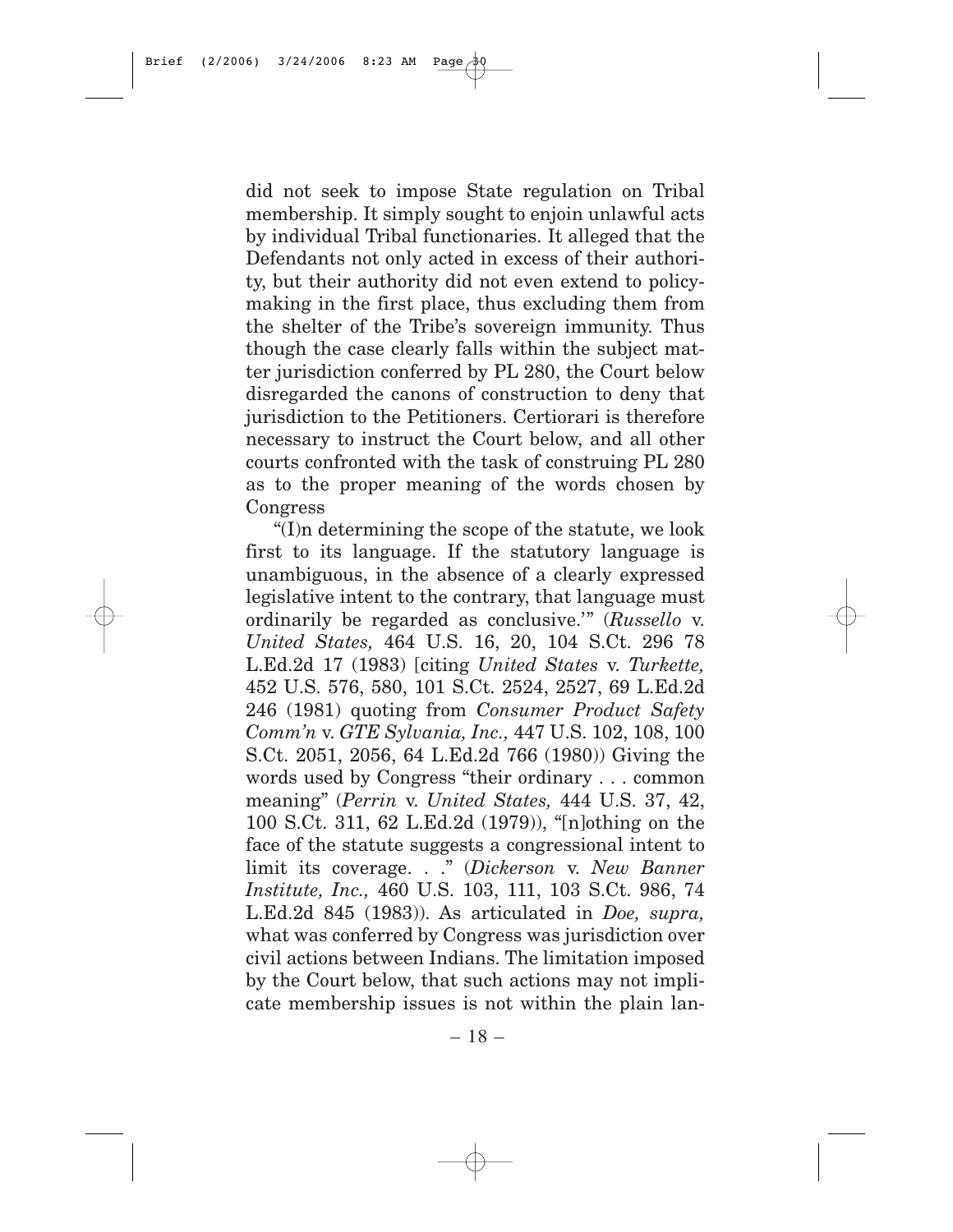did not seek to impose State regulation on Tribal membership. It simply sought to enjoin unlawful acts by individual Tribal functionaries. It alleged that the Defendants not only acted in excess of their authority, but their authority did not even extend to policy-making in the first place, thus excluding them from the shelter of the Tribe's sovereign immunity. Thus though the case clearly falls within the subject matter jurisdiction conferred by PL 280, the Court below disregarded the canons of construction to deny that jurisdiction to the Petitioners. Certiorari is therefore necessary to instruct the Court below, and all other courts confronted with the task of construing PL 280 as to the proper meaning of the words chosen by Congress

"(I)n determining the scope of the statute, we look first to its language. If the statutory language is unambiguous, in the absence of a clearly expressed legislative intent to the contrary, that language must ordinarily be regarded as conclusive.'" (*Russello* v. *United States,* 464 U.S. 16, 20, 104 S.Ct. 296 78 L.Ed.2d 17 (1983) [citing *United States* v. *Turkette,* 452 U.S. 576, 580, 101 S.Ct. 2524, 2527, 69 L.Ed.2d 246 (1981) quoting from *Consumer Product Safety Comm'n* v. *GTE Sylvania, Inc.,* 447 U.S. 102, 108, 100 S.Ct. 2051, 2056, 64 L.Ed.2d 766 (1980)) Giving the words used by Congress "their ordinary . . . common meaning" (*Perrin* v. *United States,* 444 U.S. 37, 42, 100 S.Ct. 311, 62 L.Ed.2d (1979)), "[n]othing on the face of the statute suggests a congressional intent to limit its coverage. . ." (*Dickerson* v. *New Banner Institute, Inc.,* 460 U.S. 103, 111, 103 S.Ct. 986, 74 L.Ed.2d 845 (1983)). As articulated in *Doe, supra,* what was conferred by Congress was jurisdiction over civil actions between Indians. The limitation imposed by the Court below, that such actions may not implicate membership issues is not within the plain lan-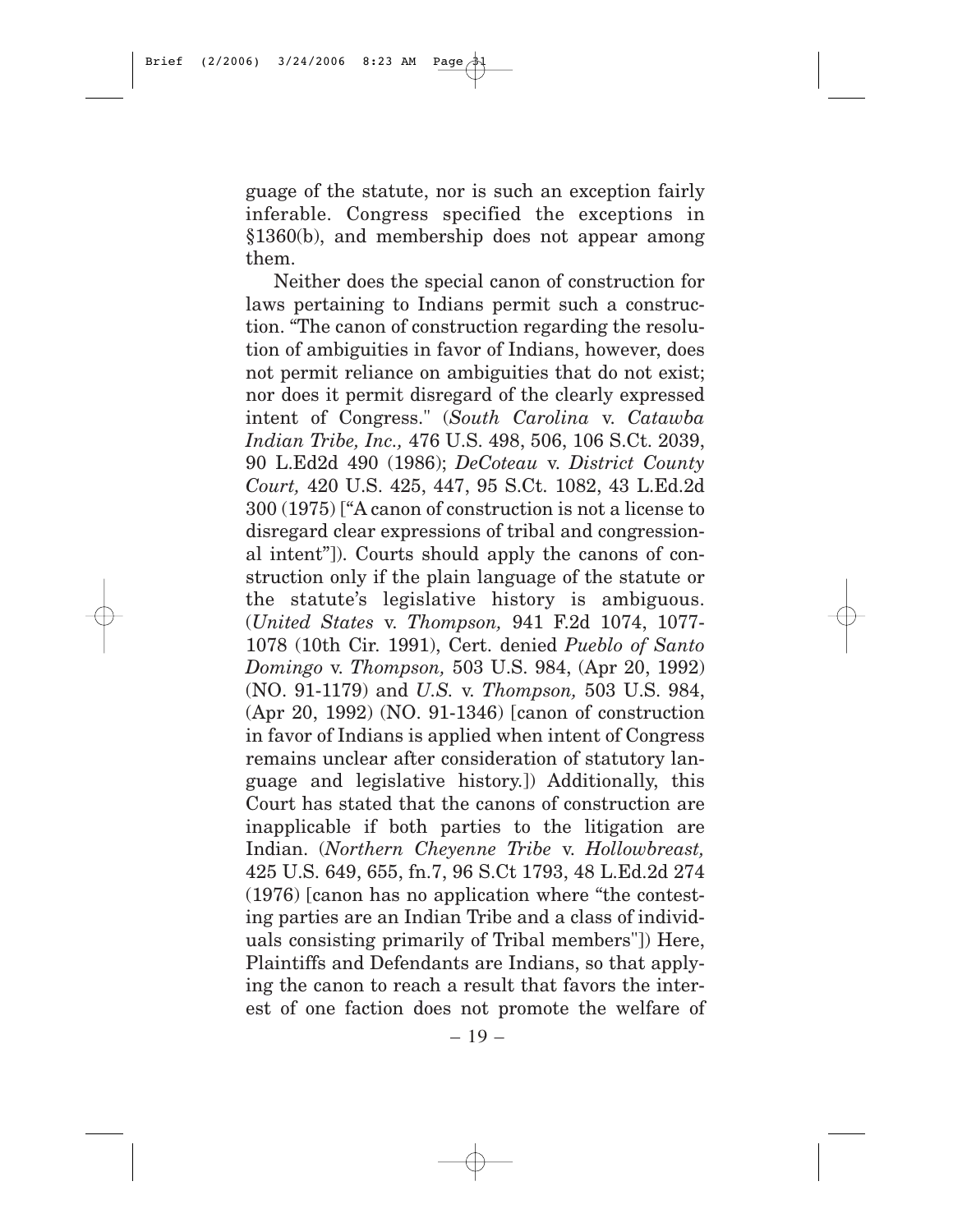guage of the statute, nor is such an exception fairly inferable. Congress specified the exceptions in §1360(b), and membership does not appear among them.

Neither does the special canon of construction for laws pertaining to Indians permit such a construction. "The canon of construction regarding the resolution of ambiguities in favor of Indians, however, does not permit reliance on ambiguities that do not exist; nor does it permit disregard of the clearly expressed intent of Congress." (*South Carolina* v. *Catawba Indian Tribe, Inc.,* 476 U.S. 498, 506, 106 S.Ct. 2039, 90 L.Ed2d 490 (1986); *DeCoteau* v. *District County Court,* 420 U.S. 425, 447, 95 S.Ct. 1082, 43 L.Ed.2d 300 (1975) ["A canon of construction is not a license to disregard clear expressions of tribal and congressional intent"]). Courts should apply the canons of construction only if the plain language of the statute or the statute's legislative history is ambiguous. (*United States* v. *Thompson,* 941 F.2d 1074, 1077-1078 (10th Cir. 1991), Cert. denied *Pueblo of Santo Domingo* v. *Thompson,* 503 U.S. 984, (Apr 20, 1992) (NO. 91-1179) and *U.S.* v. *Thompson,* 503 U.S. 984, (Apr 20, 1992) (NO. 91-1346) [canon of construction in favor of Indians is applied when intent of Congress remains unclear after consideration of statutory language and legislative history.]) Additionally, this Court has stated that the canons of construction are inapplicable if both parties to the litigation are Indian. (*Northern Cheyenne Tribe* v. *Hollowbreast,* 425 U.S. 649, 655, fn.7, 96 S.Ct 1793, 48 L.Ed.2d 274 (1976) [canon has no application where "the contesting parties are an Indian Tribe and a class of individuals consisting primarily of Tribal members"]) Here, Plaintiffs and Defendants are Indians, so that applying the canon to reach a result that favors the interest of one faction does not promote the welfare of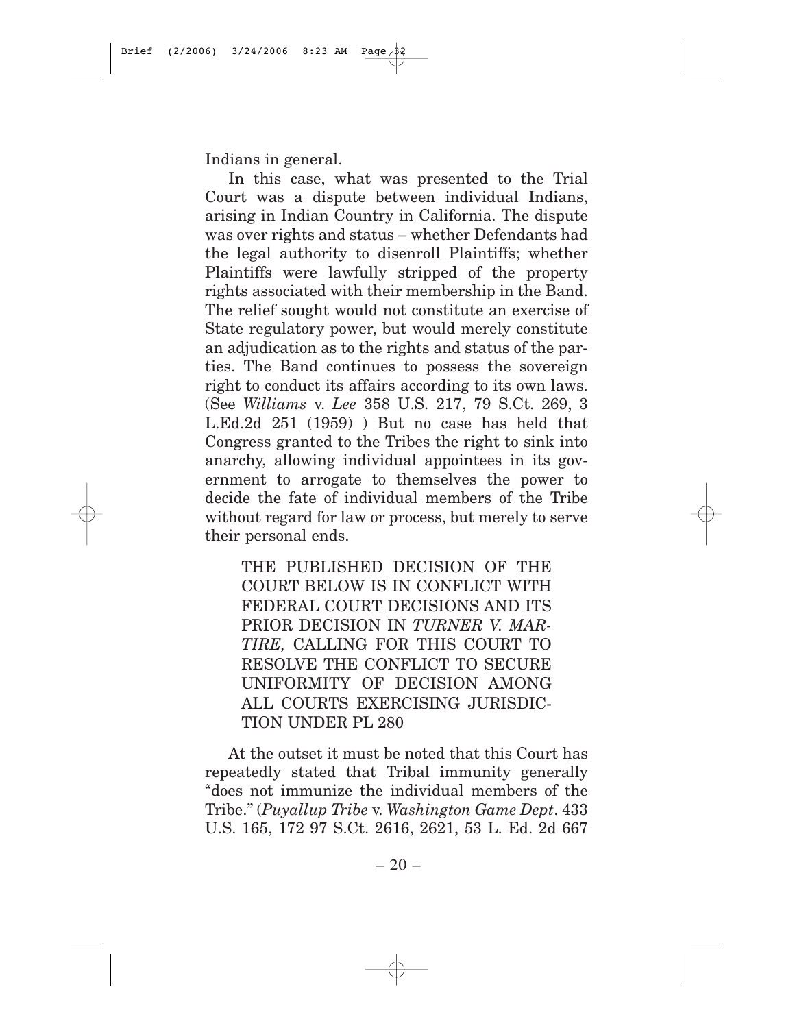Indians in general.

In this case, what was presented to the Trial Court was a dispute between individual Indians, arising in Indian Country in California. The dispute was over rights and status – whether Defendants had the legal authority to disenroll Plaintiffs; whether Plaintiffs were lawfully stripped of the property rights associated with their membership in the Band. The relief sought would not constitute an exercise of State regulatory power, but would merely constitute an adjudication as to the rights and status of the parties. The Band continues to possess the sovereign right to conduct its affairs according to its own laws. (See *Williams* v. *Lee* 358 U.S. 217, 79 S.Ct. 269, 3 L.Ed.2d 251 (1959) ) But no case has held that Congress granted to the Tribes the right to sink into anarchy, allowing individual appointees in its government to arrogate to themselves the power to decide the fate of individual members of the Tribe without regard for law or process, but merely to serve their personal ends.

## THE PUBLISHED DECISION OF THE COURT BELOW IS IN CONFLICT WITH FEDERAL COURT DECISIONS AND ITS PRIOR DECISION IN *TURNER V. MARTIRE,* CALLING FOR THIS COURT TO RESOLVE THE CONFLICT TO SECURE UNIFORMITY OF DECISION AMONG ALL COURTS EXERCISING JURISDICTION UNDER PL 280

At the outset it must be noted that this Court has repeatedly stated that Tribal immunity generally "does not immunize the individual members of the Tribe." (*Puyallup Tribe* v. *Washington Game Dept*. 433 U.S. 165, 172 97 S.Ct. 2616, 2621, 53 L. Ed. 2d 667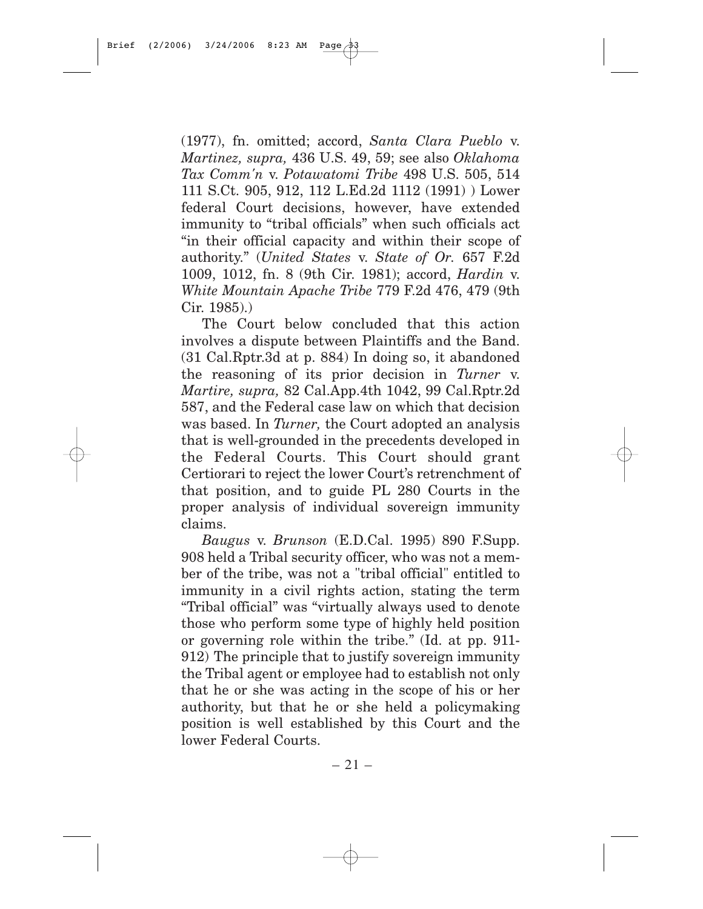(1977), fn. omitted; accord, *Santa Clara Pueblo* v. *Martinez, supra,* 436 U.S. 49, 59; see also *Oklahoma Tax Comm'n* v. *Potawatomi Tribe* 498 U.S. 505, 514 111 S.Ct. 905, 912, 112 L.Ed.2d 1112 (1991) ) Lower federal Court decisions, however, have extended immunity to "tribal officials" when such officials act "in their official capacity and within their scope of authority." (*United States* v. *State of Or.* 657 F.2d 1009, 1012, fn. 8 (9th Cir. 1981); accord, *Hardin* v. *White Mountain Apache Tribe* 779 F.2d 476, 479 (9th Cir. 1985).)

The Court below concluded that this action involves a dispute between Plaintiffs and the Band. (31 Cal.Rptr.3d at p. 884) In doing so, it abandoned the reasoning of its prior decision in *Turner* v. *Martire, supra,* 82 Cal.App.4th 1042, 99 Cal.Rptr.2d 587, and the Federal case law on which that decision was based. In *Turner,* the Court adopted an analysis that is well-grounded in the precedents developed in the Federal Courts. This Court should grant Certiorari to reject the lower Court's retrenchment of that position, and to guide PL 280 Courts in the proper analysis of individual sovereign immunity claims.

*Baugus* v. *Brunson* (E.D.Cal. 1995) 890 F.Supp. 908 held a Tribal security officer, who was not a member of the tribe, was not a "tribal official" entitled to immunity in a civil rights action, stating the term "Tribal official" was "virtually always used to denote those who perform some type of highly held position or governing role within the tribe." (Id. at pp. 911-912) The principle that to justify sovereign immunity the Tribal agent or employee had to establish not only that he or she was acting in the scope of his or her authority, but that he or she held a policymaking position is well established by this Court and the lower Federal Courts.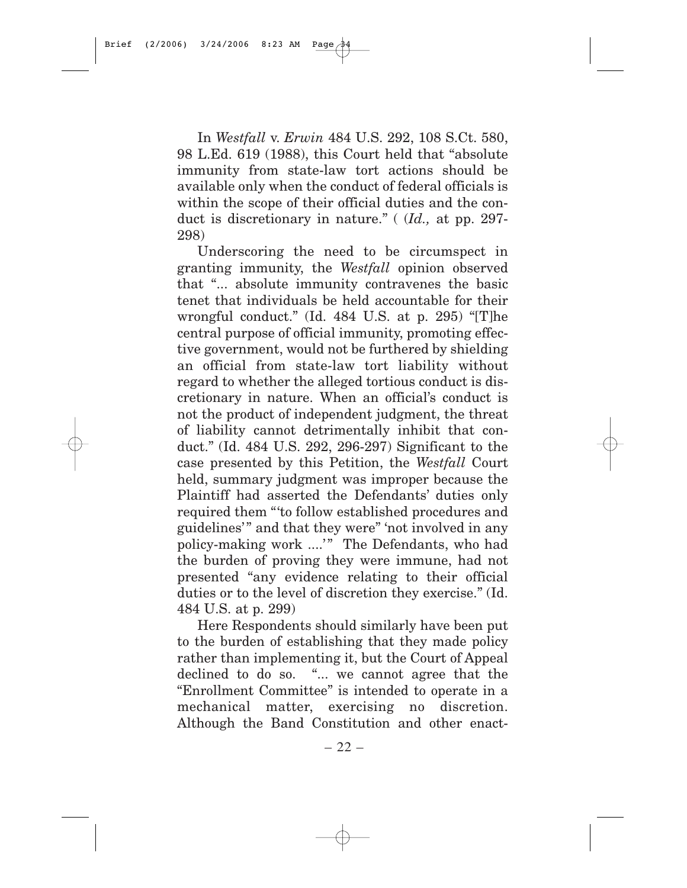In *Westfall* v. *Erwin* 484 U.S. 292, 108 S.Ct. 580, 98 L.Ed. 619 (1988), this Court held that "absolute immunity from state-law tort actions should be available only when the conduct of federal officials is within the scope of their official duties and the conduct is discretionary in nature." ( (*Id.,* at pp. 297-298)

Underscoring the need to be circumspect in granting immunity, the *Westfall* opinion observed that "... absolute immunity contravenes the basic tenet that individuals be held accountable for their wrongful conduct." (Id. 484 U.S. at p. 295) "[T]he central purpose of official immunity, promoting effective government, would not be furthered by shielding an official from state-law tort liability without regard to whether the alleged tortious conduct is discretionary in nature. When an official's conduct is not the product of independent judgment, the threat of liability cannot detrimentally inhibit that conduct." (Id. 484 U.S. 292, 296-297) Significant to the case presented by this Petition, the *Westfall* Court held, summary judgment was improper because the Plaintiff had asserted the Defendants' duties only required them "'to follow established procedures and guidelines'" and that they were" 'not involved in any policy-making work ....'" The Defendants, who had the burden of proving they were immune, had not presented "any evidence relating to their official duties or to the level of discretion they exercise." (Id. 484 U.S. at p. 299)

Here Respondents should similarly have been put to the burden of establishing that they made policy rather than implementing it, but the Court of Appeal declined to do so. "... we cannot agree that the "Enrollment Committee" is intended to operate in a mechanical matter, exercising no discretion. Although the Band Constitution and other enact-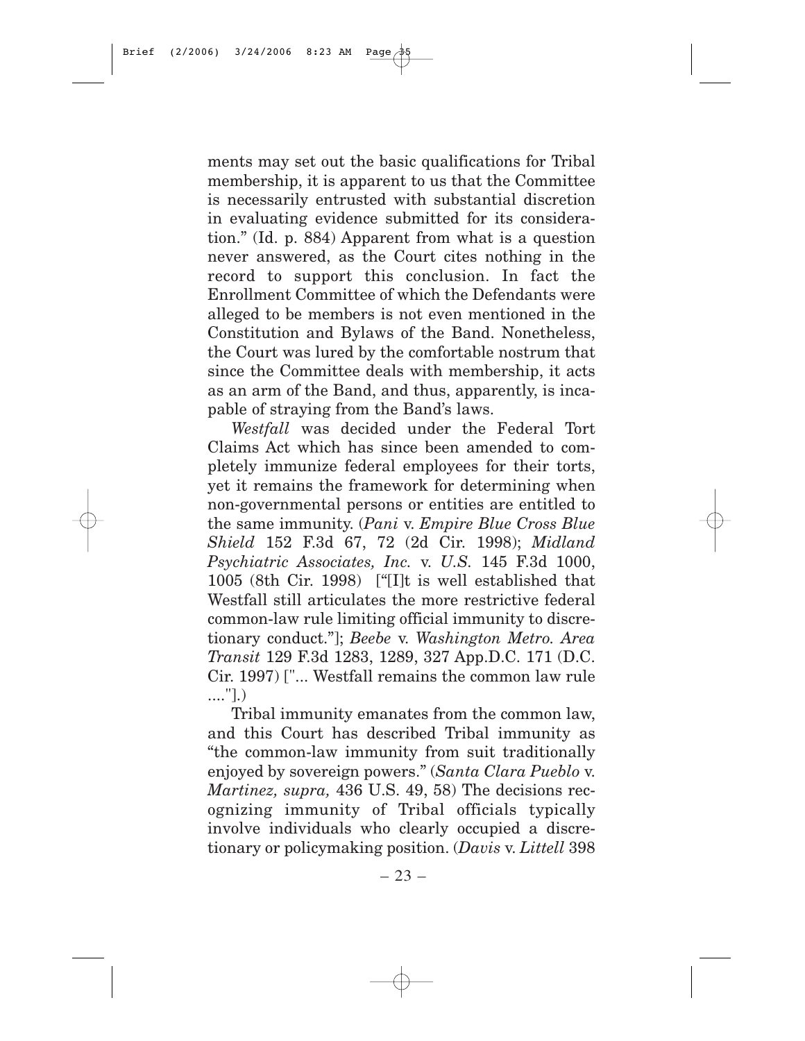ments may set out the basic qualifications for Tribal membership, it is apparent to us that the Committee is necessarily entrusted with substantial discretion in evaluating evidence submitted for its consideration." (Id. p. 884) Apparent from what is a question never answered, as the Court cites nothing in the record to support this conclusion. In fact the Enrollment Committee of which the Defendants were alleged to be members is not even mentioned in the Constitution and Bylaws of the Band. Nonetheless, the Court was lured by the comfortable nostrum that since the Committee deals with membership, it acts as an arm of the Band, and thus, apparently, is incapable of straying from the Band's laws.

*Westfall* was decided under the Federal Tort Claims Act which has since been amended to completely immunize federal employees for their torts, yet it remains the framework for determining when non-governmental persons or entities are entitled to the same immunity. (*Pani* v. *Empire Blue Cross Blue Shield* 152 F.3d 67, 72 (2d Cir. 1998); *Midland Psychiatric Associates, Inc.* v. *U.S.* 145 F.3d 1000, 1005 (8th Cir. 1998) ["[I]t is well established that Westfall still articulates the more restrictive federal common-law rule limiting official immunity to discretionary conduct."]; *Beebe* v. *Washington Metro. Area Transit* 129 F.3d 1283, 1289, 327 App.D.C. 171 (D.C. Cir. 1997) ["... Westfall remains the common law rule ...."].)

Tribal immunity emanates from the common law, and this Court has described Tribal immunity as "the common-law immunity from suit traditionally enjoyed by sovereign powers." (*Santa Clara Pueblo* v. *Martinez, supra,* 436 U.S. 49, 58) The decisions recognizing immunity of Tribal officials typically involve individuals who clearly occupied a discretionary or policymaking position. (*Davis* v. *Littell* 398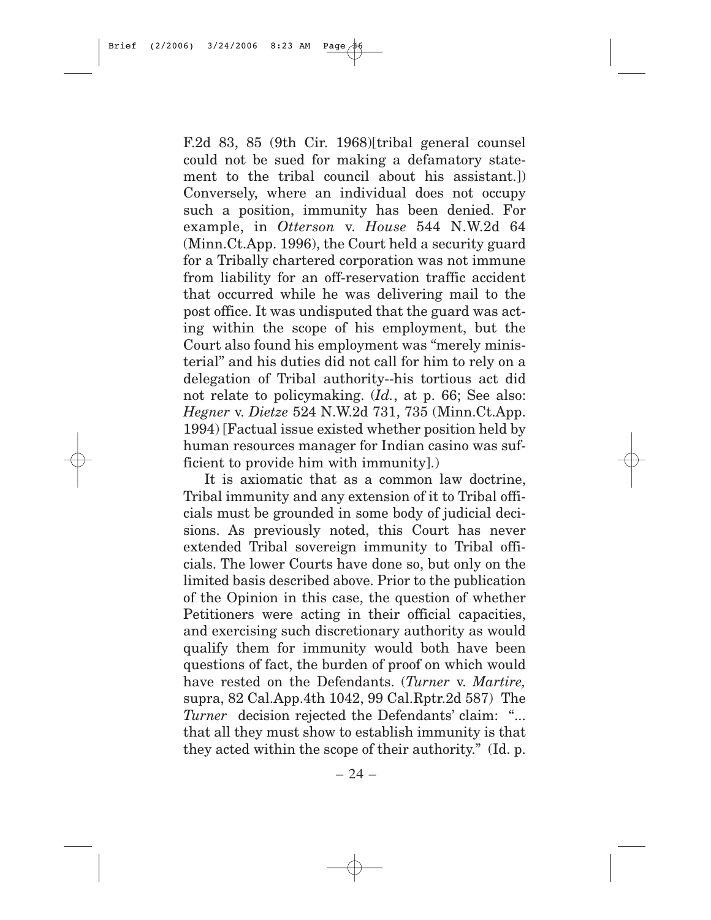F.2d 83, 85 (9th Cir. 1968)[tribal general counsel could not be sued for making a defamatory statement to the tribal council about his assistant.]) Conversely, where an individual does not occupy such a position, immunity has been denied. For example, in *Otterson* v. *House* 544 N.W.2d 64 (Minn.Ct.App. 1996), the Court held a security guard for a Tribally chartered corporation was not immune from liability for an off-reservation traffic accident that occurred while he was delivering mail to the post office. It was undisputed that the guard was acting within the scope of his employment, but the Court also found his employment was "merely ministerial" and his duties did not call for him to rely on a delegation of Tribal authority--his tortious act did not relate to policymaking. (*Id.*, at p. 66; See also: *Hegner* v. *Dietze* 524 N.W.2d 731, 735 (Minn.Ct.App. 1994) [Factual issue existed whether position held by human resources manager for Indian casino was sufficient to provide him with immunity].)

It is axiomatic that as a common law doctrine, Tribal immunity and any extension of it to Tribal officials must be grounded in some body of judicial decisions. As previously noted, this Court has never extended Tribal sovereign immunity to Tribal officials. The lower Courts have done so, but only on the limited basis described above. Prior to the publication of the Opinion in this case, the question of whether Petitioners were acting in their official capacities, and exercising such discretionary authority as would qualify them for immunity would both have been questions of fact, the burden of proof on which would have rested on the Defendants. (*Turner* v. *Martire,* supra, 82 Cal.App.4th 1042, 99 Cal.Rptr.2d 587) The *Turner* decision rejected the Defendants' claim: "... that all they must show to establish immunity is that they acted within the scope of their authority." (Id. p.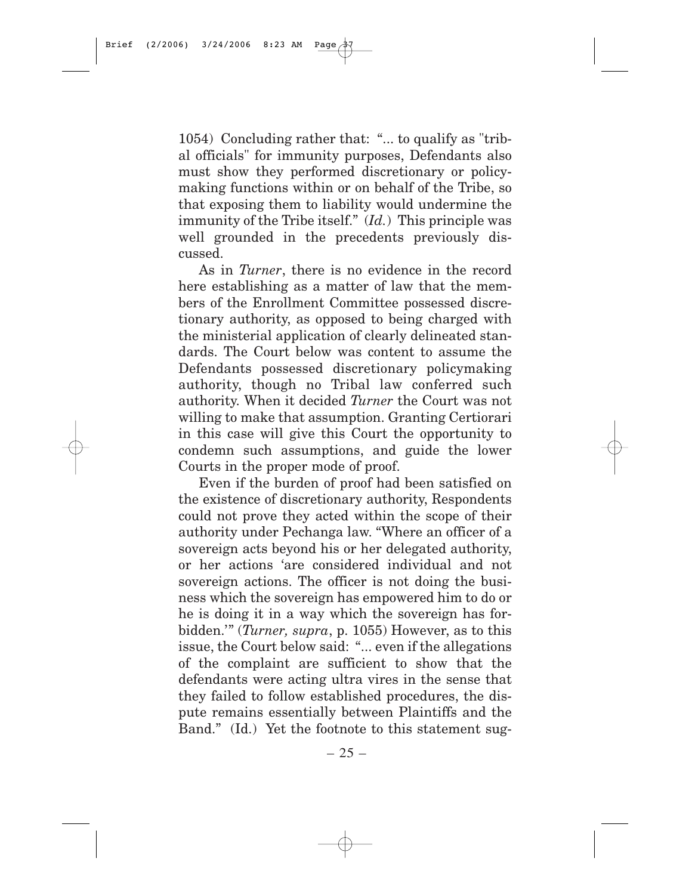1054) Concluding rather that: "... to qualify as "tribal officials" for immunity purposes, Defendants also must show they performed discretionary or policymaking functions within or on behalf of the Tribe, so that exposing them to liability would undermine the immunity of the Tribe itself." (*Id.*) This principle was well grounded in the precedents previously discussed.

As in *Turner*, there is no evidence in the record here establishing as a matter of law that the members of the Enrollment Committee possessed discretionary authority, as opposed to being charged with the ministerial application of clearly delineated standards. The Court below was content to assume the Defendants possessed discretionary policymaking authority, though no Tribal law conferred such authority. When it decided *Turner* the Court was not willing to make that assumption. Granting Certiorari in this case will give this Court the opportunity to condemn such assumptions, and guide the lower Courts in the proper mode of proof.

Even if the burden of proof had been satisfied on the existence of discretionary authority, Respondents could not prove they acted within the scope of their authority under Pechanga law. "Where an officer of a sovereign acts beyond his or her delegated authority, or her actions 'are considered individual and not sovereign actions. The officer is not doing the business which the sovereign has empowered him to do or he is doing it in a way which the sovereign has forbidden.'" (*Turner, supra*, p. 1055) However, as to this issue, the Court below said: "... even if the allegations of the complaint are sufficient to show that the defendants were acting ultra vires in the sense that they failed to follow established procedures, the dispute remains essentially between Plaintiffs and the Band." (Id.) Yet the footnote to this statement sug-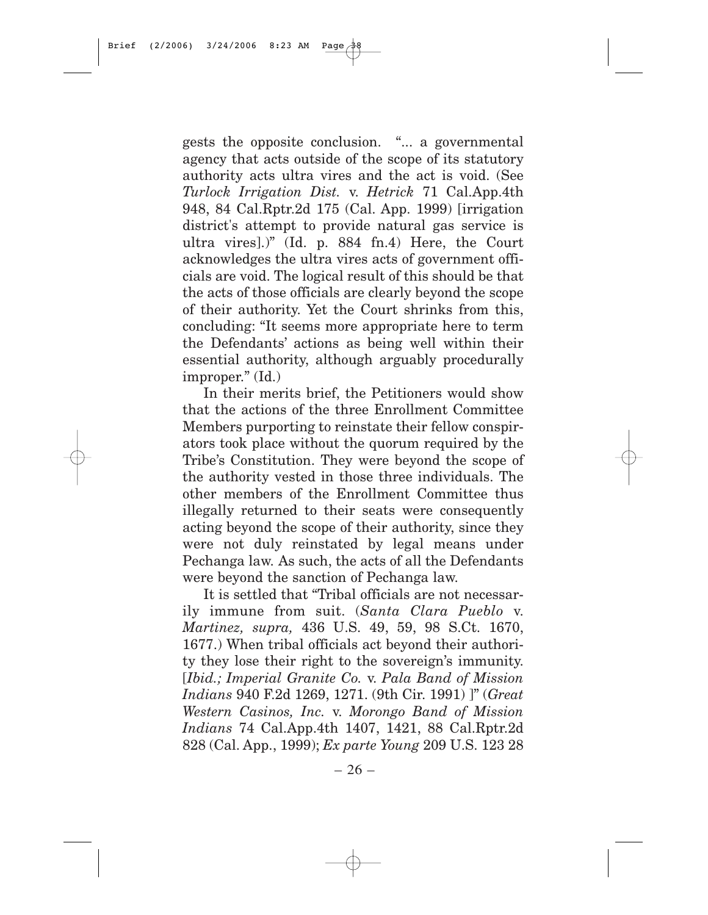gests the opposite conclusion. "... a governmental agency that acts outside of the scope of its statutory authority acts ultra vires and the act is void. (See *Turlock Irrigation Dist.* v. *Hetrick* 71 Cal.App.4th 948, 84 Cal.Rptr.2d 175 (Cal. App. 1999) [irrigation district's attempt to provide natural gas service is ultra vires].)" (Id. p. 884 fn.4) Here, the Court acknowledges the ultra vires acts of government officials are void. The logical result of this should be that the acts of those officials are clearly beyond the scope of their authority. Yet the Court shrinks from this, concluding: "It seems more appropriate here to term the Defendants' actions as being well within their essential authority, although arguably procedurally improper." (Id.)

In their merits brief, the Petitioners would show that the actions of the three Enrollment Committee Members purporting to reinstate their fellow conspirators took place without the quorum required by the Tribe's Constitution. They were beyond the scope of the authority vested in those three individuals. The other members of the Enrollment Committee thus illegally returned to their seats were consequently acting beyond the scope of their authority, since they were not duly reinstated by legal means under Pechanga law. As such, the acts of all the Defendants were beyond the sanction of Pechanga law.

It is settled that "Tribal officials are not necessarily immune from suit. (*Santa Clara Pueblo* v. *Martinez, supra,* 436 U.S. 49, 59, 98 S.Ct. 1670, 1677.) When tribal officials act beyond their authority they lose their right to the sovereign's immunity. [*Ibid.; Imperial Granite Co.* v. *Pala Band of Mission Indians* 940 F.2d 1269, 1271. (9th Cir. 1991) ]" (*Great Western Casinos, Inc.* v. *Morongo Band of Mission Indians* 74 Cal.App.4th 1407, 1421, 88 Cal.Rptr.2d 828 (Cal. App., 1999); *Ex parte Young* 209 U.S. 123 28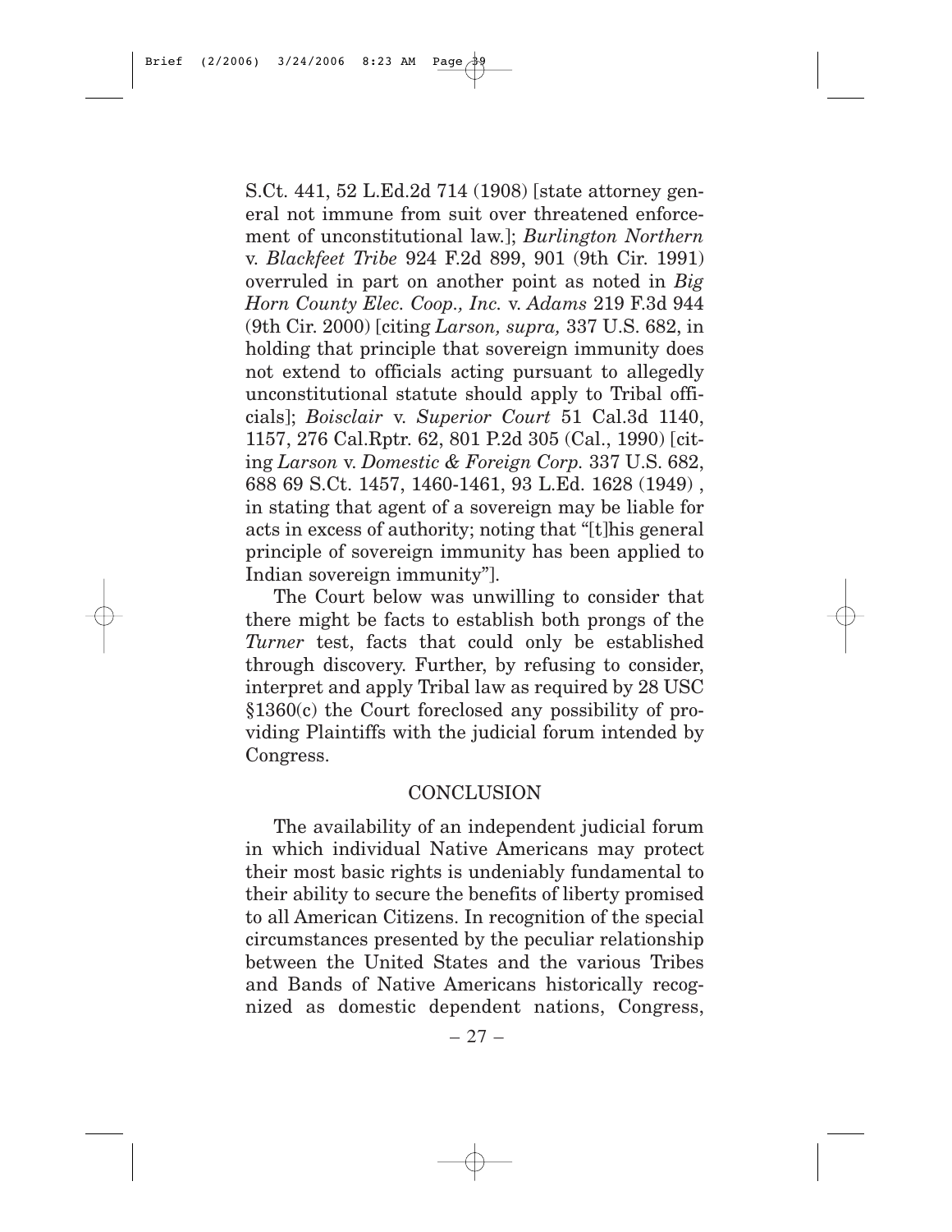S.Ct. 441, 52 L.Ed.2d 714 (1908) [state attorney general not immune from suit over threatened enforcement of unconstitutional law.]; *Burlington Northern* v. *Blackfeet Tribe* 924 F.2d 899, 901 (9th Cir. 1991) overruled in part on another point as noted in *Big Horn County Elec. Coop., Inc.* v. *Adams* 219 F.3d 944 (9th Cir. 2000) [citing *Larson, supra,* 337 U.S. 682, in holding that principle that sovereign immunity does not extend to officials acting pursuant to allegedly unconstitutional statute should apply to Tribal officials]; *Boisclair* v. *Superior Court* 51 Cal.3d 1140, 1157, 276 Cal.Rptr. 62, 801 P.2d 305 (Cal., 1990) [citing *Larson* v. *Domestic & Foreign Corp.* 337 U.S. 682, 688 69 S.Ct. 1457, 1460-1461, 93 L.Ed. 1628 (1949) , in stating that agent of a sovereign may be liable for acts in excess of authority; noting that "[t]his general principle of sovereign immunity has been applied to Indian sovereign immunity"].

The Court below was unwilling to consider that there might be facts to establish both prongs of the *Turner* test, facts that could only be established through discovery. Further, by refusing to consider, interpret and apply Tribal law as required by 28 USC §1360(c) the Court foreclosed any possibility of providing Plaintiffs with the judicial forum intended by Congress.

## CONCLUSION

The availability of an independent judicial forum in which individual Native Americans may protect their most basic rights is undeniably fundamental to their ability to secure the benefits of liberty promised to all American Citizens. In recognition of the special circumstances presented by the peculiar relationship between the United States and the various Tribes and Bands of Native Americans historically recognized as domestic dependent nations, Congress,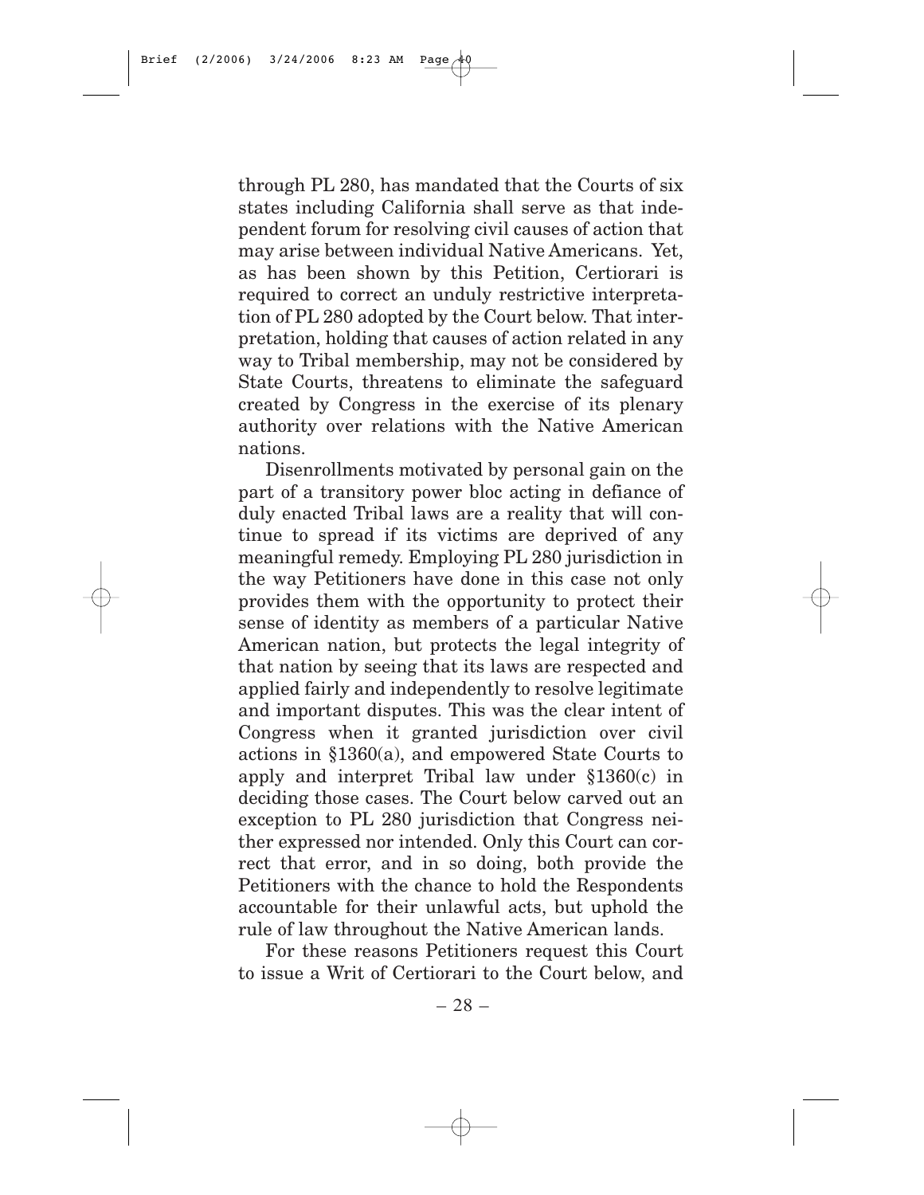through PL 280, has mandated that the Courts of six states including California shall serve as that independent forum for resolving civil causes of action that may arise between individual Native Americans. Yet, as has been shown by this Petition, Certiorari is required to correct an unduly restrictive interpretation of PL 280 adopted by the Court below. That interpretation, holding that causes of action related in any way to Tribal membership, may not be considered by State Courts, threatens to eliminate the safeguard created by Congress in the exercise of its plenary authority over relations with the Native American nations.

Disenrollments motivated by personal gain on the part of a transitory power bloc acting in defiance of duly enacted Tribal laws are a reality that will continue to spread if its victims are deprived of any meaningful remedy. Employing PL 280 jurisdiction in the way Petitioners have done in this case not only provides them with the opportunity to protect their sense of identity as members of a particular Native American nation, but protects the legal integrity of that nation by seeing that its laws are respected and applied fairly and independently to resolve legitimate and important disputes. This was the clear intent of Congress when it granted jurisdiction over civil actions in §1360(a), and empowered State Courts to apply and interpret Tribal law under §1360(c) in deciding those cases. The Court below carved out an exception to PL 280 jurisdiction that Congress neither expressed nor intended. Only this Court can correct that error, and in so doing, both provide the Petitioners with the chance to hold the Respondents accountable for their unlawful acts, but uphold the rule of law throughout the Native American lands.

For these reasons Petitioners request this Court to issue a Writ of Certiorari to the Court below, and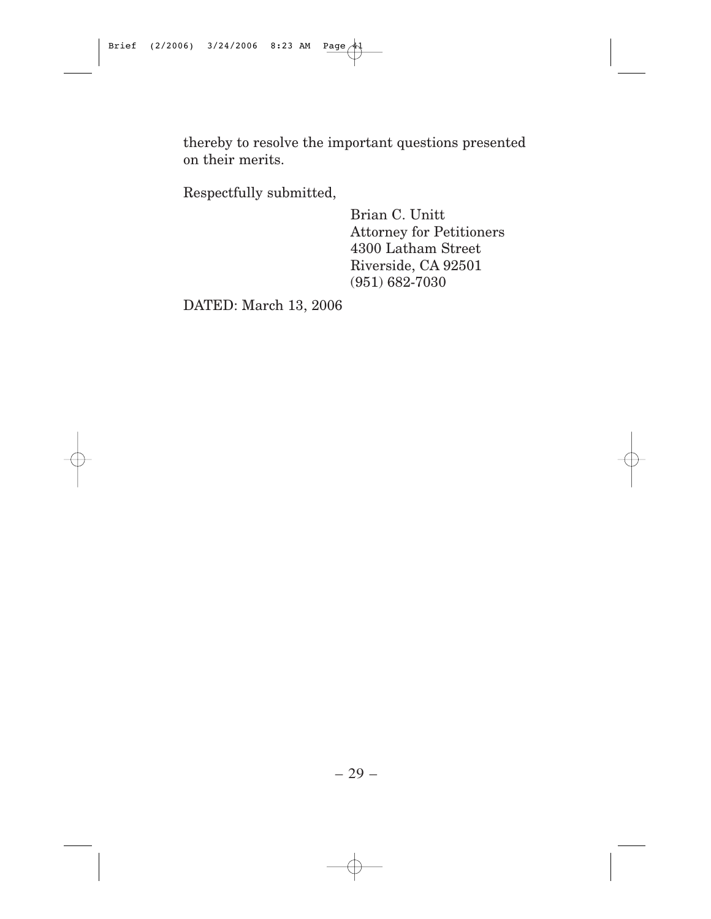thereby to resolve the important questions presented on their merits.

Respectfully submitted,

Brian C. Unitt  
Attorney for Petitioners  
4300 Latham Street  
Riverside, CA 92501  
(951) 682-7030

DATED: March 13, 2006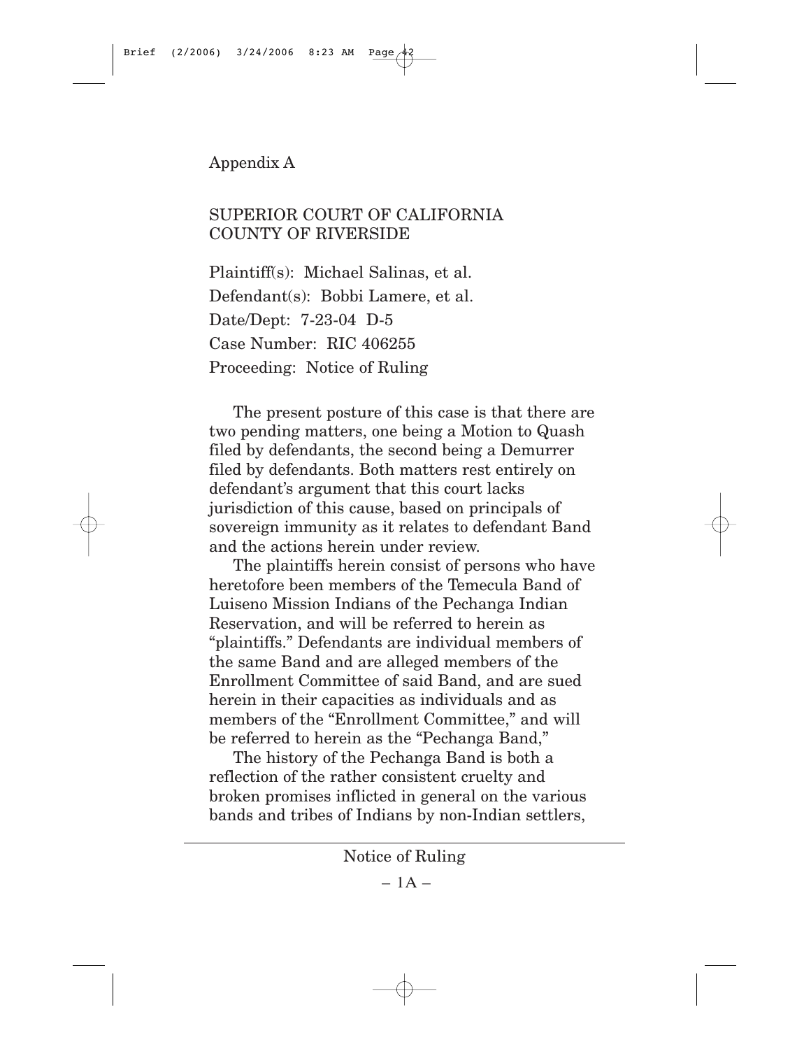Appendix A

SUPERIOR COURT OF CALIFORNIA
COUNTY OF RIVERSIDE

Plaintiff(s): Michael Salinas, et al.
Defendant(s): Bobbi Lamere, et al.
Date/Dept: 7-23-04 D-5
Case Number: RIC 406255
Proceeding: Notice of Ruling

The present posture of this case is that there are two pending matters, one being a Motion to Quash filed by defendants, the second being a Demurrer filed by defendants. Both matters rest entirely on defendant's argument that this court lacks jurisdiction of this cause, based on principals of sovereign immunity as it relates to defendant Band and the actions herein under review.

The plaintiffs herein consist of persons who have heretofore been members of the Temecula Band of Luiseno Mission Indians of the Pechanga Indian Reservation, and will be referred to herein as "plaintiffs." Defendants are individual members of the same Band and are alleged members of the Enrollment Committee of said Band, and are sued herein in their capacities as individuals and as members of the "Enrollment Committee," and will be referred to herein as the "Pechanga Band,"

The history of the Pechanga Band is both a reflection of the rather consistent cruelty and broken promises inflicted in general on the various bands and tribes of Indians by non-Indian settlers,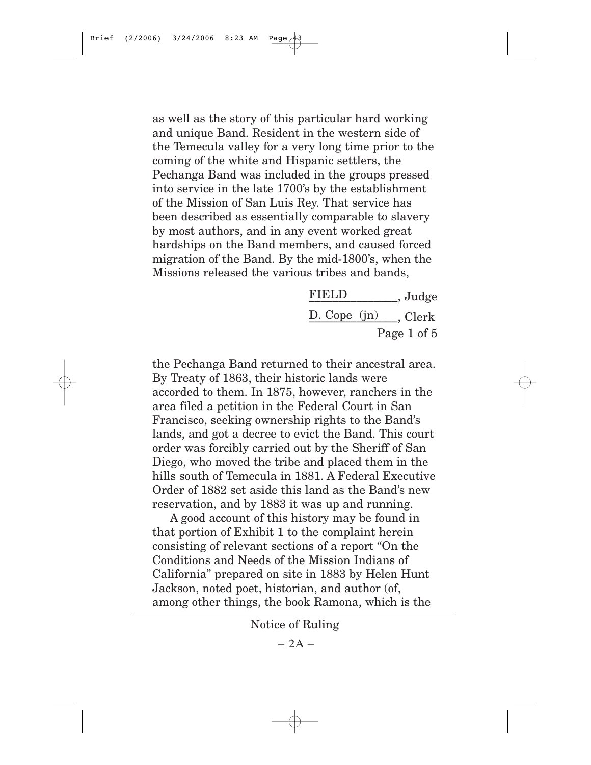as well as the story of this particular hard working and unique Band. Resident in the western side of the Temecula valley for a very long time prior to the coming of the white and Hispanic settlers, the Pechanga Band was included in the groups pressed into service in the late 1700's by the establishment of the Mission of San Luis Rey. That service has been described as essentially comparable to slavery by most authors, and in any event worked great hardships on the Band members, and caused forced migration of the Band. By the mid-1800's, when the Missions released the various tribes and bands,

FIELD, Judge
D. Cope (jn), Clerk
Page 1 of 5

the Pechanga Band returned to their ancestral area. By Treaty of 1863, their historic lands were accorded to them. In 1875, however, ranchers in the area filed a petition in the Federal Court in San Francisco, seeking ownership rights to the Band's lands, and got a decree to evict the Band. This court order was forcibly carried out by the Sheriff of San Diego, who moved the tribe and placed them in the hills south of Temecula in 1881. A Federal Executive Order of 1882 set aside this land as the Band's new reservation, and by 1883 it was up and running.

A good account of this history may be found in that portion of Exhibit 1 to the complaint herein consisting of relevant sections of a report "On the Conditions and Needs of the Mission Indians of California" prepared on site in 1883 by Helen Hunt Jackson, noted poet, historian, and author (of, among other things, the book Ramona, which is the

Notice of Ruling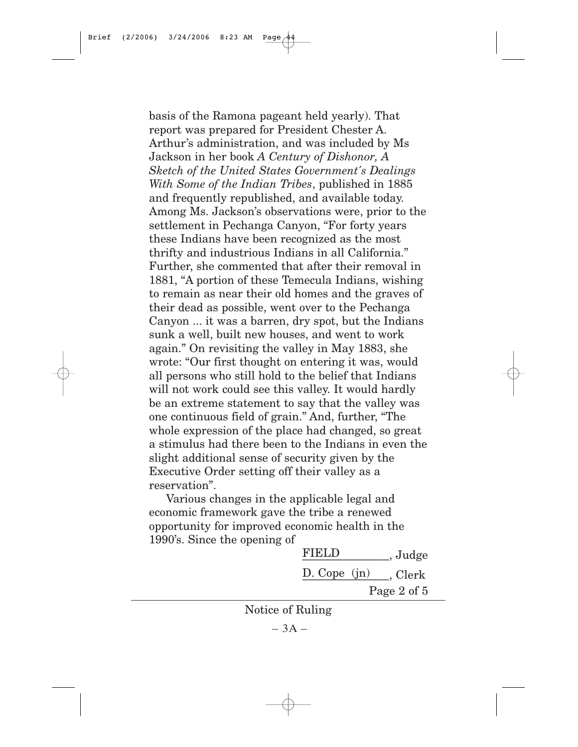basis of the Ramona pageant held yearly). That report was prepared for President Chester A. Arthur's administration, and was included by Ms Jackson in her book *A Century of Dishonor, A Sketch of the United States Government's Dealings With Some of the Indian Tribes*, published in 1885 and frequently republished, and available today. Among Ms. Jackson's observations were, prior to the settlement in Pechanga Canyon, "For forty years these Indians have been recognized as the most thrifty and industrious Indians in all California." Further, she commented that after their removal in 1881, "A portion of these Temecula Indians, wishing to remain as near their old homes and the graves of their dead as possible, went over to the Pechanga Canyon ... it was a barren, dry spot, but the Indians sunk a well, built new houses, and went to work again." On revisiting the valley in May 1883, she wrote: "Our first thought on entering it was, would all persons who still hold to the belief that Indians will not work could see this valley. It would hardly be an extreme statement to say that the valley was one continuous field of grain." And, further, "The whole expression of the place had changed, so great a stimulus had there been to the Indians in even the slight additional sense of security given by the Executive Order setting off their valley as a reservation".

Various changes in the applicable legal and economic framework gave the tribe a renewed opportunity for improved economic health in the 1990's. Since the opening of

FIELD, Judge

D. Cope (jn), Clerk

Page 2 of 5

Notice of Ruling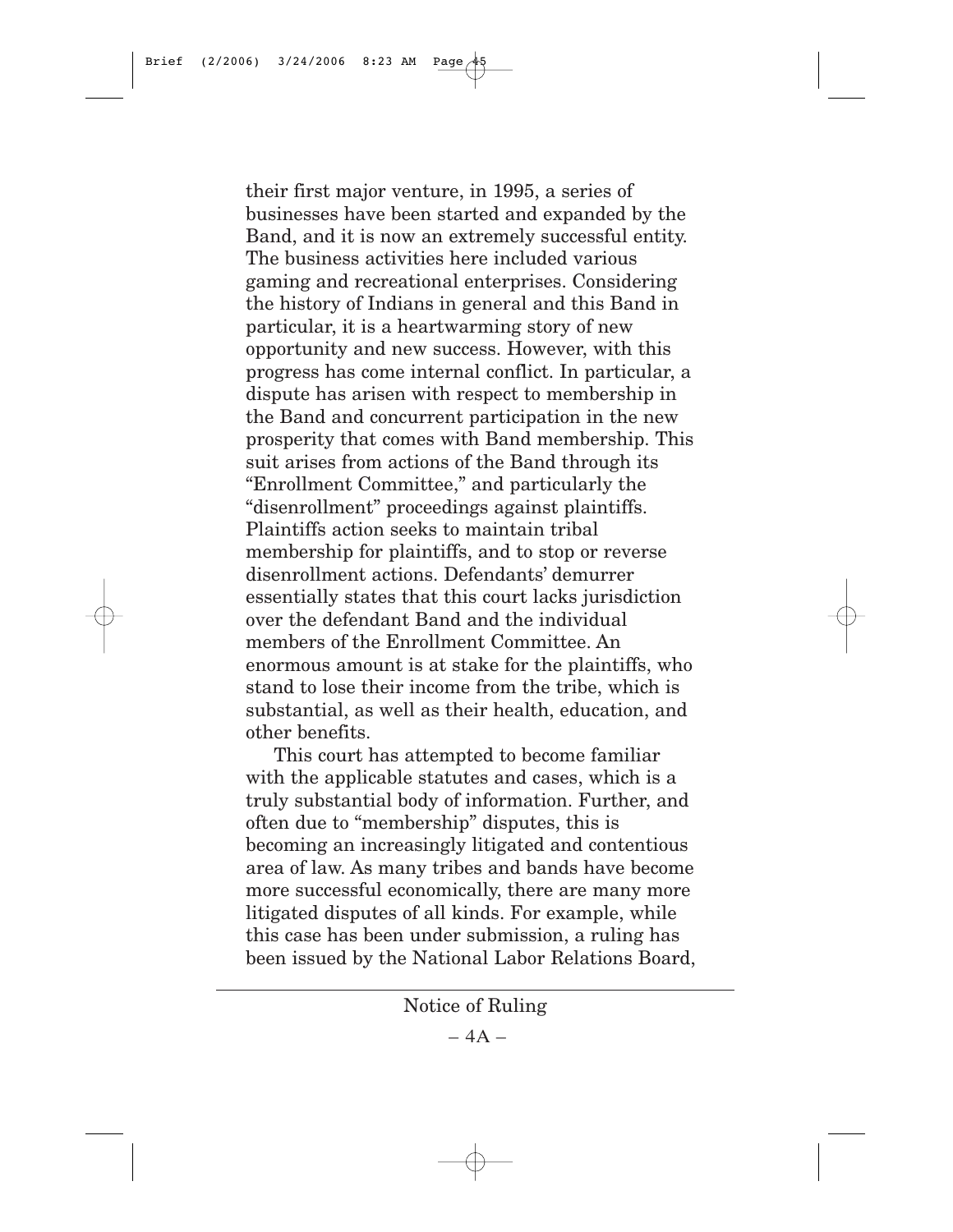their first major venture, in 1995, a series of businesses have been started and expanded by the Band, and it is now an extremely successful entity. The business activities here included various gaming and recreational enterprises. Considering the history of Indians in general and this Band in particular, it is a heartwarming story of new opportunity and new success. However, with this progress has come internal conflict. In particular, a dispute has arisen with respect to membership in the Band and concurrent participation in the new prosperity that comes with Band membership. This suit arises from actions of the Band through its "Enrollment Committee," and particularly the "disenrollment" proceedings against plaintiffs. Plaintiffs action seeks to maintain tribal membership for plaintiffs, and to stop or reverse disenrollment actions. Defendants' demurrer essentially states that this court lacks jurisdiction over the defendant Band and the individual members of the Enrollment Committee. An enormous amount is at stake for the plaintiffs, who stand to lose their income from the tribe, which is substantial, as well as their health, education, and other benefits.

This court has attempted to become familiar with the applicable statutes and cases, which is a truly substantial body of information. Further, and often due to "membership" disputes, this is becoming an increasingly litigated and contentious area of law. As many tribes and bands have become more successful economically, there are many more litigated disputes of all kinds. For example, while this case has been under submission, a ruling has been issued by the National Labor Relations Board,

Notice of Ruling

– 4A –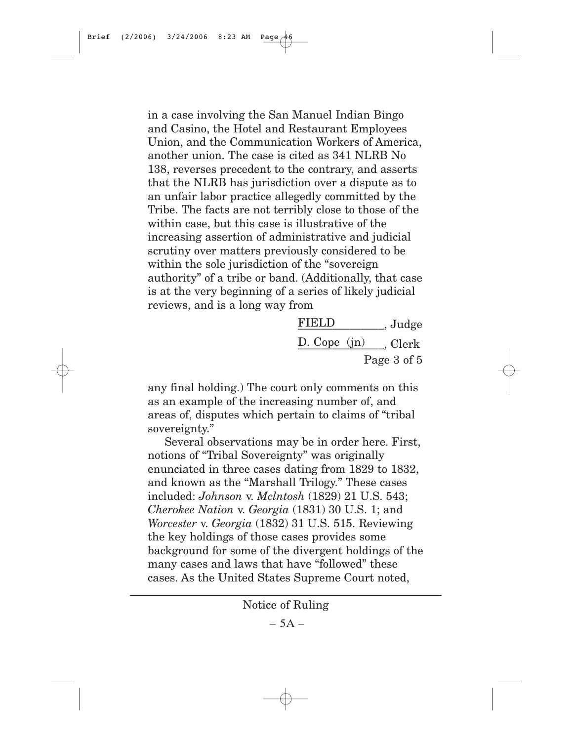in a case involving the San Manuel Indian Bingo and Casino, the Hotel and Restaurant Employees Union, and the Communication Workers of America, another union. The case is cited as 341 NLRB No 138, reverses precedent to the contrary, and asserts that the NLRB has jurisdiction over a dispute as to an unfair labor practice allegedly committed by the Tribe. The facts are not terribly close to those of the within case, but this case is illustrative of the increasing assertion of administrative and judicial scrutiny over matters previously considered to be within the sole jurisdiction of the "sovereign authority" of a tribe or band. (Additionally, that case is at the very beginning of a series of likely judicial reviews, and is a long way from

FIELD________, Judge

D. Cope (jn)____, Clerk

Page 3 of 5

any final holding.) The court only comments on this as an example of the increasing number of, and areas of, disputes which pertain to claims of "tribal sovereignty."

Several observations may be in order here. First, notions of "Tribal Sovereignty" was originally enunciated in three cases dating from 1829 to 1832, and known as the "Marshall Trilogy." These cases included: *Johnson* v. *Mclntosh* (1829) 21 U.S. 543; *Cherokee Nation* v. *Georgia* (1831) 30 U.S. 1; and *Worcester* v. *Georgia* (1832) 31 U.S. 515. Reviewing the key holdings of those cases provides some background for some of the divergent holdings of the many cases and laws that have "followed" these cases. As the United States Supreme Court noted,

Notice of Ruling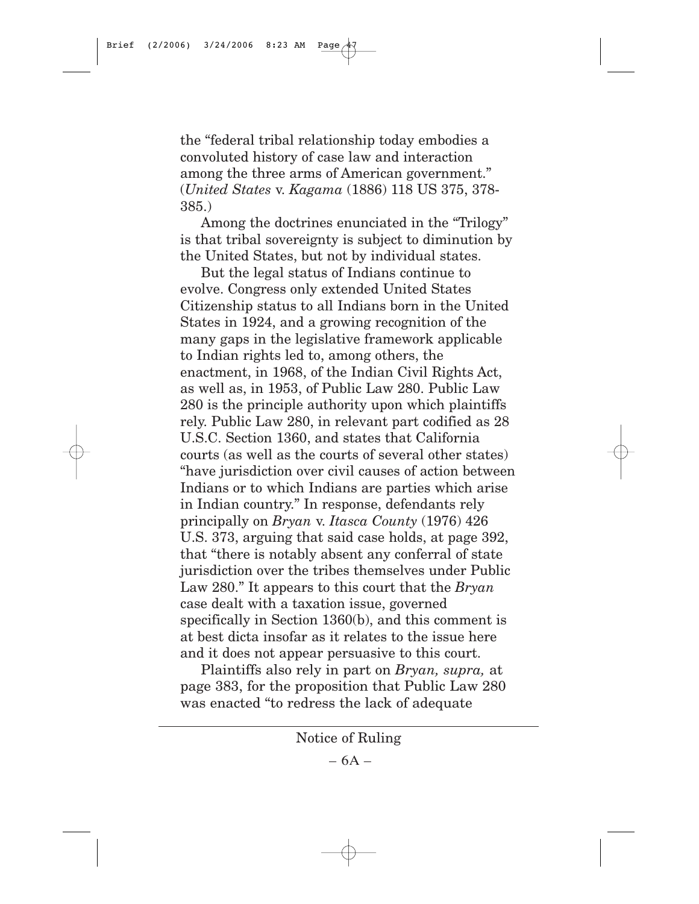the "federal tribal relationship today embodies a convoluted history of case law and interaction among the three arms of American government." (*United States* v. *Kagama* (1886) 118 US 375, 378-385.)

Among the doctrines enunciated in the "Trilogy" is that tribal sovereignty is subject to diminution by the United States, but not by individual states.

But the legal status of Indians continue to evolve. Congress only extended United States Citizenship status to all Indians born in the United States in 1924, and a growing recognition of the many gaps in the legislative framework applicable to Indian rights led to, among others, the enactment, in 1968, of the Indian Civil Rights Act, as well as, in 1953, of Public Law 280. Public Law 280 is the principle authority upon which plaintiffs rely. Public Law 280, in relevant part codified as 28 U.S.C. Section 1360, and states that California courts (as well as the courts of several other states) "have jurisdiction over civil causes of action between Indians or to which Indians are parties which arise in Indian country." In response, defendants rely principally on *Bryan* v. *Itasca County* (1976) 426 U.S. 373, arguing that said case holds, at page 392, that "there is notably absent any conferral of state jurisdiction over the tribes themselves under Public Law 280." It appears to this court that the *Bryan* case dealt with a taxation issue, governed specifically in Section 1360(b), and this comment is at best dicta insofar as it relates to the issue here and it does not appear persuasive to this court.

Plaintiffs also rely in part on *Bryan, supra,* at page 383, for the proposition that Public Law 280 was enacted "to redress the lack of adequate

Notice of Ruling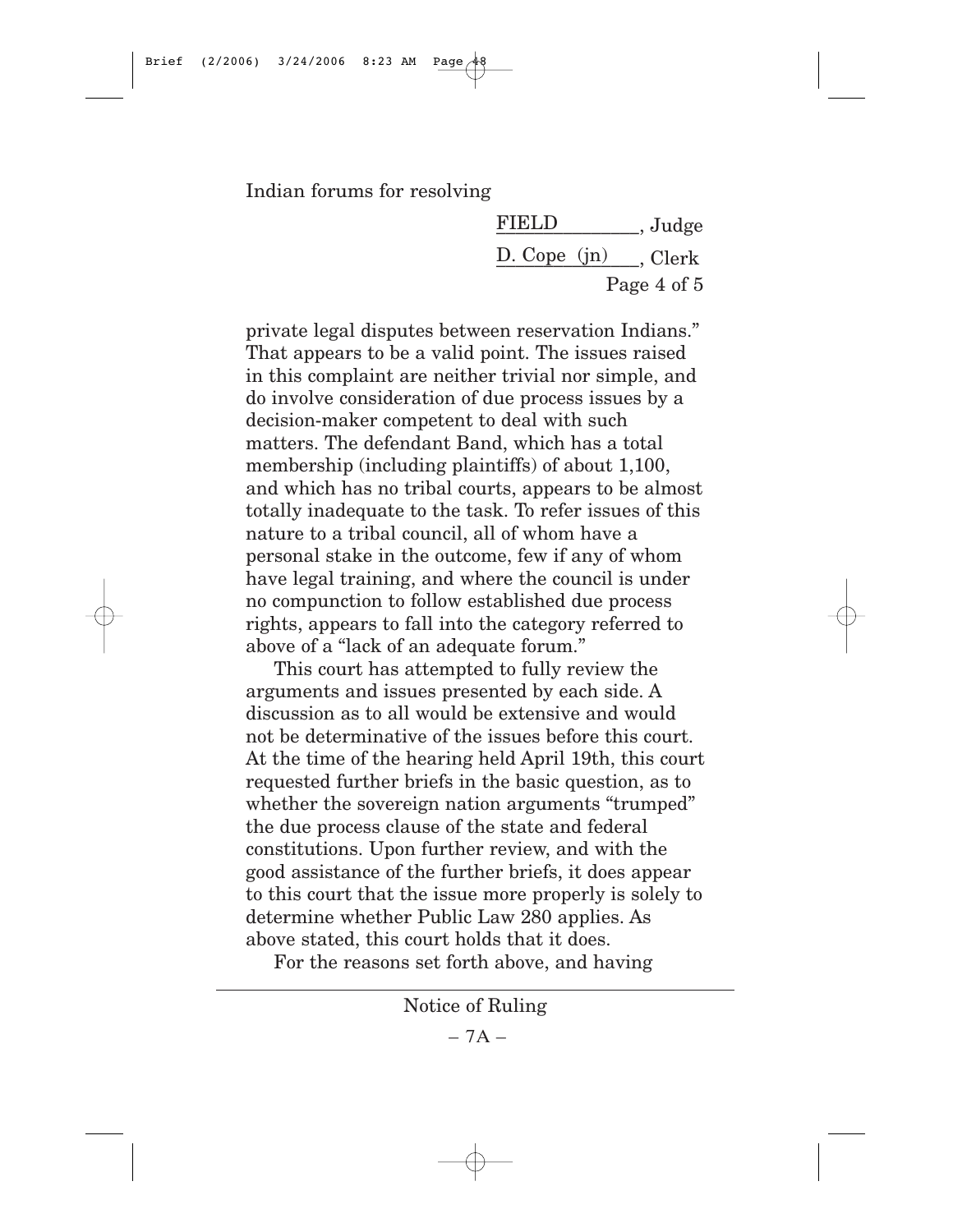Indian forums for resolving

FIELD, Judge
D. Cope (jn), Clerk
Page 4 of 5

private legal disputes between reservation Indians." That appears to be a valid point. The issues raised in this complaint are neither trivial nor simple, and do involve consideration of due process issues by a decision-maker competent to deal with such matters. The defendant Band, which has a total membership (including plaintiffs) of about 1,100, and which has no tribal courts, appears to be almost totally inadequate to the task. To refer issues of this nature to a tribal council, all of whom have a personal stake in the outcome, few if any of whom have legal training, and where the council is under no compunction to follow established due process rights, appears to fall into the category referred to above of a "lack of an adequate forum."

This court has attempted to fully review the arguments and issues presented by each side. A discussion as to all would be extensive and would not be determinative of the issues before this court. At the time of the hearing held April 19th, this court requested further briefs in the basic question, as to whether the sovereign nation arguments "trumped" the due process clause of the state and federal constitutions. Upon further review, and with the good assistance of the further briefs, it does appear to this court that the issue more properly is solely to determine whether Public Law 280 applies. As above stated, this court holds that it does.

For the reasons set forth above, and having

Notice of Ruling

– 7A –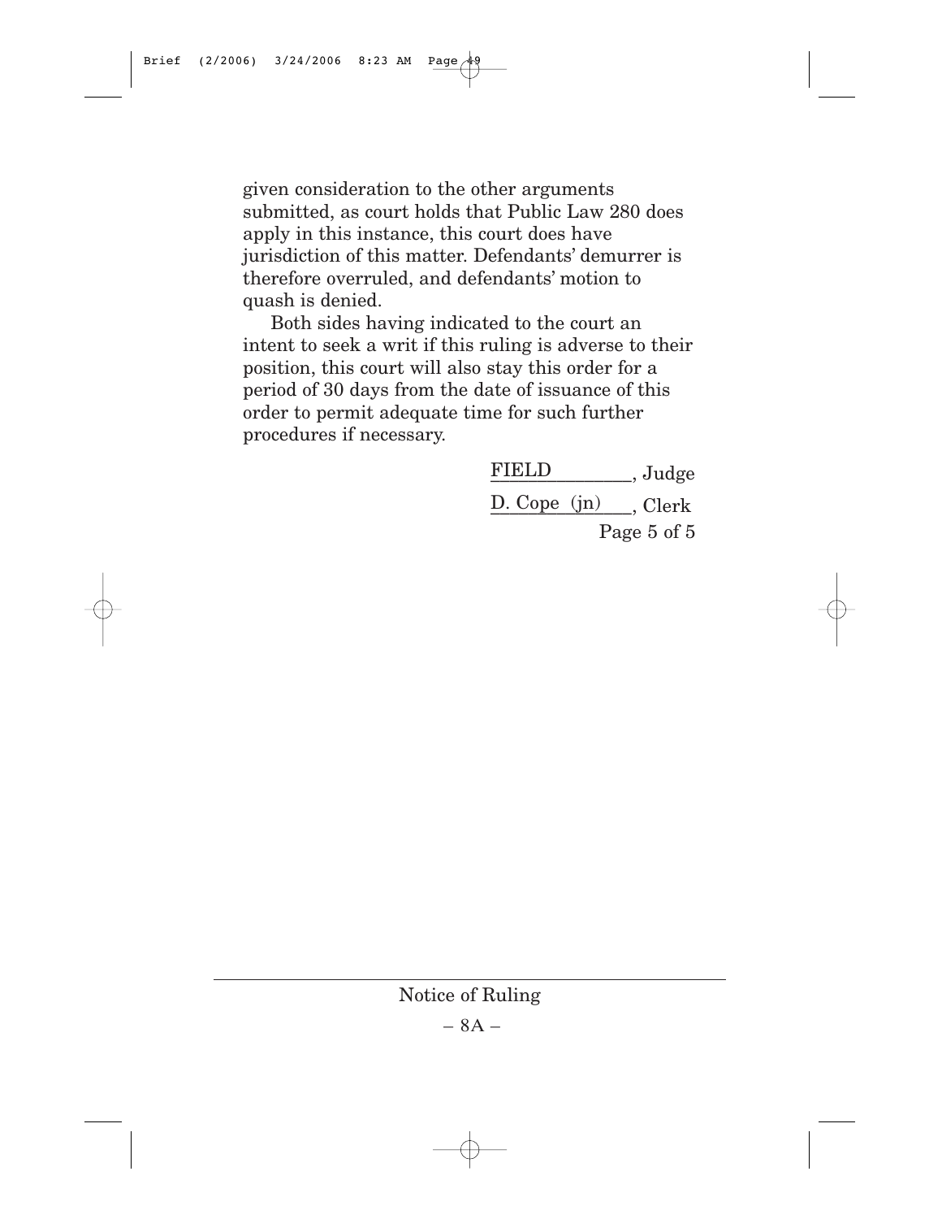given consideration to the other arguments submitted, as court holds that Public Law 280 does apply in this instance, this court does have jurisdiction of this matter. Defendants' demurrer is therefore overruled, and defendants' motion to quash is denied.

Both sides having indicated to the court an intent to seek a writ if this ruling is adverse to their position, this court will also stay this order for a period of 30 days from the date of issuance of this order to permit adequate time for such further procedures if necessary.

FIELD, Judge

D. Cope (jn), Clerk

Page 5 of 5

Notice of Ruling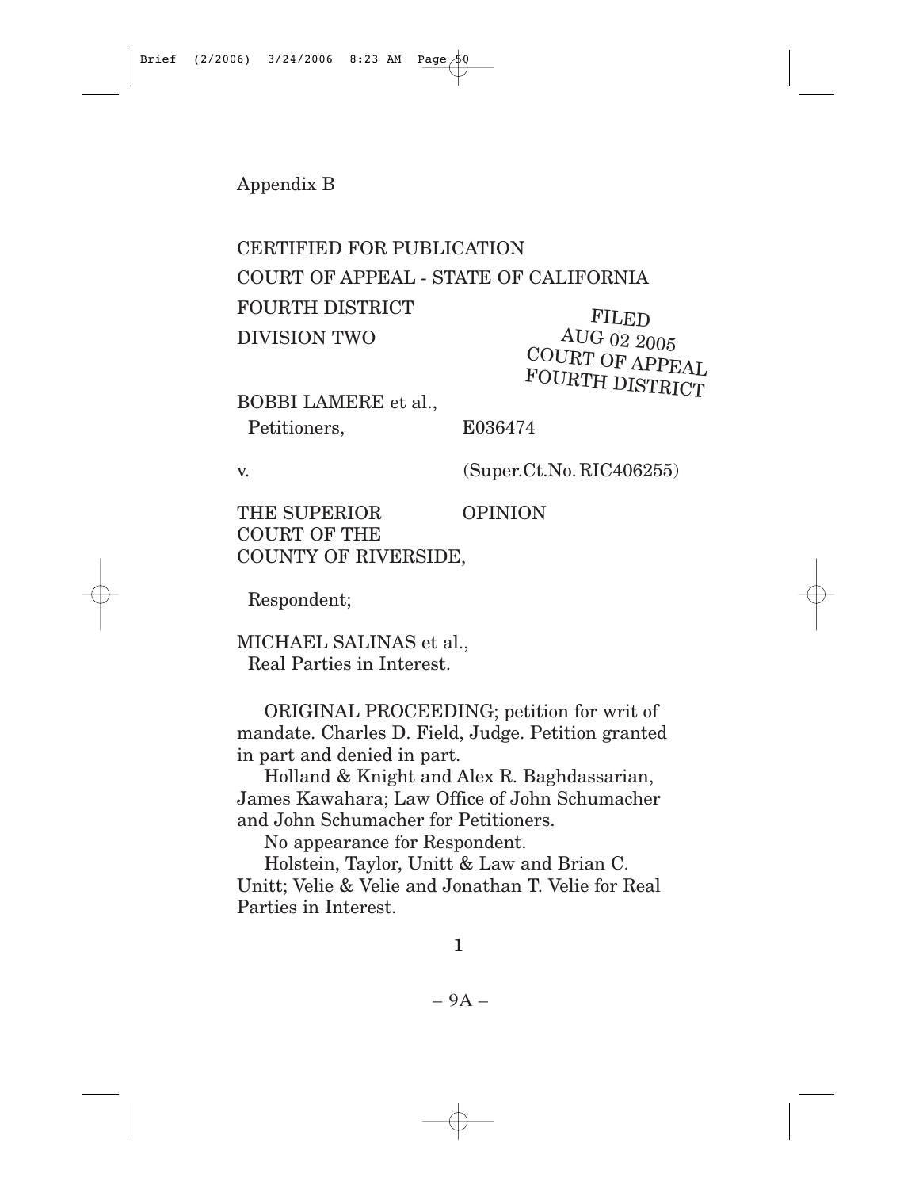Appendix B

CERTIFIED FOR PUBLICATION

COURT OF APPEAL - STATE OF CALIFORNIA

FOURTH DISTRICT

DIVISION TWO

FILED
AUG 02 2005
COURT OF APPEAL
FOURTH DISTRICT

BOBBI LAMERE et al.,
Petitioners,

E036474

v.

(Super.Ct.No. RIC406255)

THE SUPERIOR COURT OF THE COUNTY OF RIVERSIDE,

OPINION

Respondent;

MICHAEL SALINAS et al.,
Real Parties in Interest.

ORIGINAL PROCEEDING; petition for writ of mandate. Charles D. Field, Judge. Petition granted in part and denied in part.

Holland & Knight and Alex R. Baghdassarian, James Kawahara; Law Office of John Schumacher and John Schumacher for Petitioners.

No appearance for Respondent.

Holstein, Taylor, Unitt & Law and Brian C. Unitt; Velie & Velie and Jonathan T. Velie for Real Parties in Interest.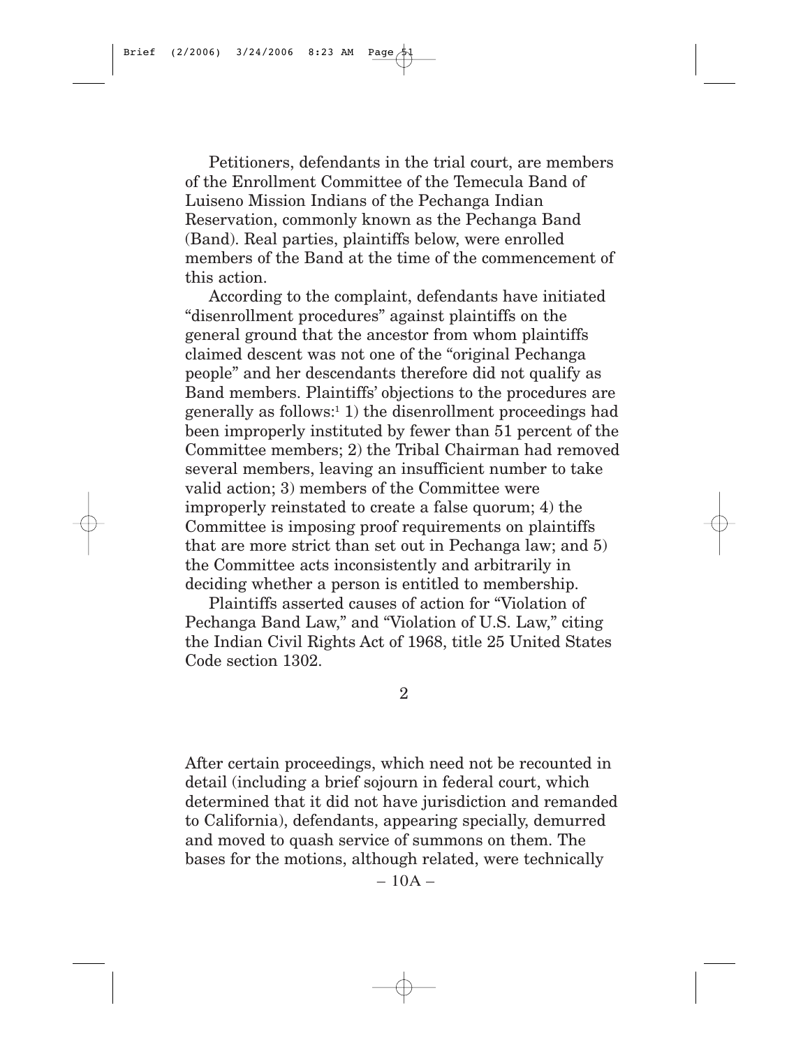Petitioners, defendants in the trial court, are members of the Enrollment Committee of the Temecula Band of Luiseno Mission Indians of the Pechanga Indian Reservation, commonly known as the Pechanga Band (Band). Real parties, plaintiffs below, were enrolled members of the Band at the time of the commencement of this action.

According to the complaint, defendants have initiated "disenrollment procedures" against plaintiffs on the general ground that the ancestor from whom plaintiffs claimed descent was not one of the "original Pechanga people" and her descendants therefore did not qualify as Band members. Plaintiffs' objections to the procedures are generally as follows:[1] 1) the disenrollment proceedings had been improperly instituted by fewer than 51 percent of the Committee members; 2) the Tribal Chairman had removed several members, leaving an insufficient number to take valid action; 3) members of the Committee were improperly reinstated to create a false quorum; 4) the Committee is imposing proof requirements on plaintiffs that are more strict than set out in Pechanga law; and 5) the Committee acts inconsistently and arbitrarily in deciding whether a person is entitled to membership.

Plaintiffs asserted causes of action for "Violation of Pechanga Band Law," and "Violation of U.S. Law," citing the Indian Civil Rights Act of 1968, title 25 United States Code section 1302.

2

After certain proceedings, which need not be recounted in detail (including a brief sojourn in federal court, which determined that it did not have jurisdiction and remanded to California), defendants, appearing specially, demurred and moved to quash service of summons on them. The bases for the motions, although related, were technically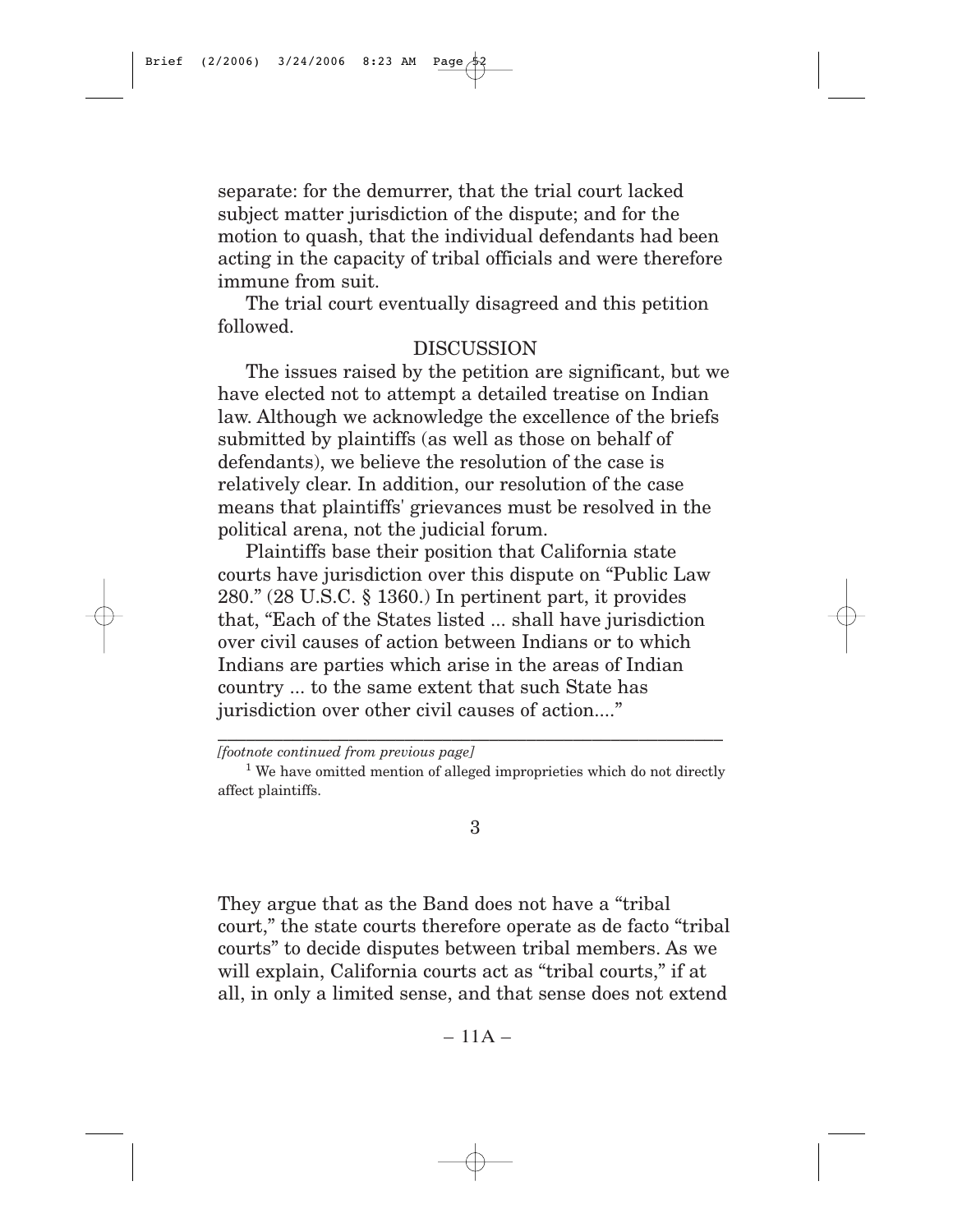separate: for the demurrer, that the trial court lacked subject matter jurisdiction of the dispute; and for the motion to quash, that the individual defendants had been acting in the capacity of tribal officials and were therefore immune from suit.

The trial court eventually disagreed and this petition followed.

DISCUSSION

The issues raised by the petition are significant, but we have elected not to attempt a detailed treatise on Indian law. Although we acknowledge the excellence of the briefs submitted by plaintiffs (as well as those on behalf of defendants), we believe the resolution of the case is relatively clear. In addition, our resolution of the case means that plaintiffs' grievances must be resolved in the political arena, not the judicial forum.

Plaintiffs base their position that California state courts have jurisdiction over this dispute on "Public Law 280." (28 U.S.C. § 1360.) In pertinent part, it provides that, "Each of the States listed ... shall have jurisdiction over civil causes of action between Indians or to which Indians are parties which arise in the areas of Indian country ... to the same extent that such State has jurisdiction over other civil causes of action...."

---

*[footnote continued from previous page]*

[1] We have omitted mention of alleged improprieties which do not directly affect plaintiffs.

3

They argue that as the Band does not have a "tribal court," the state courts therefore operate as de facto "tribal courts" to decide disputes between tribal members. As we will explain, California courts act as "tribal courts," if at all, in only a limited sense, and that sense does not extend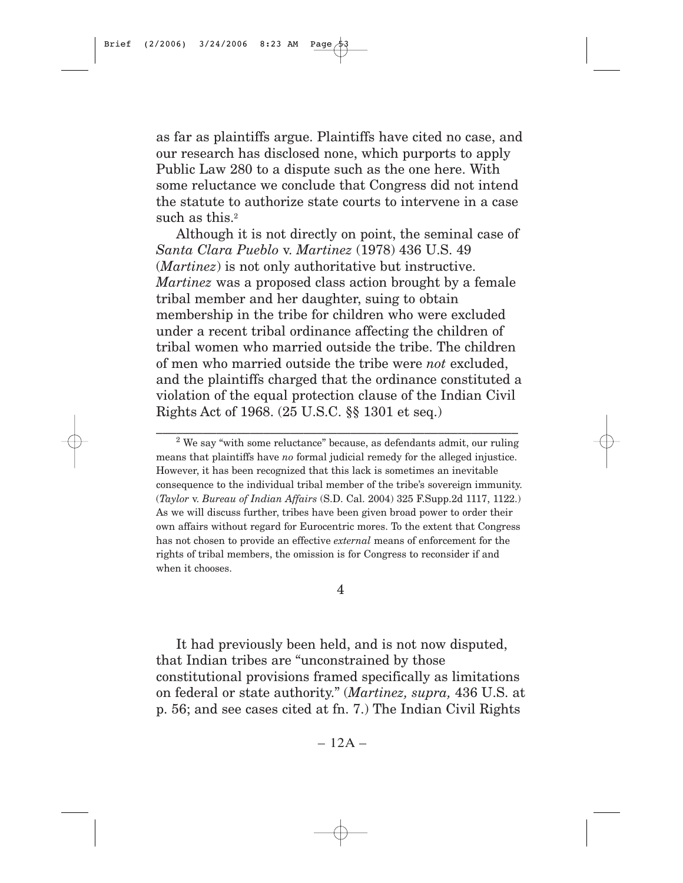as far as plaintiffs argue. Plaintiffs have cited no case, and our research has disclosed none, which purports to apply Public Law 280 to a dispute such as the one here. With some reluctance we conclude that Congress did not intend the statute to authorize state courts to intervene in a case such as this.[2]

Although it is not directly on point, the seminal case of *Santa Clara Pueblo* v. *Martinez* (1978) 436 U.S. 49 (*Martinez*) is not only authoritative but instructive. *Martinez* was a proposed class action brought by a female tribal member and her daughter, suing to obtain membership in the tribe for children who were excluded under a recent tribal ordinance affecting the children of tribal women who married outside the tribe. The children of men who married outside the tribe were *not* excluded, and the plaintiffs charged that the ordinance constituted a violation of the equal protection clause of the Indian Civil Rights Act of 1968. (25 U.S.C. §§ 1301 et seq.)

---

[2] We say "with some reluctance" because, as defendants admit, our ruling means that plaintiffs have *no* formal judicial remedy for the alleged injustice. However, it has been recognized that this lack is sometimes an inevitable consequence to the individual tribal member of the tribe's sovereign immunity. (*Taylor* v. *Bureau of Indian Affairs* (S.D. Cal. 2004) 325 F.Supp.2d 1117, 1122.) As we will discuss further, tribes have been given broad power to order their own affairs without regard for Eurocentric mores. To the extent that Congress has not chosen to provide an effective *external* means of enforcement for the rights of tribal members, the omission is for Congress to reconsider if and when it chooses.

4

It had previously been held, and is not now disputed, that Indian tribes are "unconstrained by those constitutional provisions framed specifically as limitations on federal or state authority." (*Martinez, supra,* 436 U.S. at p. 56; and see cases cited at fn. 7.) The Indian Civil Rights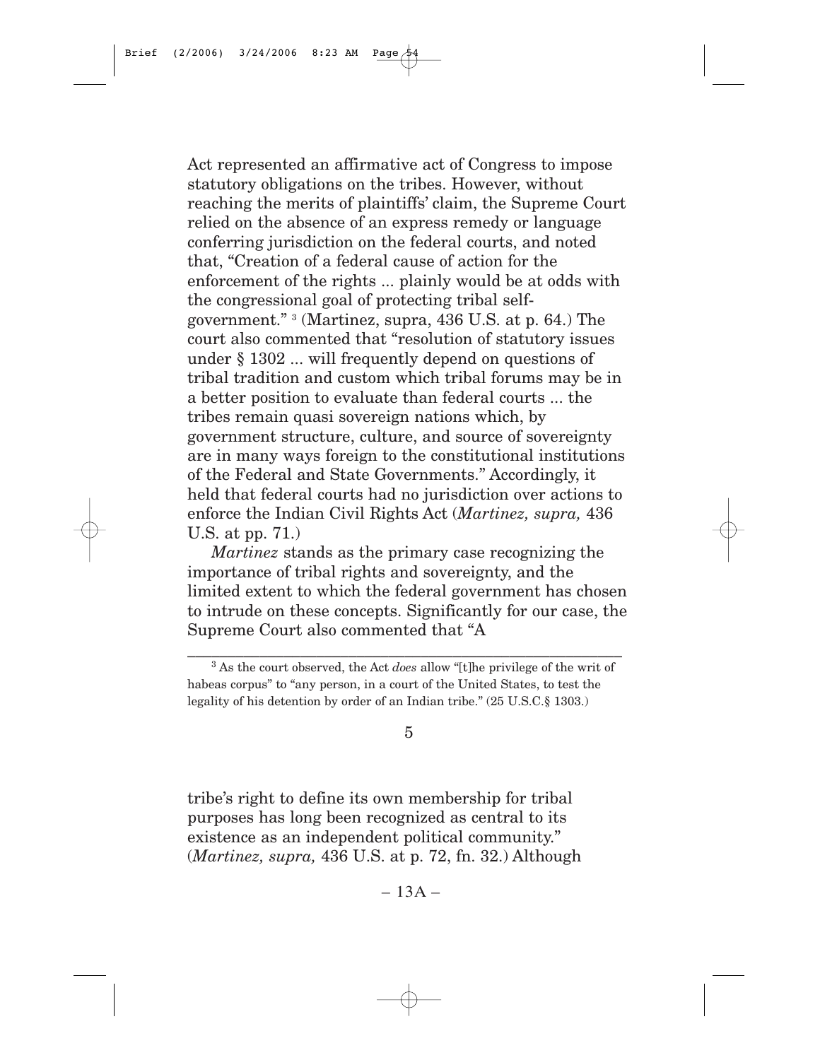Act represented an affirmative act of Congress to impose statutory obligations on the tribes. However, without reaching the merits of plaintiffs' claim, the Supreme Court relied on the absence of an express remedy or language conferring jurisdiction on the federal courts, and noted that, "Creation of a federal cause of action for the enforcement of the rights ... plainly would be at odds with the congressional goal of protecting tribal self-government." [3] (Martinez, supra, 436 U.S. at p. 64.) The court also commented that "resolution of statutory issues under § 1302 ... will frequently depend on questions of tribal tradition and custom which tribal forums may be in a better position to evaluate than federal courts ... the tribes remain quasi sovereign nations which, by government structure, culture, and source of sovereignty are in many ways foreign to the constitutional institutions of the Federal and State Governments." Accordingly, it held that federal courts had no jurisdiction over actions to enforce the Indian Civil Rights Act (*Martinez, supra,* 436 U.S. at pp. 71.)

*Martinez* stands as the primary case recognizing the importance of tribal rights and sovereignty, and the limited extent to which the federal government has chosen to intrude on these concepts. Significantly for our case, the Supreme Court also commented that "A

---

[3] As the court observed, the Act *does* allow "[t]he privilege of the writ of habeas corpus" to "any person, in a court of the United States, to test the legality of his detention by order of an Indian tribe." (25 U.S.C.§ 1303.)

tribe's right to define its own membership for tribal purposes has long been recognized as central to its existence as an independent political community." (*Martinez, supra,* 436 U.S. at p. 72, fn. 32.) Although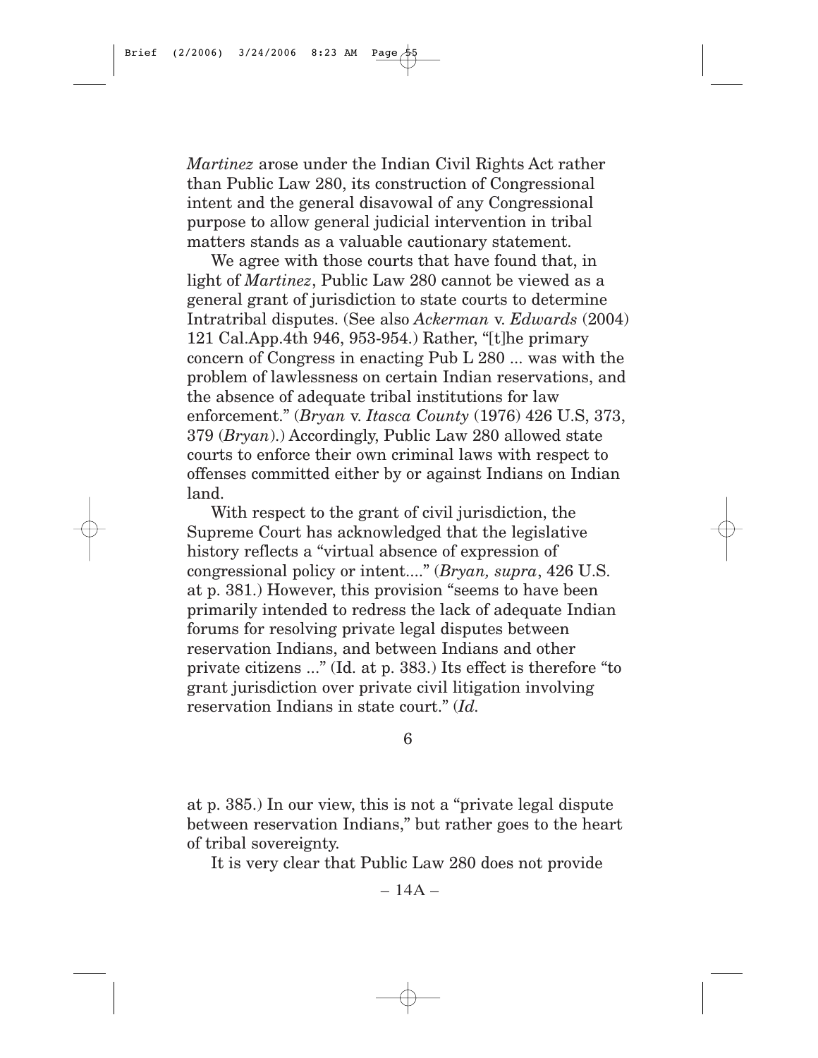*Martinez* arose under the Indian Civil Rights Act rather than Public Law 280, its construction of Congressional intent and the general disavowal of any Congressional purpose to allow general judicial intervention in tribal matters stands as a valuable cautionary statement.

We agree with those courts that have found that, in light of *Martinez*, Public Law 280 cannot be viewed as a general grant of jurisdiction to state courts to determine Intratribal disputes. (See also *Ackerman* v. *Edwards* (2004) 121 Cal.App.4th 946, 953-954.) Rather, "[t]he primary concern of Congress in enacting Pub L 280 ... was with the problem of lawlessness on certain Indian reservations, and the absence of adequate tribal institutions for law enforcement." (*Bryan* v. *Itasca County* (1976) 426 U.S, 373, 379 (*Bryan*).) Accordingly, Public Law 280 allowed state courts to enforce their own criminal laws with respect to offenses committed either by or against Indians on Indian land.

With respect to the grant of civil jurisdiction, the Supreme Court has acknowledged that the legislative history reflects a "virtual absence of expression of congressional policy or intent...." (*Bryan, supra*, 426 U.S. at p. 381.) However, this provision "seems to have been primarily intended to redress the lack of adequate Indian forums for resolving private legal disputes between reservation Indians, and between Indians and other private citizens ..." (Id. at p. 383.) Its effect is therefore "to grant jurisdiction over private civil litigation involving reservation Indians in state court." (*Id.*

at p. 385.) In our view, this is not a "private legal dispute between reservation Indians," but rather goes to the heart of tribal sovereignty.

It is very clear that Public Law 280 does not provide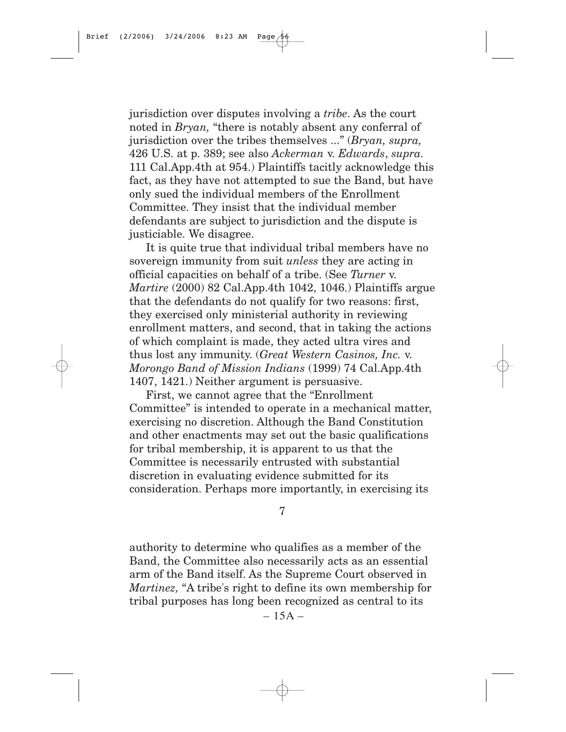jurisdiction over disputes involving a *tribe*. As the court noted in *Bryan,* "there is notably absent any conferral of jurisdiction over the tribes themselves ..." (*Bryan, supra,* 426 U.S. at p. 389; see also *Ackerman* v. *Edwards*, *supra.* 111 Cal.App.4th at 954.) Plaintiffs tacitly acknowledge this fact, as they have not attempted to sue the Band, but have only sued the individual members of the Enrollment Committee. They insist that the individual member defendants are subject to jurisdiction and the dispute is justiciable. We disagree.

It is quite true that individual tribal members have no sovereign immunity from suit *unless* they are acting in official capacities on behalf of a tribe. (See *Turner* v. *Martire* (2000) 82 Cal.App.4th 1042, 1046.) Plaintiffs argue that the defendants do not qualify for two reasons: first, they exercised only ministerial authority in reviewing enrollment matters, and second, that in taking the actions of which complaint is made, they acted ultra vires and thus lost any immunity. (*Great Western Casinos, Inc.* v. *Morongo Band of Mission Indians* (1999) 74 Cal.App.4th 1407, 1421.) Neither argument is persuasive.

First, we cannot agree that the "Enrollment Committee" is intended to operate in a mechanical matter, exercising no discretion. Although the Band Constitution and other enactments may set out the basic qualifications for tribal membership, it is apparent to us that the Committee is necessarily entrusted with substantial discretion in evaluating evidence submitted for its consideration. Perhaps more importantly, in exercising its

authority to determine who qualifies as a member of the Band, the Committee also necessarily acts as an essential arm of the Band itself. As the Supreme Court observed in *Martinez,* "A tribe's right to define its own membership for tribal purposes has long been recognized as central to its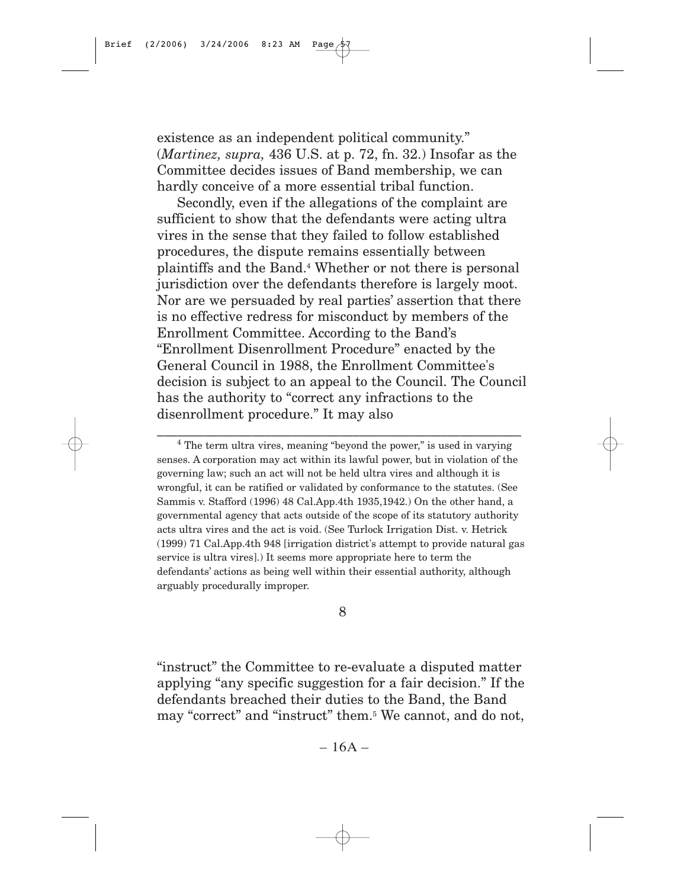existence as an independent political community." (*Martinez, supra,* 436 U.S. at p. 72, fn. 32.) Insofar as the Committee decides issues of Band membership, we can hardly conceive of a more essential tribal function.

Secondly, even if the allegations of the complaint are sufficient to show that the defendants were acting ultra vires in the sense that they failed to follow established procedures, the dispute remains essentially between plaintiffs and the Band.[4] Whether or not there is personal jurisdiction over the defendants therefore is largely moot. Nor are we persuaded by real parties' assertion that there is no effective redress for misconduct by members of the Enrollment Committee. According to the Band's "Enrollment Disenrollment Procedure" enacted by the General Council in 1988, the Enrollment Committee's decision is subject to an appeal to the Council. The Council has the authority to "correct any infractions to the disenrollment procedure." It may also

[4] The term ultra vires, meaning "beyond the power," is used in varying senses. A corporation may act within its lawful power, but in violation of the governing law; such an act will not be held ultra vires and although it is wrongful, it can be ratified or validated by conformance to the statutes. (See Sammis v. Stafford (1996) 48 Cal.App.4th 1935,1942.) On the other hand, a governmental agency that acts outside of the scope of its statutory authority acts ultra vires and the act is void. (See Turlock Irrigation Dist. v. Hetrick (1999) 71 Cal.App.4th 948 [irrigation district's attempt to provide natural gas service is ultra vires].) It seems more appropriate here to term the defendants' actions as being well within their essential authority, although arguably procedurally improper.

8

"instruct" the Committee to re-evaluate a disputed matter applying "any specific suggestion for a fair decision." If the defendants breached their duties to the Band, the Band may "correct" and "instruct" them.[5] We cannot, and do not,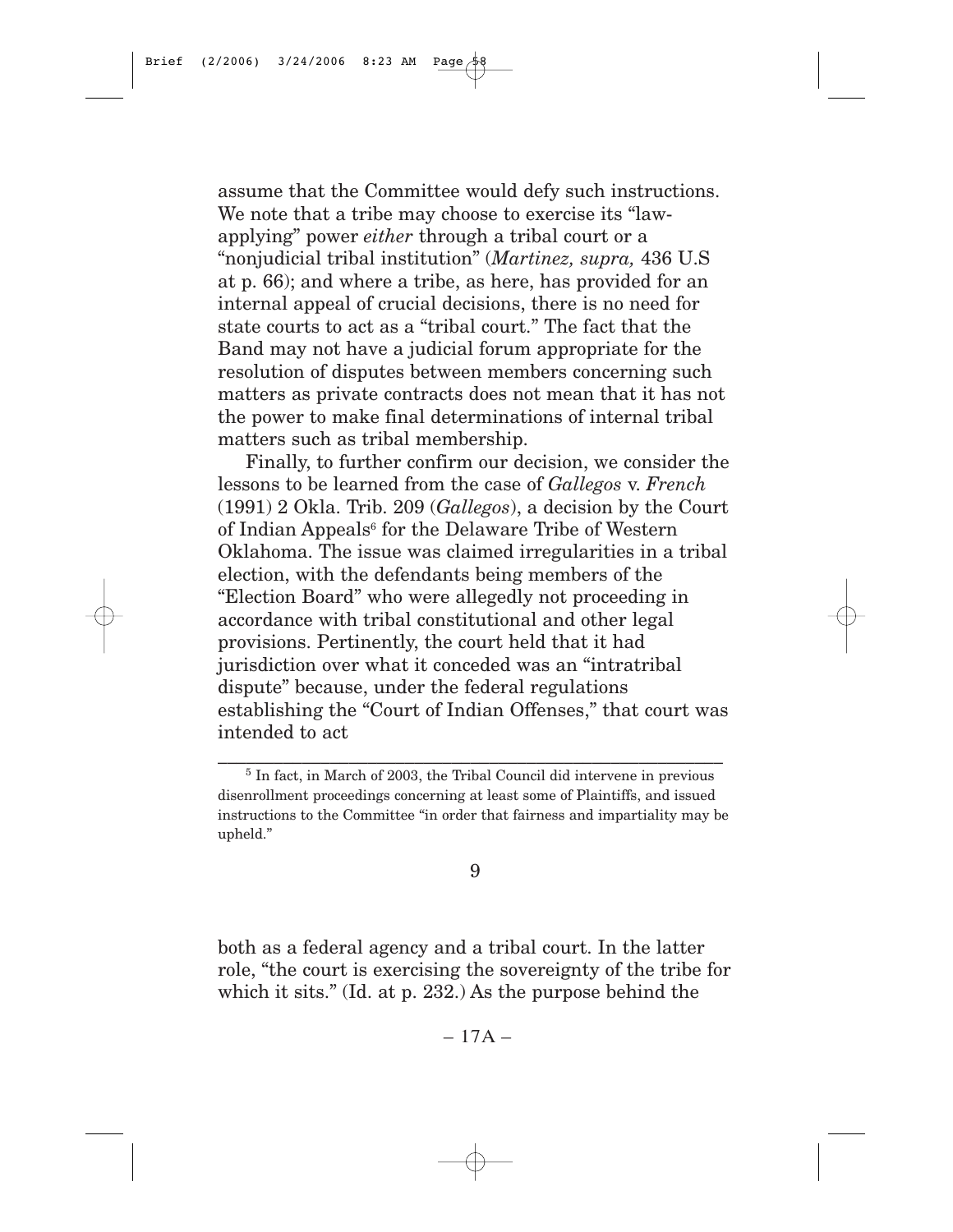assume that the Committee would defy such instructions. We note that a tribe may choose to exercise its "law-applying" power *either* through a tribal court or a "nonjudicial tribal institution" (*Martinez, supra,* 436 U.S at p. 66); and where a tribe, as here, has provided for an internal appeal of crucial decisions, there is no need for state courts to act as a "tribal court." The fact that the Band may not have a judicial forum appropriate for the resolution of disputes between members concerning such matters as private contracts does not mean that it has not the power to make final determinations of internal tribal matters such as tribal membership.

Finally, to further confirm our decision, we consider the lessons to be learned from the case of *Gallegos* v. *French* (1991) 2 Okla. Trib. 209 (*Gallegos*), a decision by the Court of Indian Appeals[6] for the Delaware Tribe of Western Oklahoma. The issue was claimed irregularities in a tribal election, with the defendants being members of the "Election Board" who were allegedly not proceeding in accordance with tribal constitutional and other legal provisions. Pertinently, the court held that it had jurisdiction over what it conceded was an "intratribal dispute" because, under the federal regulations establishing the "Court of Indian Offenses," that court was intended to act

---

[5] In fact, in March of 2003, the Tribal Council did intervene in previous disenrollment proceedings concerning at least some of Plaintiffs, and issued instructions to the Committee "in order that fairness and impartiality may be upheld."

9

both as a federal agency and a tribal court. In the latter role, "the court is exercising the sovereignty of the tribe for which it sits." (Id. at p. 232.) As the purpose behind the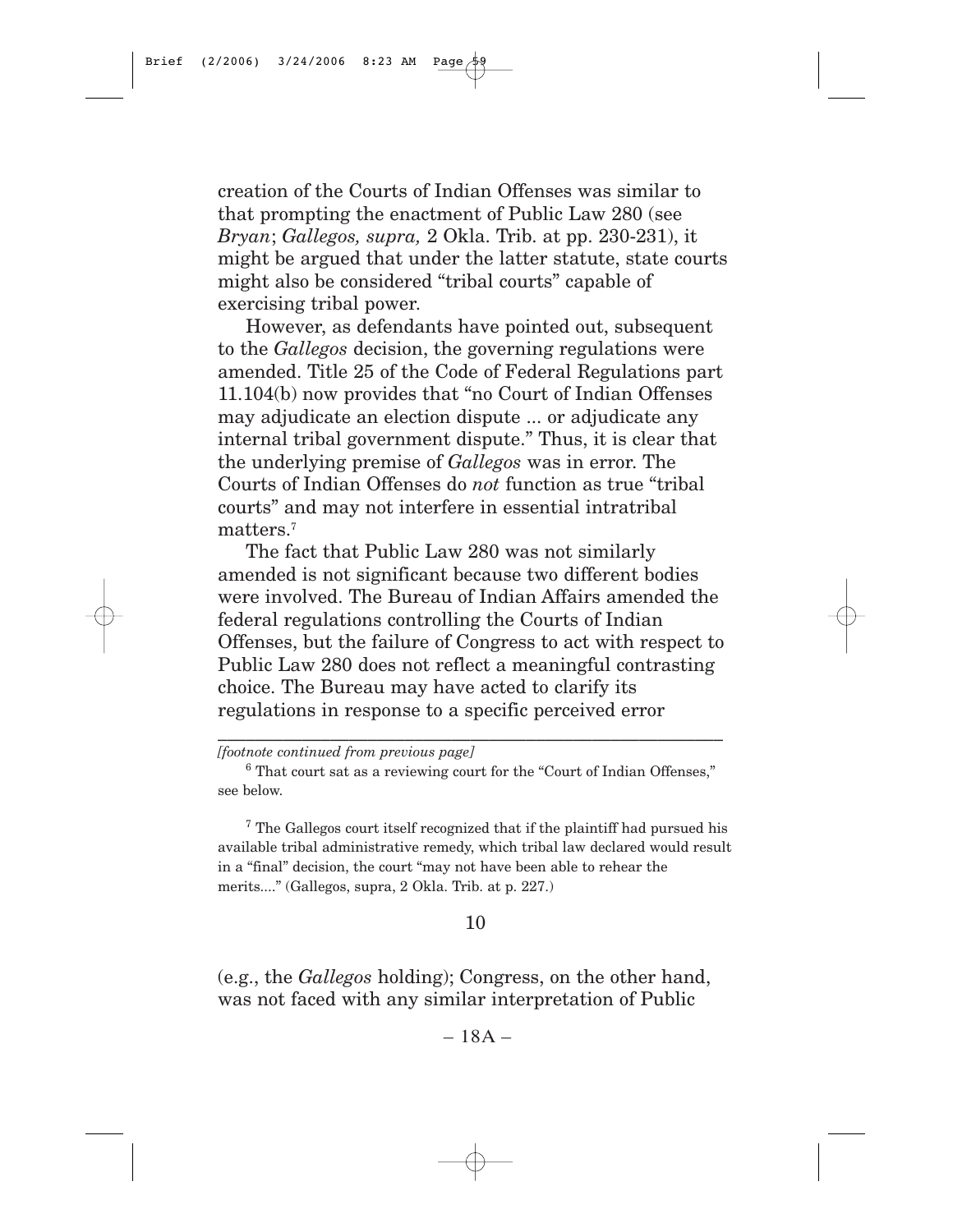creation of the Courts of Indian Offenses was similar to that prompting the enactment of Public Law 280 (see *Bryan*; *Gallegos, supra,* 2 Okla. Trib. at pp. 230-231), it might be argued that under the latter statute, state courts might also be considered "tribal courts" capable of exercising tribal power.

However, as defendants have pointed out, subsequent to the *Gallegos* decision, the governing regulations were amended. Title 25 of the Code of Federal Regulations part 11.104(b) now provides that "no Court of Indian Offenses may adjudicate an election dispute ... or adjudicate any internal tribal government dispute." Thus, it is clear that the underlying premise of *Gallegos* was in error. The Courts of Indian Offenses do *not* function as true "tribal courts" and may not interfere in essential intratribal matters.[7]

The fact that Public Law 280 was not similarly amended is not significant because two different bodies were involved. The Bureau of Indian Affairs amended the federal regulations controlling the Courts of Indian Offenses, but the failure of Congress to act with respect to Public Law 280 does not reflect a meaningful contrasting choice. The Bureau may have acted to clarify its regulations in response to a specific perceived error

---

*[footnote continued from previous page]*

[6] That court sat as a reviewing court for the "Court of Indian Offenses," see below.

[7] The Gallegos court itself recognized that if the plaintiff had pursued his available tribal administrative remedy, which tribal law declared would result in a "final" decision, the court "may not have been able to rehear the merits...." (Gallegos, supra, 2 Okla. Trib. at p. 227.)

10

(e.g., the *Gallegos* holding); Congress, on the other hand, was not faced with any similar interpretation of Public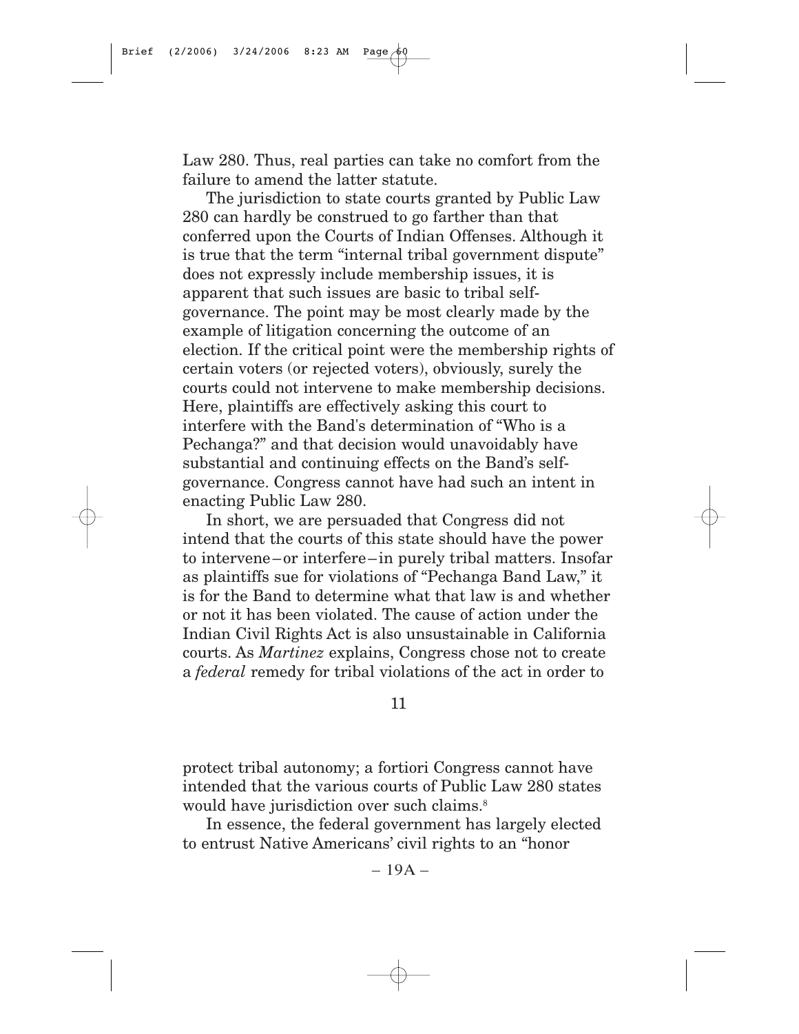Law 280. Thus, real parties can take no comfort from the failure to amend the latter statute.

The jurisdiction to state courts granted by Public Law 280 can hardly be construed to go farther than that conferred upon the Courts of Indian Offenses. Although it is true that the term "internal tribal government dispute" does not expressly include membership issues, it is apparent that such issues are basic to tribal self-governance. The point may be most clearly made by the example of litigation concerning the outcome of an election. If the critical point were the membership rights of certain voters (or rejected voters), obviously, surely the courts could not intervene to make membership decisions. Here, plaintiffs are effectively asking this court to interfere with the Band's determination of "Who is a Pechanga?" and that decision would unavoidably have substantial and continuing effects on the Band's self-governance. Congress cannot have had such an intent in enacting Public Law 280.

In short, we are persuaded that Congress did not intend that the courts of this state should have the power to intervene – or interfere – in purely tribal matters. Insofar as plaintiffs sue for violations of "Pechanga Band Law," it is for the Band to determine what that law is and whether or not it has been violated. The cause of action under the Indian Civil Rights Act is also unsustainable in California courts. As *Martinez* explains, Congress chose not to create a *federal* remedy for tribal violations of the act in order to

11

protect tribal autonomy; a fortiori Congress cannot have intended that the various courts of Public Law 280 states would have jurisdiction over such claims.[8]

In essence, the federal government has largely elected to entrust Native Americans' civil rights to an "honor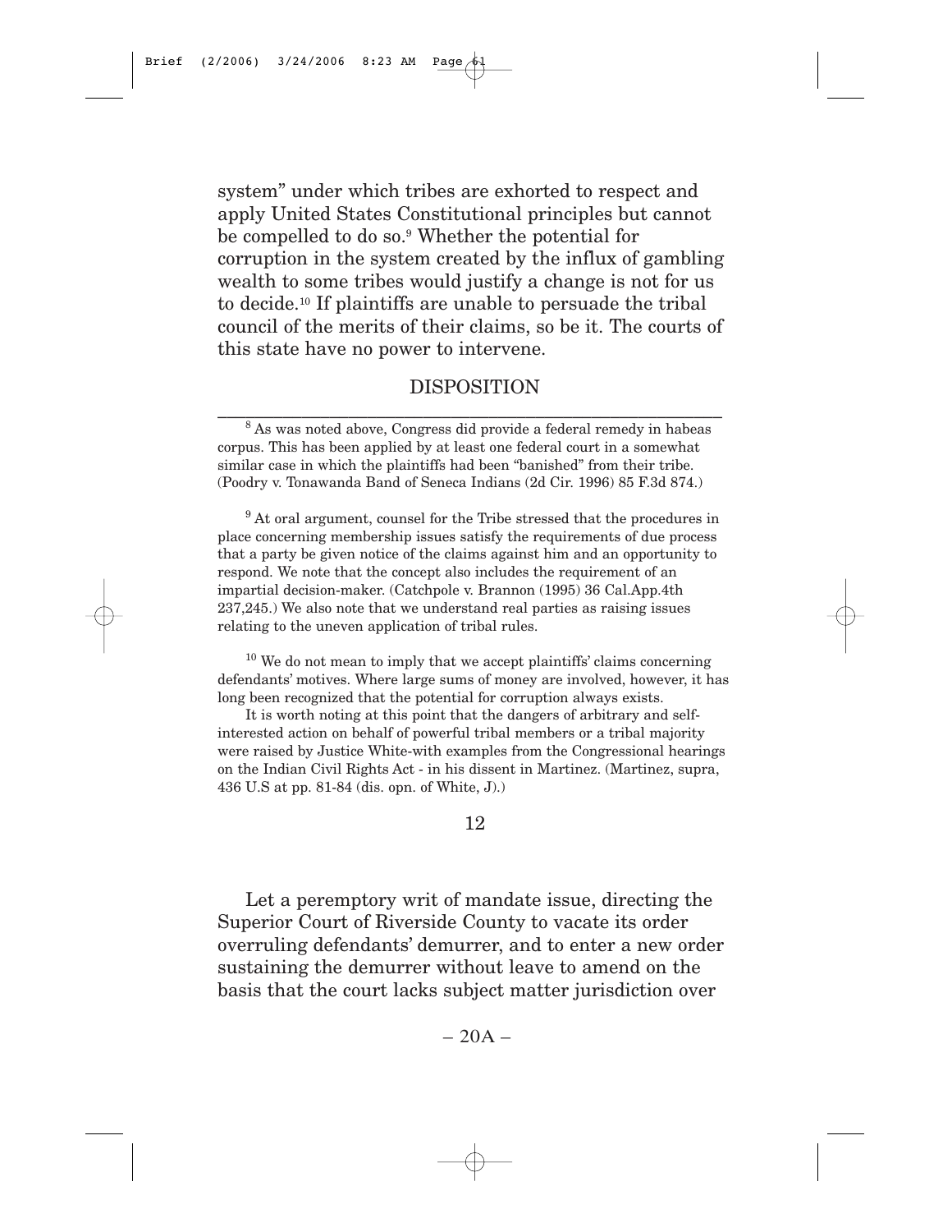system" under which tribes are exhorted to respect and apply United States Constitutional principles but cannot be compelled to do so.[9] Whether the potential for corruption in the system created by the influx of gambling wealth to some tribes would justify a change is not for us to decide.[10] If plaintiffs are unable to persuade the tribal council of the merits of their claims, so be it. The courts of this state have no power to intervene.

## DISPOSITION

[8] As was noted above, Congress did provide a federal remedy in habeas corpus. This has been applied by at least one federal court in a somewhat similar case in which the plaintiffs had been "banished" from their tribe. (Poodry v. Tonawanda Band of Seneca Indians (2d Cir. 1996) 85 F.3d 874.)

[9] At oral argument, counsel for the Tribe stressed that the procedures in place concerning membership issues satisfy the requirements of due process that a party be given notice of the claims against him and an opportunity to respond. We note that the concept also includes the requirement of an impartial decision-maker. (Catchpole v. Brannon (1995) 36 Cal.App.4th 237,245.) We also note that we understand real parties as raising issues relating to the uneven application of tribal rules.

[10] We do not mean to imply that we accept plaintiffs' claims concerning defendants' motives. Where large sums of money are involved, however, it has long been recognized that the potential for corruption always exists.

It is worth noting at this point that the dangers of arbitrary and self-interested action on behalf of powerful tribal members or a tribal majority were raised by Justice White-with examples from the Congressional hearings on the Indian Civil Rights Act - in his dissent in Martinez. (Martinez, supra, 436 U.S at pp. 81-84 (dis. opn. of White, J).)

12

Let a peremptory writ of mandate issue, directing the Superior Court of Riverside County to vacate its order overruling defendants' demurrer, and to enter a new order sustaining the demurrer without leave to amend on the basis that the court lacks subject matter jurisdiction over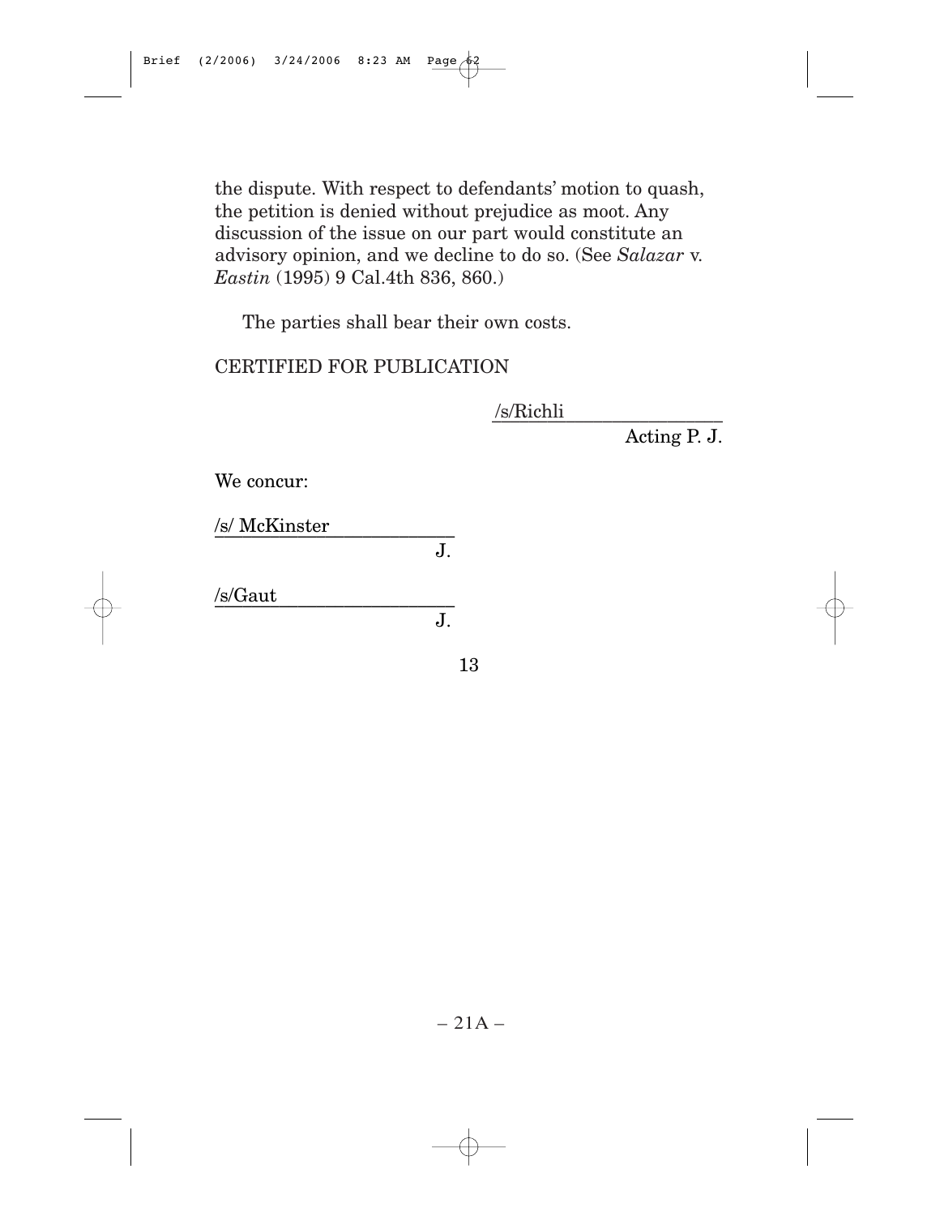the dispute. With respect to defendants' motion to quash, the petition is denied without prejudice as moot. Any discussion of the issue on our part would constitute an advisory opinion, and we decline to do so. (See *Salazar* v. *Eastin* (1995) 9 Cal.4th 836, 860.)

The parties shall bear their own costs.

CERTIFIED FOR PUBLICATION

/s/Richli
Acting P. J.

We concur:

/s/ McKinster
J.

/s/Gaut
J.

13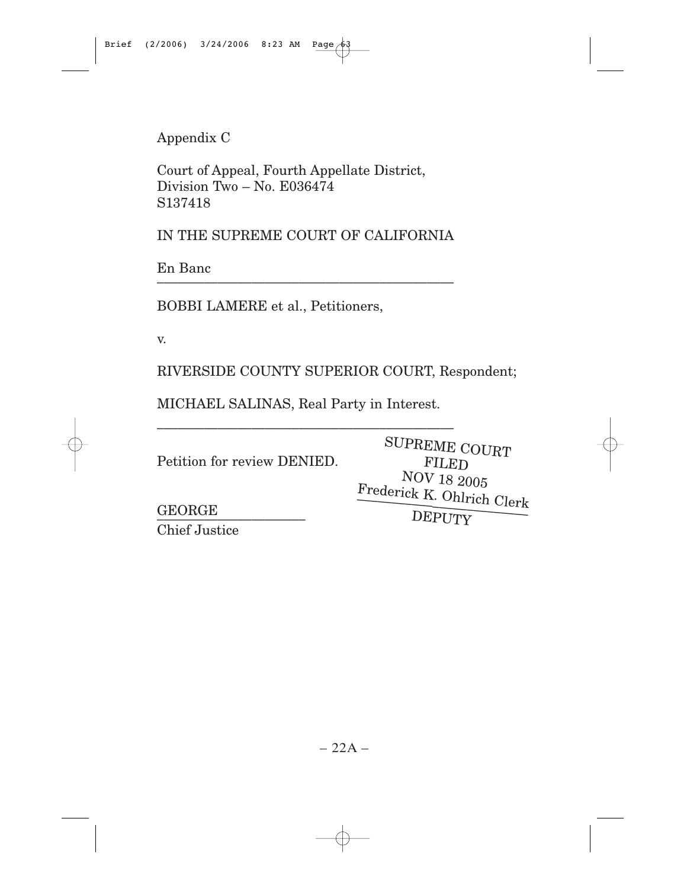Appendix C

Court of Appeal, Fourth Appellate District,
Division Two – No. E036474
S137418

IN THE SUPREME COURT OF CALIFORNIA

En Banc

---

BOBBI LAMERE et al., Petitioners,

v.

RIVERSIDE COUNTY SUPERIOR COURT, Respondent;

MICHAEL SALINAS, Real Party in Interest.

---

Petition for review DENIED.

SUPREME COURT
FILED
NOV 18 2005
Frederick K. Ohlrich Clerk
DEPUTY

GEORGE
Chief Justice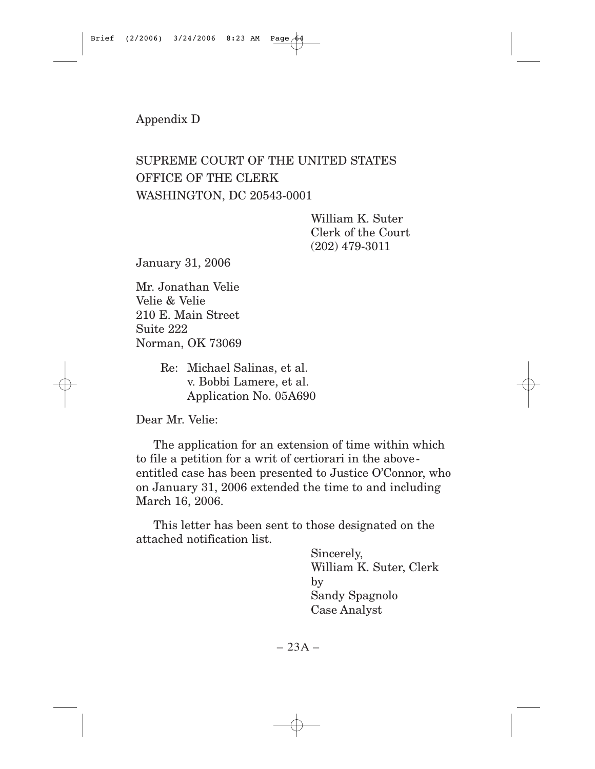Appendix D

SUPREME COURT OF THE UNITED STATES
OFFICE OF THE CLERK
WASHINGTON, DC 20543-0001

William K. Suter
Clerk of the Court
(202) 479-3011

January 31, 2006

Mr. Jonathan Velie
Velie & Velie
210 E. Main Street
Suite 222
Norman, OK 73069

Re: Michael Salinas, et al.
v. Bobbi Lamere, et al.
Application No. 05A690

Dear Mr. Velie:

The application for an extension of time within which to file a petition for a writ of certiorari in the above-entitled case has been presented to Justice O'Connor, who on January 31, 2006 extended the time to and including March 16, 2006.

This letter has been sent to those designated on the attached notification list.

Sincerely,
William K. Suter, Clerk
by
Sandy Spagnolo
Case Analyst

– 23A –